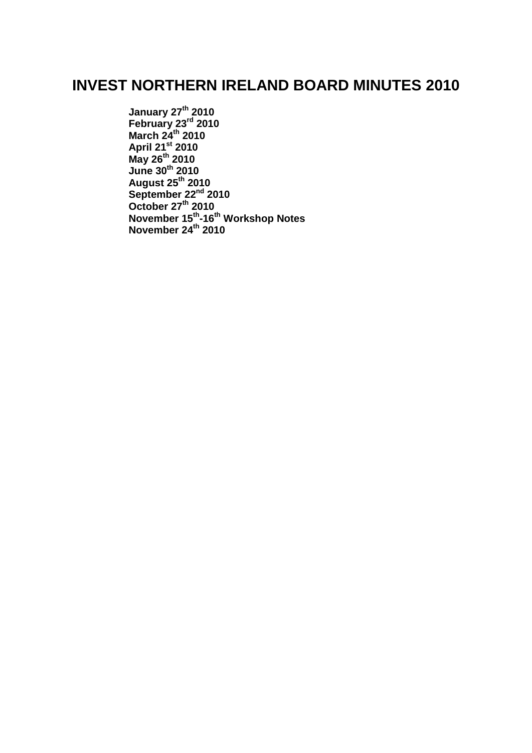# INVEST NORTHERN IRELAND BOARD MINUTES 2010

**January 27th 2010**
**February 23rd 2010**
**March 24th 2010**
**April 21st 2010**
**May 26th 2010**
**June 30th 2010**
**August 25th 2010**
**September 22nd 2010**
**October 27th 2010**
**November 15th-16th Workshop Notes**
**November 24th 2010**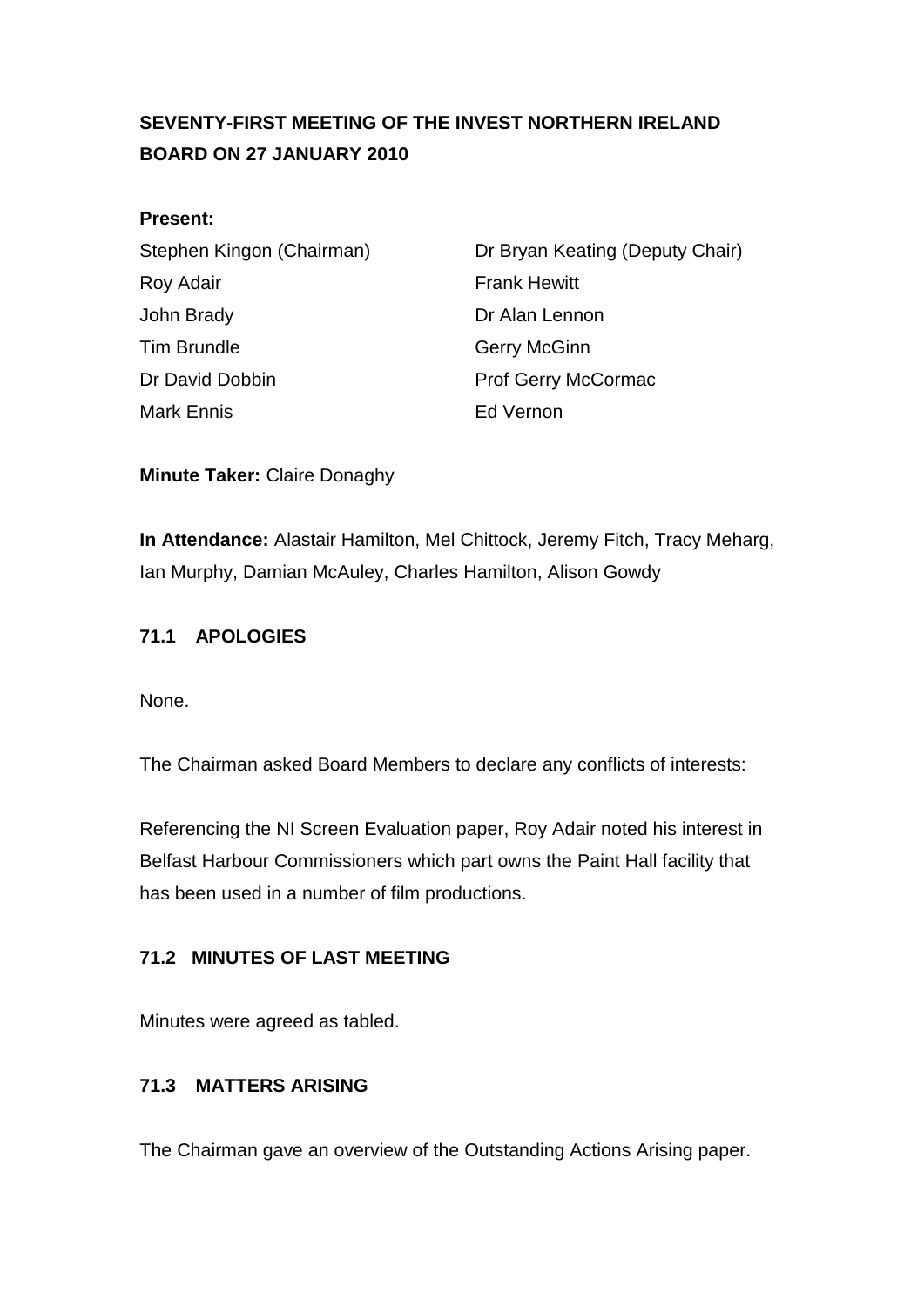**SEVENTY-FIRST MEETING OF THE INVEST NORTHERN IRELAND BOARD ON 27 JANUARY 2010**

**Present:**

| | |
|---|---|
| Stephen Kingon (Chairman) | Dr Bryan Keating (Deputy Chair) |
| Roy Adair | Frank Hewitt |
| John Brady | Dr Alan Lennon |
| Tim Brundle | Gerry McGinn |
| Dr David Dobbin | Prof Gerry McCormac |
| Mark Ennis | Ed Vernon |

**Minute Taker:** Claire Donaghy

**In Attendance:** Alastair Hamilton, Mel Chittock, Jeremy Fitch, Tracy Meharg, Ian Murphy, Damian McAuley, Charles Hamilton, Alison Gowdy

## 71.1 APOLOGIES

None.

The Chairman asked Board Members to declare any conflicts of interests:

Referencing the NI Screen Evaluation paper, Roy Adair noted his interest in Belfast Harbour Commissioners which part owns the Paint Hall facility that has been used in a number of film productions.

## 71.2 MINUTES OF LAST MEETING

Minutes were agreed as tabled.

## 71.3 MATTERS ARISING

The Chairman gave an overview of the Outstanding Actions Arising paper.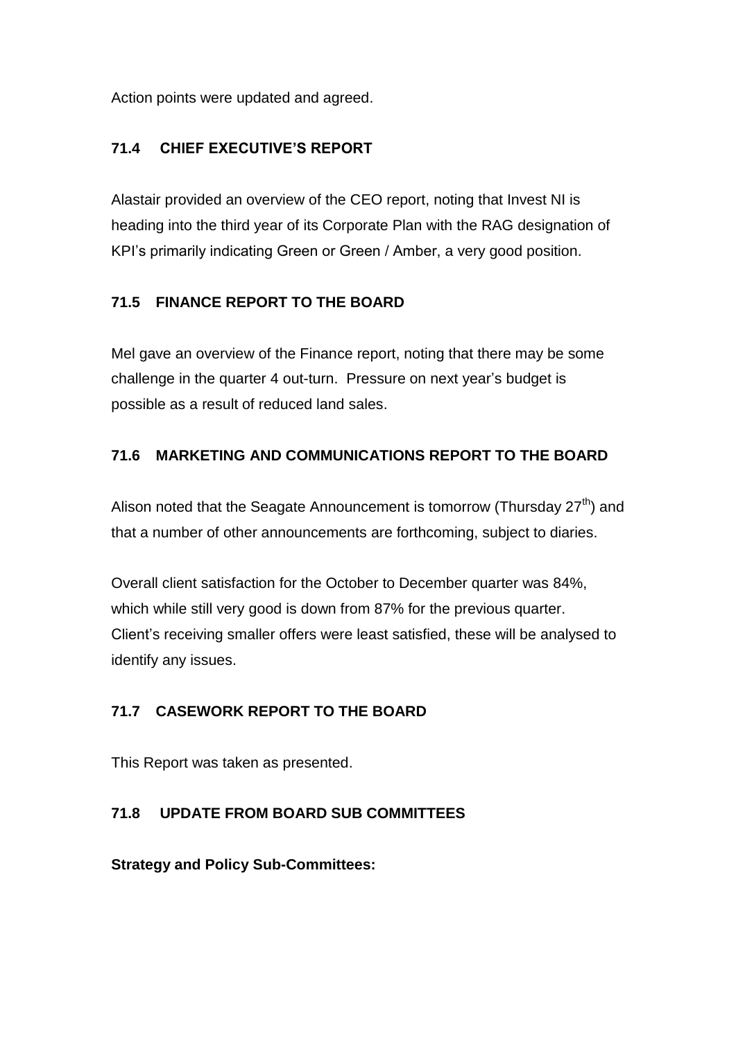Action points were updated and agreed.

## 71.4 CHIEF EXECUTIVE'S REPORT

Alastair provided an overview of the CEO report, noting that Invest NI is heading into the third year of its Corporate Plan with the RAG designation of KPI's primarily indicating Green or Green / Amber, a very good position.

## 71.5 FINANCE REPORT TO THE BOARD

Mel gave an overview of the Finance report, noting that there may be some challenge in the quarter 4 out-turn. Pressure on next year's budget is possible as a result of reduced land sales.

## 71.6 MARKETING AND COMMUNICATIONS REPORT TO THE BOARD

Alison noted that the Seagate Announcement is tomorrow (Thursday 27th) and that a number of other announcements are forthcoming, subject to diaries.

Overall client satisfaction for the October to December quarter was 84%, which while still very good is down from 87% for the previous quarter. Client's receiving smaller offers were least satisfied, these will be analysed to identify any issues.

## 71.7 CASEWORK REPORT TO THE BOARD

This Report was taken as presented.

## 71.8 UPDATE FROM BOARD SUB COMMITTEES

**Strategy and Policy Sub-Committees:**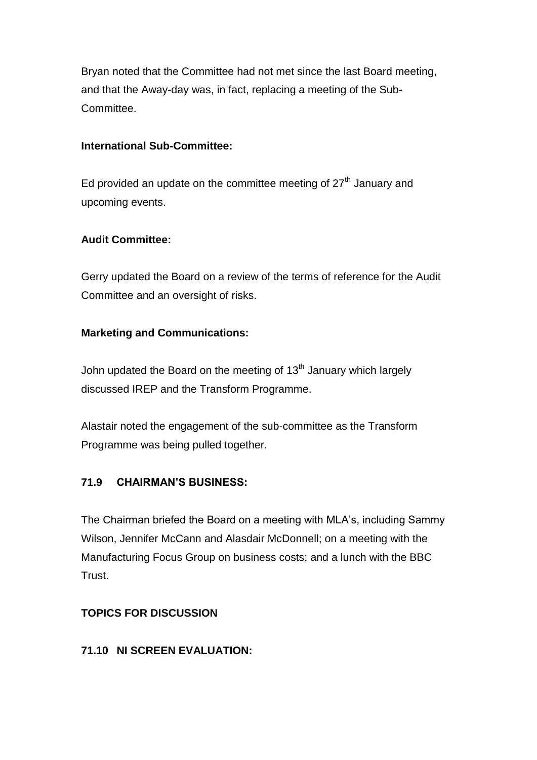Bryan noted that the Committee had not met since the last Board meeting, and that the Away-day was, in fact, replacing a meeting of the Sub-Committee.

**International Sub-Committee:**

Ed provided an update on the committee meeting of 27th January and upcoming events.

**Audit Committee:**

Gerry updated the Board on a review of the terms of reference for the Audit Committee and an oversight of risks.

**Marketing and Communications:**

John updated the Board on the meeting of 13th January which largely discussed IREP and the Transform Programme.

Alastair noted the engagement of the sub-committee as the Transform Programme was being pulled together.

**71.9 CHAIRMAN'S BUSINESS:**

The Chairman briefed the Board on a meeting with MLA's, including Sammy Wilson, Jennifer McCann and Alasdair McDonnell; on a meeting with the Manufacturing Focus Group on business costs; and a lunch with the BBC Trust.

**TOPICS FOR DISCUSSION**

**71.10 NI SCREEN EVALUATION:**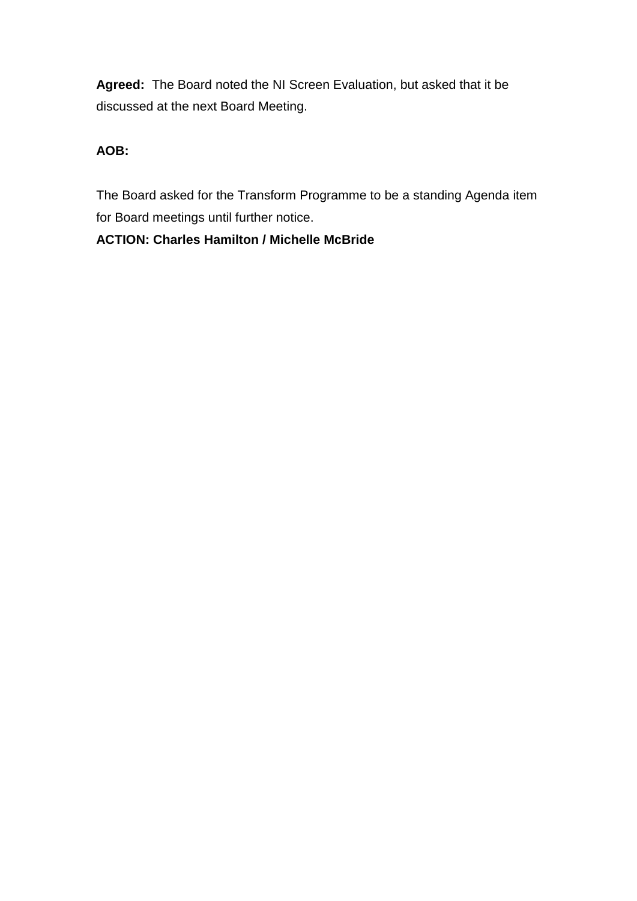**Agreed:** The Board noted the NI Screen Evaluation, but asked that it be discussed at the next Board Meeting.

**AOB:**

The Board asked for the Transform Programme to be a standing Agenda item for Board meetings until further notice.

**ACTION: Charles Hamilton / Michelle McBride**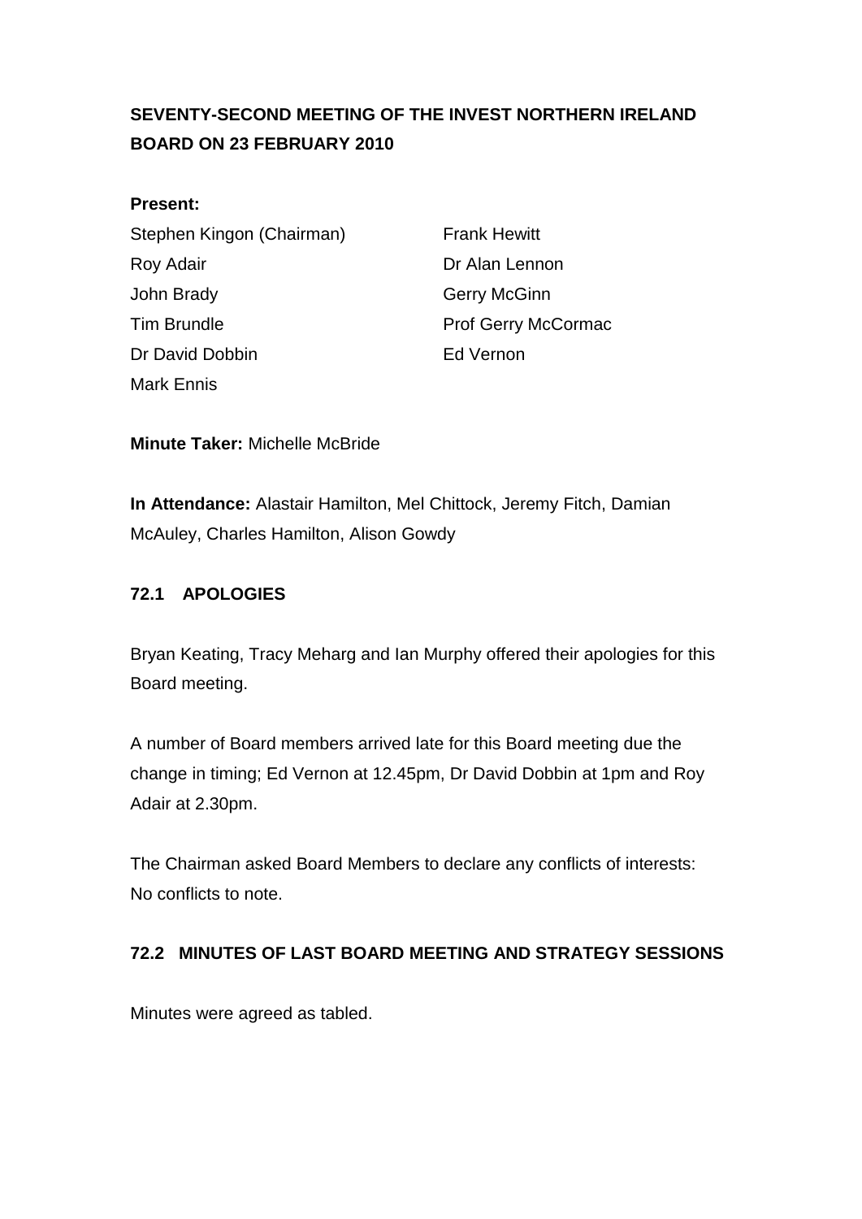# SEVENTY-SECOND MEETING OF THE INVEST NORTHERN IRELAND BOARD ON 23 FEBRUARY 2010

**Present:**

Stephen Kingon (Chairman)
Roy Adair
John Brady
Tim Brundle
Dr David Dobbin
Mark Ennis
Frank Hewitt
Dr Alan Lennon
Gerry McGinn
Prof Gerry McCormac
Ed Vernon

**Minute Taker:** Michelle McBride

**In Attendance:** Alastair Hamilton, Mel Chittock, Jeremy Fitch, Damian McAuley, Charles Hamilton, Alison Gowdy

## 72.1 APOLOGIES

Bryan Keating, Tracy Meharg and Ian Murphy offered their apologies for this Board meeting.

A number of Board members arrived late for this Board meeting due the change in timing; Ed Vernon at 12.45pm, Dr David Dobbin at 1pm and Roy Adair at 2.30pm.

The Chairman asked Board Members to declare any conflicts of interests: No conflicts to note.

## 72.2 MINUTES OF LAST BOARD MEETING AND STRATEGY SESSIONS

Minutes were agreed as tabled.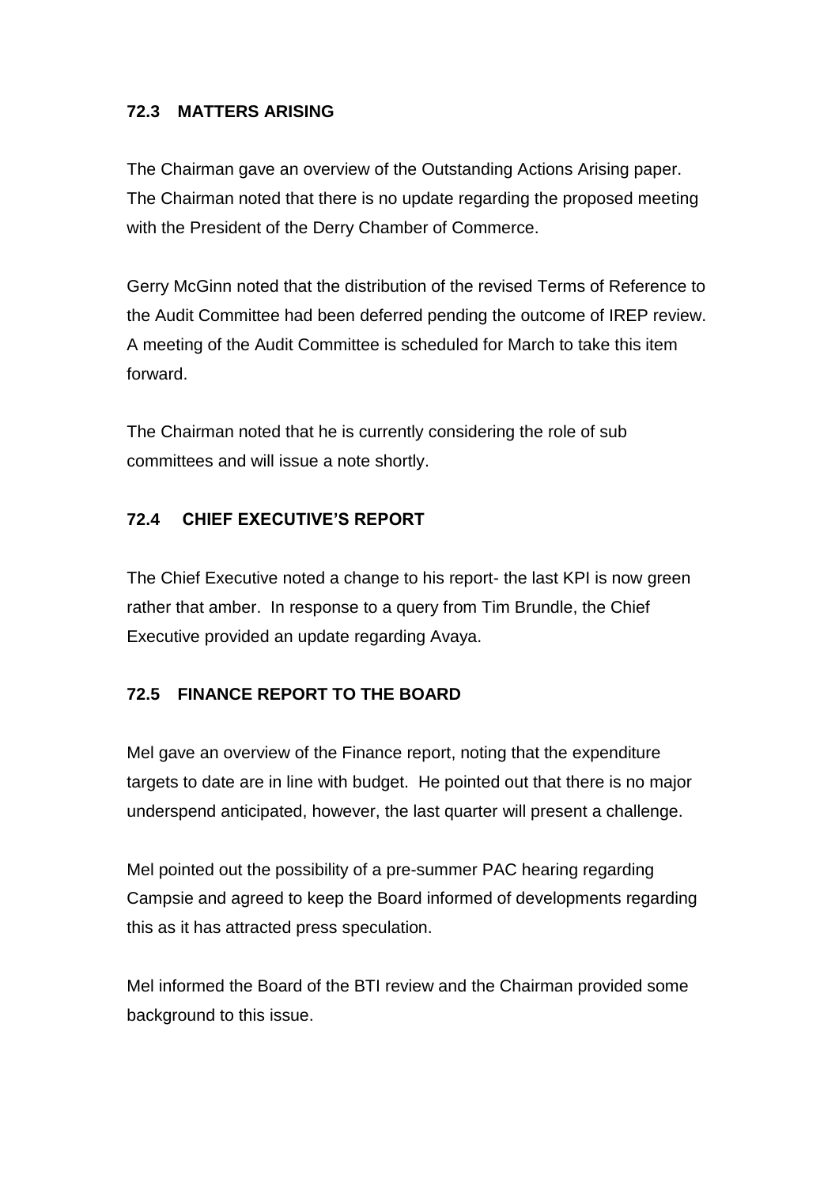### 72.3 MATTERS ARISING

The Chairman gave an overview of the Outstanding Actions Arising paper. The Chairman noted that there is no update regarding the proposed meeting with the President of the Derry Chamber of Commerce.

Gerry McGinn noted that the distribution of the revised Terms of Reference to the Audit Committee had been deferred pending the outcome of IREP review. A meeting of the Audit Committee is scheduled for March to take this item forward.

The Chairman noted that he is currently considering the role of sub committees and will issue a note shortly.

### 72.4 CHIEF EXECUTIVE'S REPORT

The Chief Executive noted a change to his report- the last KPI is now green rather that amber. In response to a query from Tim Brundle, the Chief Executive provided an update regarding Avaya.

### 72.5 FINANCE REPORT TO THE BOARD

Mel gave an overview of the Finance report, noting that the expenditure targets to date are in line with budget. He pointed out that there is no major underspend anticipated, however, the last quarter will present a challenge.

Mel pointed out the possibility of a pre-summer PAC hearing regarding Campsie and agreed to keep the Board informed of developments regarding this as it has attracted press speculation.

Mel informed the Board of the BTI review and the Chairman provided some background to this issue.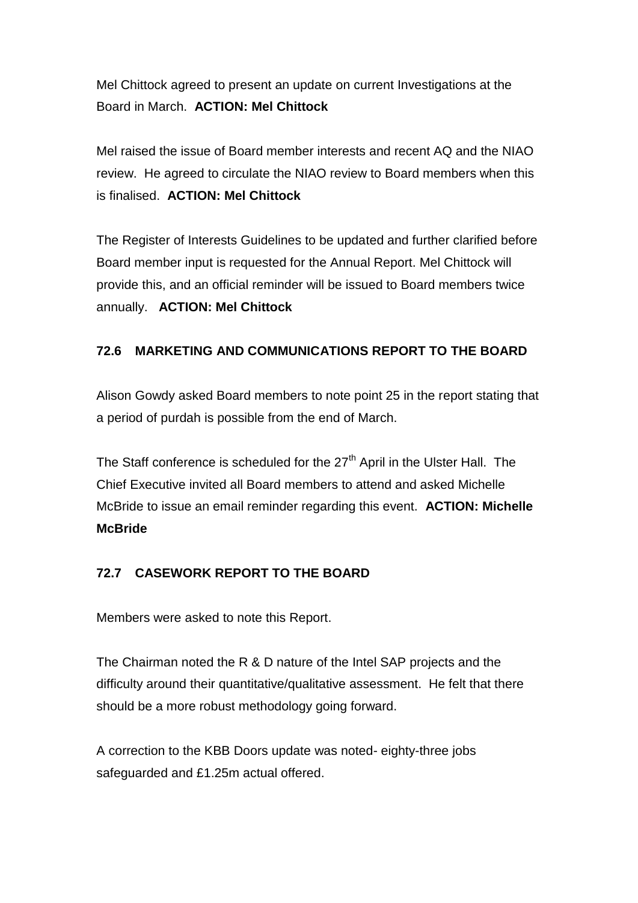Mel Chittock agreed to present an update on current Investigations at the Board in March. **ACTION: Mel Chittock**

Mel raised the issue of Board member interests and recent AQ and the NIAO review. He agreed to circulate the NIAO review to Board members when this is finalised. **ACTION: Mel Chittock**

The Register of Interests Guidelines to be updated and further clarified before Board member input is requested for the Annual Report. Mel Chittock will provide this, and an official reminder will be issued to Board members twice annually. **ACTION: Mel Chittock**

### 72.6 MARKETING AND COMMUNICATIONS REPORT TO THE BOARD

Alison Gowdy asked Board members to note point 25 in the report stating that a period of purdah is possible from the end of March.

The Staff conference is scheduled for the 27th April in the Ulster Hall. The Chief Executive invited all Board members to attend and asked Michelle McBride to issue an email reminder regarding this event. **ACTION: Michelle McBride**

### 72.7 CASEWORK REPORT TO THE BOARD

Members were asked to note this Report.

The Chairman noted the R & D nature of the Intel SAP projects and the difficulty around their quantitative/qualitative assessment. He felt that there should be a more robust methodology going forward.

A correction to the KBB Doors update was noted- eighty-three jobs safeguarded and £1.25m actual offered.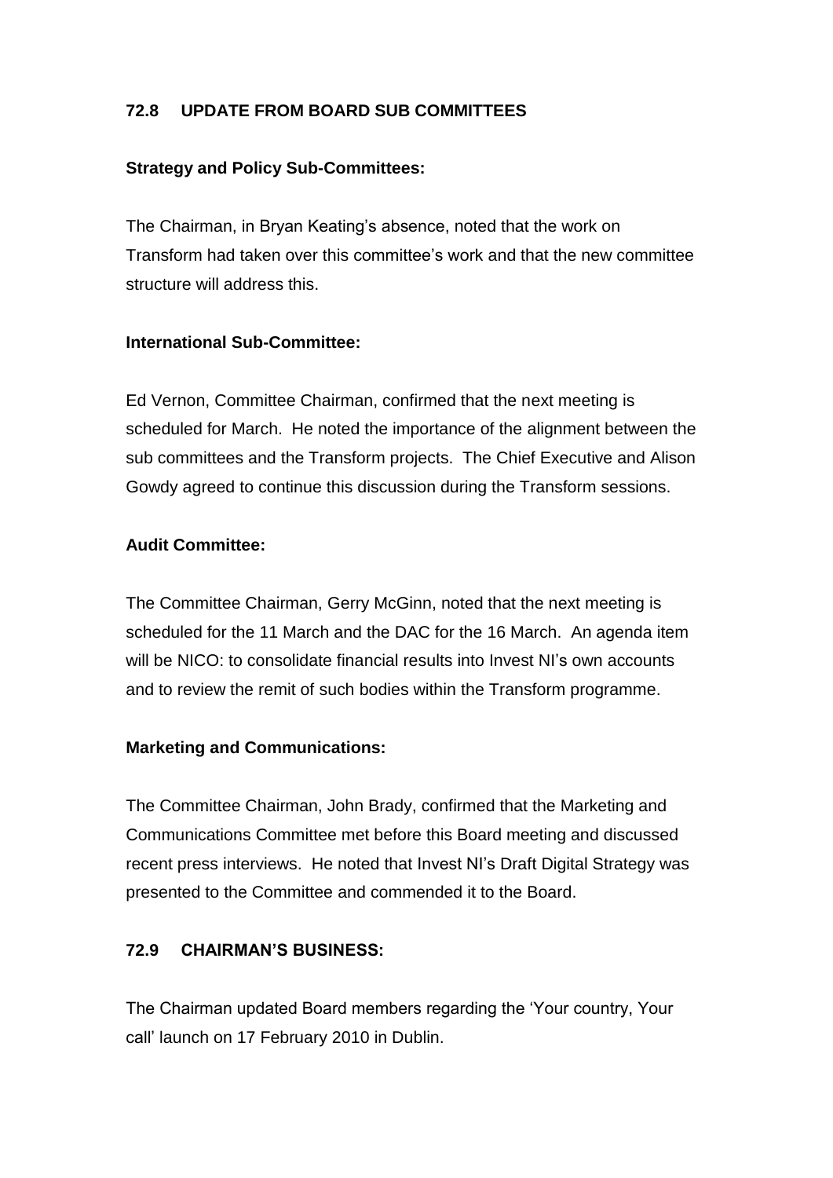## 72.8 UPDATE FROM BOARD SUB COMMITTEES

**Strategy and Policy Sub-Committees:**

The Chairman, in Bryan Keating's absence, noted that the work on Transform had taken over this committee's work and that the new committee structure will address this.

**International Sub-Committee:**

Ed Vernon, Committee Chairman, confirmed that the next meeting is scheduled for March. He noted the importance of the alignment between the sub committees and the Transform projects. The Chief Executive and Alison Gowdy agreed to continue this discussion during the Transform sessions.

**Audit Committee:**

The Committee Chairman, Gerry McGinn, noted that the next meeting is scheduled for the 11 March and the DAC for the 16 March. An agenda item will be NICO: to consolidate financial results into Invest NI's own accounts and to review the remit of such bodies within the Transform programme.

**Marketing and Communications:**

The Committee Chairman, John Brady, confirmed that the Marketing and Communications Committee met before this Board meeting and discussed recent press interviews. He noted that Invest NI's Draft Digital Strategy was presented to the Committee and commended it to the Board.

## 72.9 CHAIRMAN'S BUSINESS:

The Chairman updated Board members regarding the 'Your country, Your call' launch on 17 February 2010 in Dublin.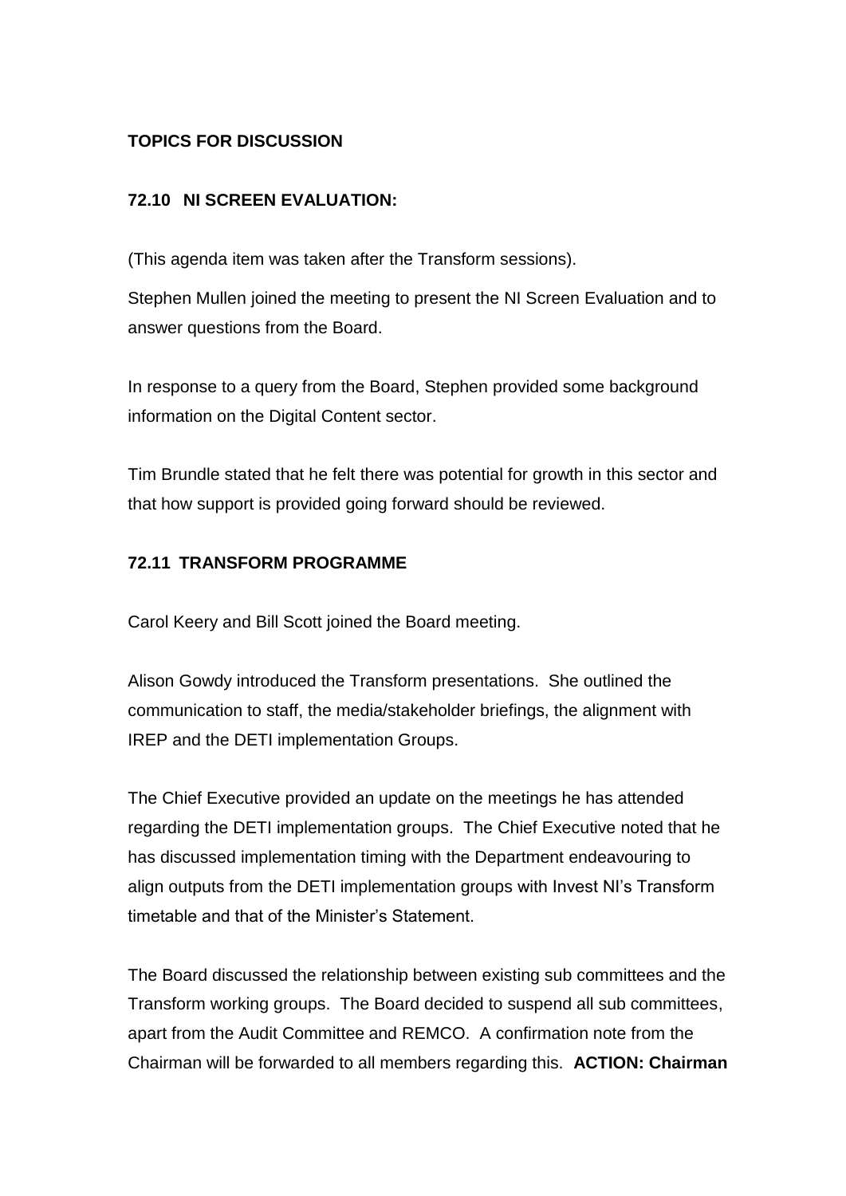**TOPICS FOR DISCUSSION**

**72.10 NI SCREEN EVALUATION:**

(This agenda item was taken after the Transform sessions).

Stephen Mullen joined the meeting to present the NI Screen Evaluation and to answer questions from the Board.

In response to a query from the Board, Stephen provided some background information on the Digital Content sector.

Tim Brundle stated that he felt there was potential for growth in this sector and that how support is provided going forward should be reviewed.

**72.11 TRANSFORM PROGRAMME**

Carol Keery and Bill Scott joined the Board meeting.

Alison Gowdy introduced the Transform presentations. She outlined the communication to staff, the media/stakeholder briefings, the alignment with IREP and the DETI implementation Groups.

The Chief Executive provided an update on the meetings he has attended regarding the DETI implementation groups. The Chief Executive noted that he has discussed implementation timing with the Department endeavouring to align outputs from the DETI implementation groups with Invest NI's Transform timetable and that of the Minister's Statement.

The Board discussed the relationship between existing sub committees and the Transform working groups. The Board decided to suspend all sub committees, apart from the Audit Committee and REMCO. A confirmation note from the Chairman will be forwarded to all members regarding this. **ACTION: Chairman**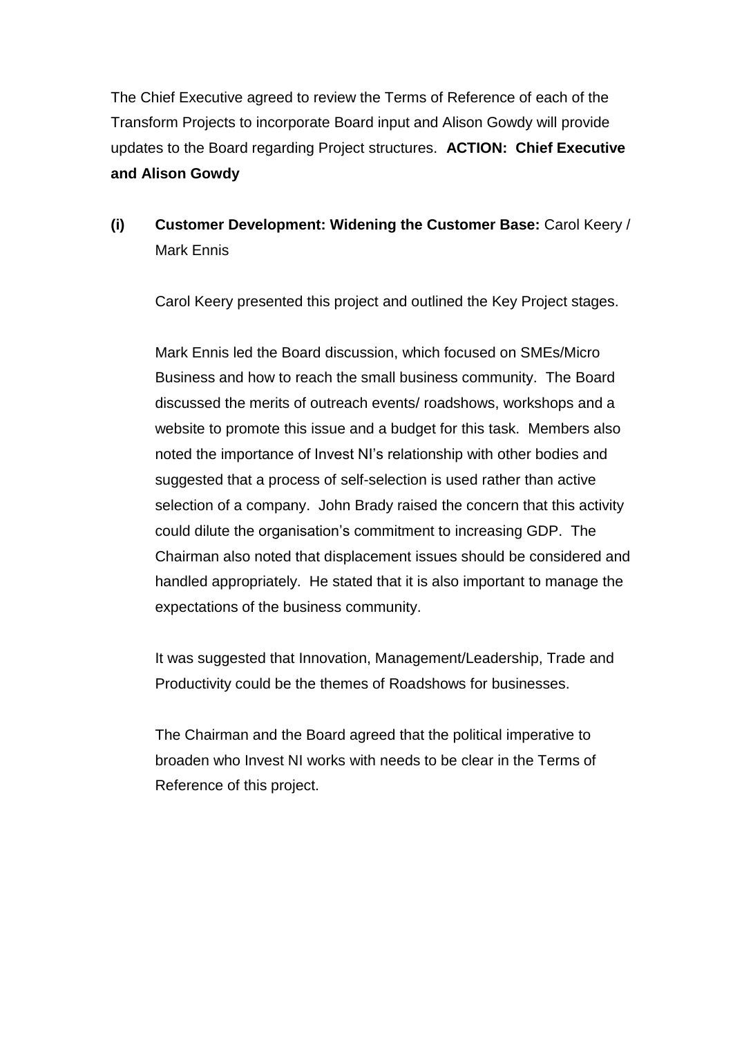The Chief Executive agreed to review the Terms of Reference of each of the Transform Projects to incorporate Board input and Alison Gowdy will provide updates to the Board regarding Project structures. **ACTION: Chief Executive and Alison Gowdy**

**(i) Customer Development: Widening the Customer Base:** Carol Keery / Mark Ennis

Carol Keery presented this project and outlined the Key Project stages.

Mark Ennis led the Board discussion, which focused on SMEs/Micro Business and how to reach the small business community. The Board discussed the merits of outreach events/ roadshows, workshops and a website to promote this issue and a budget for this task. Members also noted the importance of Invest NI's relationship with other bodies and suggested that a process of self-selection is used rather than active selection of a company. John Brady raised the concern that this activity could dilute the organisation's commitment to increasing GDP. The Chairman also noted that displacement issues should be considered and handled appropriately. He stated that it is also important to manage the expectations of the business community.

It was suggested that Innovation, Management/Leadership, Trade and Productivity could be the themes of Roadshows for businesses.

The Chairman and the Board agreed that the political imperative to broaden who Invest NI works with needs to be clear in the Terms of Reference of this project.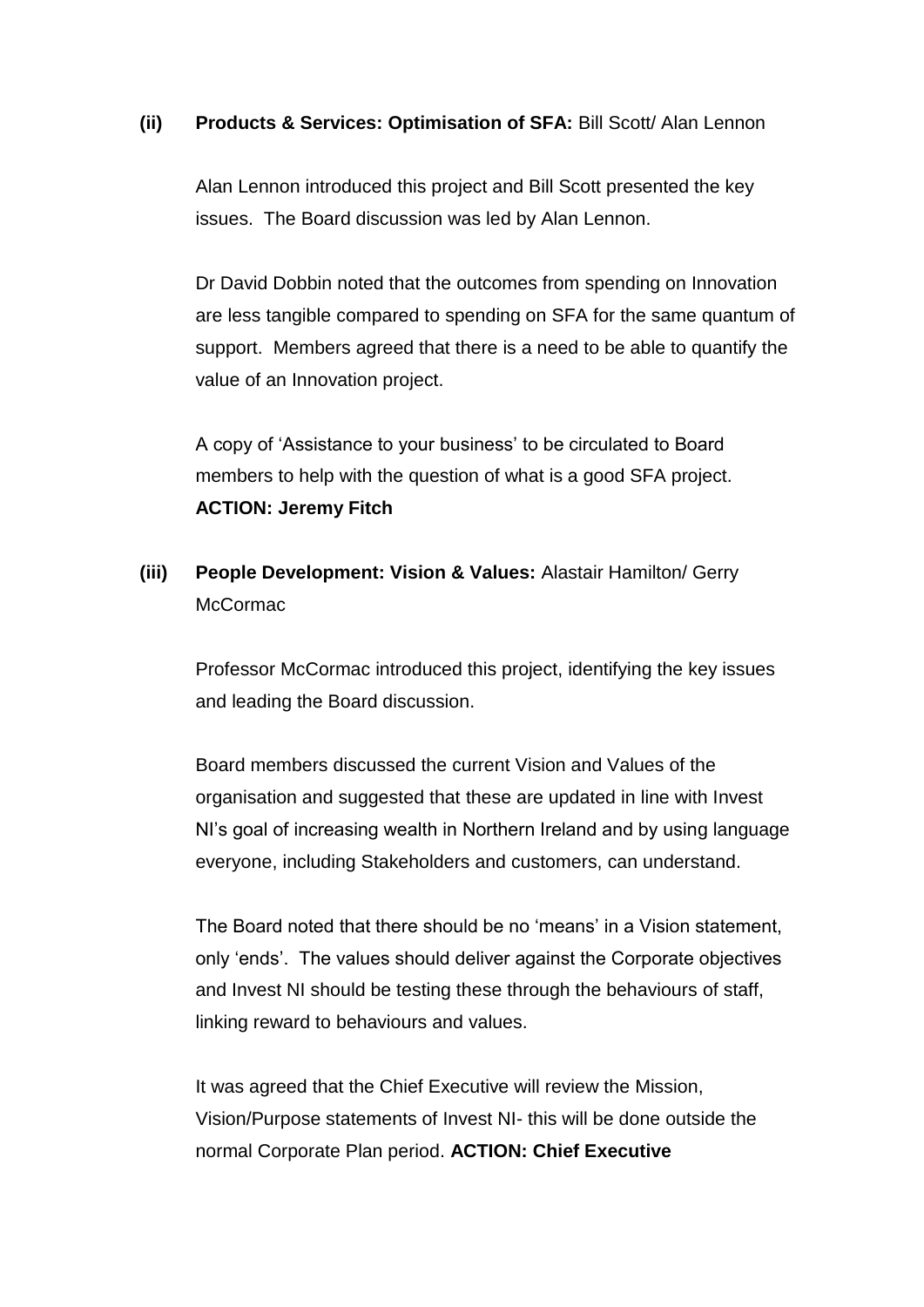**(ii) Products & Services: Optimisation of SFA:** Bill Scott/ Alan Lennon

Alan Lennon introduced this project and Bill Scott presented the key issues. The Board discussion was led by Alan Lennon.

Dr David Dobbin noted that the outcomes from spending on Innovation are less tangible compared to spending on SFA for the same quantum of support. Members agreed that there is a need to be able to quantify the value of an Innovation project.

A copy of 'Assistance to your business' to be circulated to Board members to help with the question of what is a good SFA project. **ACTION: Jeremy Fitch**

**(iii) People Development: Vision & Values:** Alastair Hamilton/ Gerry McCormac

Professor McCormac introduced this project, identifying the key issues and leading the Board discussion.

Board members discussed the current Vision and Values of the organisation and suggested that these are updated in line with Invest NI's goal of increasing wealth in Northern Ireland and by using language everyone, including Stakeholders and customers, can understand.

The Board noted that there should be no 'means' in a Vision statement, only 'ends'. The values should deliver against the Corporate objectives and Invest NI should be testing these through the behaviours of staff, linking reward to behaviours and values.

It was agreed that the Chief Executive will review the Mission, Vision/Purpose statements of Invest NI- this will be done outside the normal Corporate Plan period. **ACTION: Chief Executive**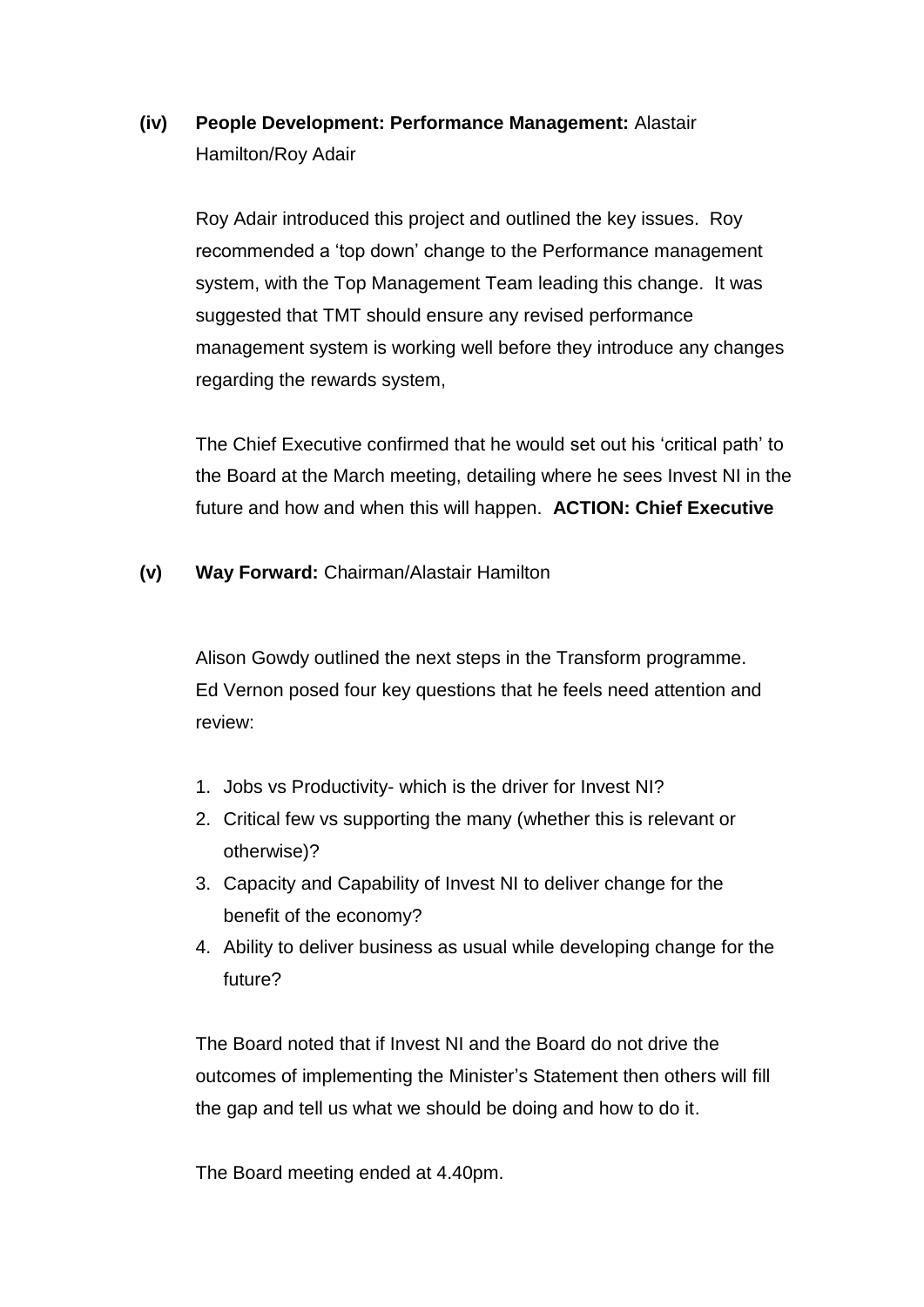**(iv) People Development: Performance Management:** Alastair Hamilton/Roy Adair

Roy Adair introduced this project and outlined the key issues. Roy recommended a 'top down' change to the Performance management system, with the Top Management Team leading this change. It was suggested that TMT should ensure any revised performance management system is working well before they introduce any changes regarding the rewards system,

The Chief Executive confirmed that he would set out his 'critical path' to the Board at the March meeting, detailing where he sees Invest NI in the future and how and when this will happen. **ACTION: Chief Executive**

**(v) Way Forward:** Chairman/Alastair Hamilton

Alison Gowdy outlined the next steps in the Transform programme. Ed Vernon posed four key questions that he feels need attention and review:

1. Jobs vs Productivity- which is the driver for Invest NI?
2. Critical few vs supporting the many (whether this is relevant or otherwise)?
3. Capacity and Capability of Invest NI to deliver change for the benefit of the economy?
4. Ability to deliver business as usual while developing change for the future?

The Board noted that if Invest NI and the Board do not drive the outcomes of implementing the Minister's Statement then others will fill the gap and tell us what we should be doing and how to do it.

The Board meeting ended at 4.40pm.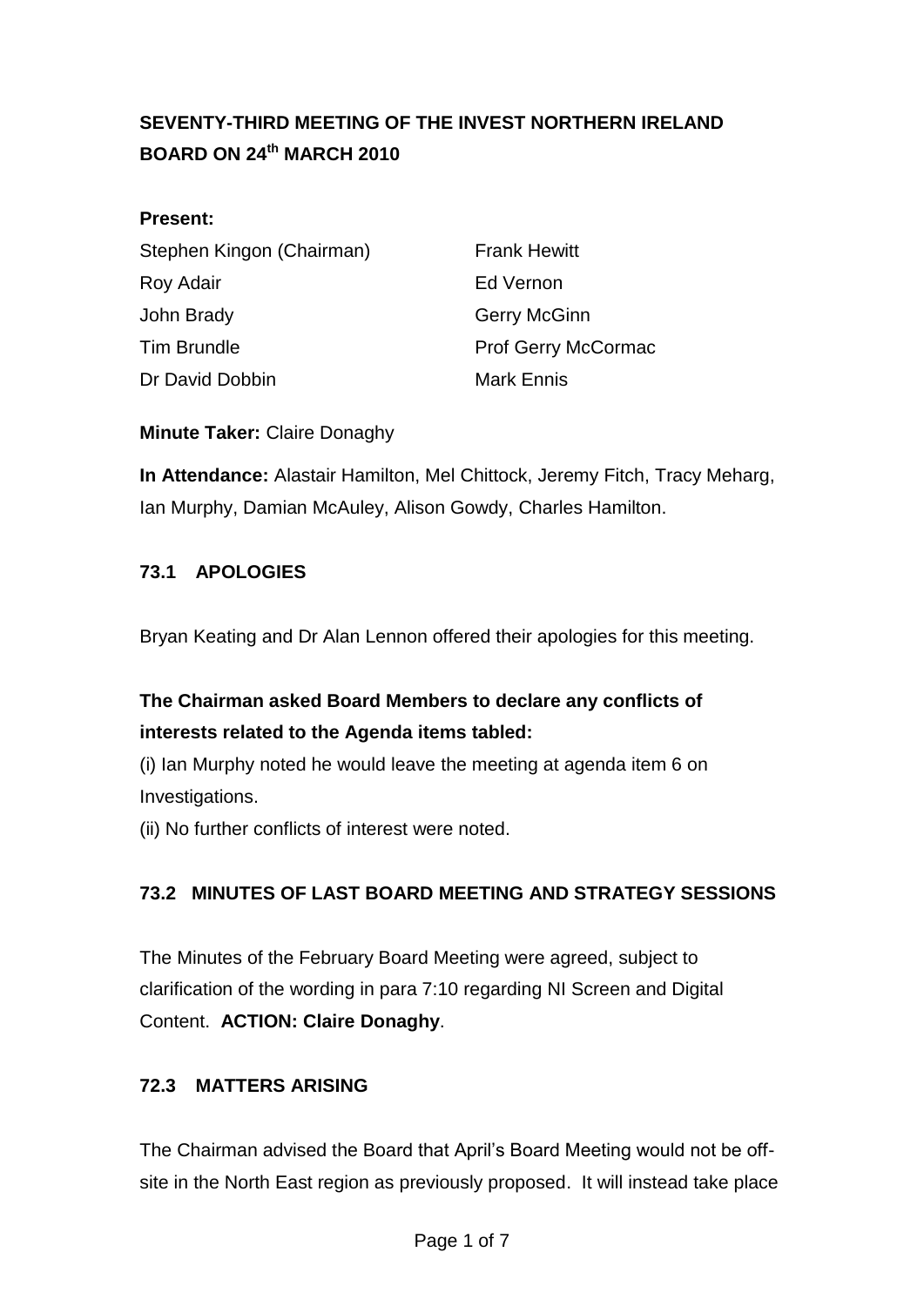# SEVENTY-THIRD MEETING OF THE INVEST NORTHERN IRELAND BOARD ON 24th MARCH 2010

**Present:**

| | |
|---|---|
| Stephen Kingon (Chairman) | Frank Hewitt |
| Roy Adair | Ed Vernon |
| John Brady | Gerry McGinn |
| Tim Brundle | Prof Gerry McCormac |
| Dr David Dobbin | Mark Ennis |

**Minute Taker:** Claire Donaghy

**In Attendance:** Alastair Hamilton, Mel Chittock, Jeremy Fitch, Tracy Meharg, Ian Murphy, Damian McAuley, Alison Gowdy, Charles Hamilton.

## 73.1 APOLOGIES

Bryan Keating and Dr Alan Lennon offered their apologies for this meeting.

**The Chairman asked Board Members to declare any conflicts of interests related to the Agenda items tabled:**

(i) Ian Murphy noted he would leave the meeting at agenda item 6 on Investigations.

(ii) No further conflicts of interest were noted.

## 73.2 MINUTES OF LAST BOARD MEETING AND STRATEGY SESSIONS

The Minutes of the February Board Meeting were agreed, subject to clarification of the wording in para 7:10 regarding NI Screen and Digital Content. **ACTION: Claire Donaghy**.

## 72.3 MATTERS ARISING

The Chairman advised the Board that April's Board Meeting would not be off-site in the North East region as previously proposed. It will instead take place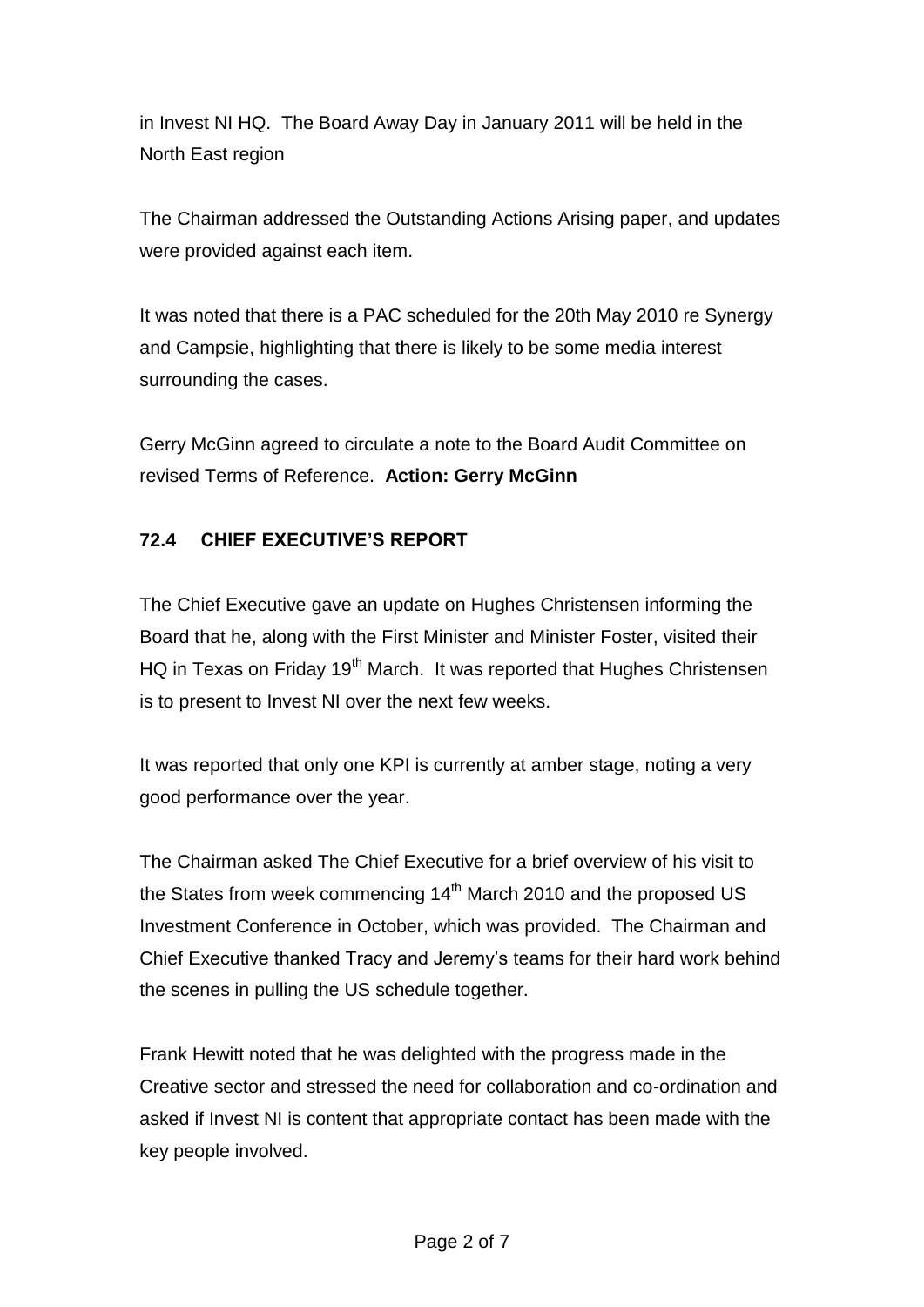in Invest NI HQ. The Board Away Day in January 2011 will be held in the North East region

The Chairman addressed the Outstanding Actions Arising paper, and updates were provided against each item.

It was noted that there is a PAC scheduled for the 20th May 2010 re Synergy and Campsie, highlighting that there is likely to be some media interest surrounding the cases.

Gerry McGinn agreed to circulate a note to the Board Audit Committee on revised Terms of Reference. **Action: Gerry McGinn**

## 72.4 CHIEF EXECUTIVE'S REPORT

The Chief Executive gave an update on Hughes Christensen informing the Board that he, along with the First Minister and Minister Foster, visited their HQ in Texas on Friday 19th March. It was reported that Hughes Christensen is to present to Invest NI over the next few weeks.

It was reported that only one KPI is currently at amber stage, noting a very good performance over the year.

The Chairman asked The Chief Executive for a brief overview of his visit to the States from week commencing 14th March 2010 and the proposed US Investment Conference in October, which was provided. The Chairman and Chief Executive thanked Tracy and Jeremy's teams for their hard work behind the scenes in pulling the US schedule together.

Frank Hewitt noted that he was delighted with the progress made in the Creative sector and stressed the need for collaboration and co-ordination and asked if Invest NI is content that appropriate contact has been made with the key people involved.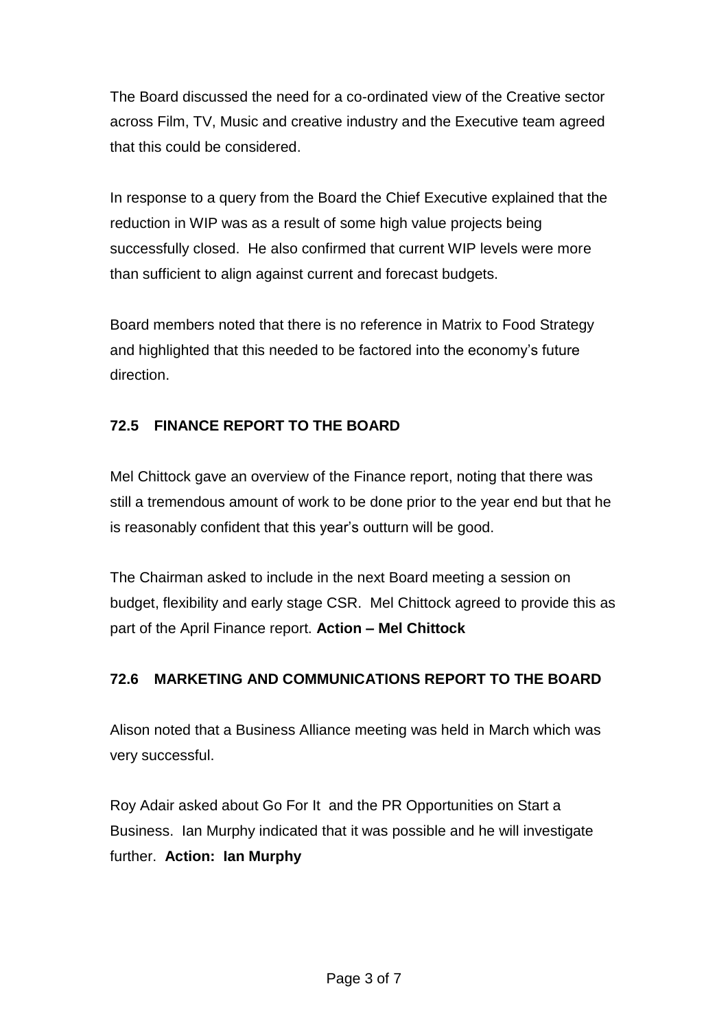The Board discussed the need for a co-ordinated view of the Creative sector across Film, TV, Music and creative industry and the Executive team agreed that this could be considered.

In response to a query from the Board the Chief Executive explained that the reduction in WIP was as a result of some high value projects being successfully closed. He also confirmed that current WIP levels were more than sufficient to align against current and forecast budgets.

Board members noted that there is no reference in Matrix to Food Strategy and highlighted that this needed to be factored into the economy's future direction.

### 72.5 FINANCE REPORT TO THE BOARD

Mel Chittock gave an overview of the Finance report, noting that there was still a tremendous amount of work to be done prior to the year end but that he is reasonably confident that this year's outturn will be good.

The Chairman asked to include in the next Board meeting a session on budget, flexibility and early stage CSR. Mel Chittock agreed to provide this as part of the April Finance report. **Action – Mel Chittock**

### 72.6 MARKETING AND COMMUNICATIONS REPORT TO THE BOARD

Alison noted that a Business Alliance meeting was held in March which was very successful.

Roy Adair asked about Go For It and the PR Opportunities on Start a Business. Ian Murphy indicated that it was possible and he will investigate further. **Action: Ian Murphy**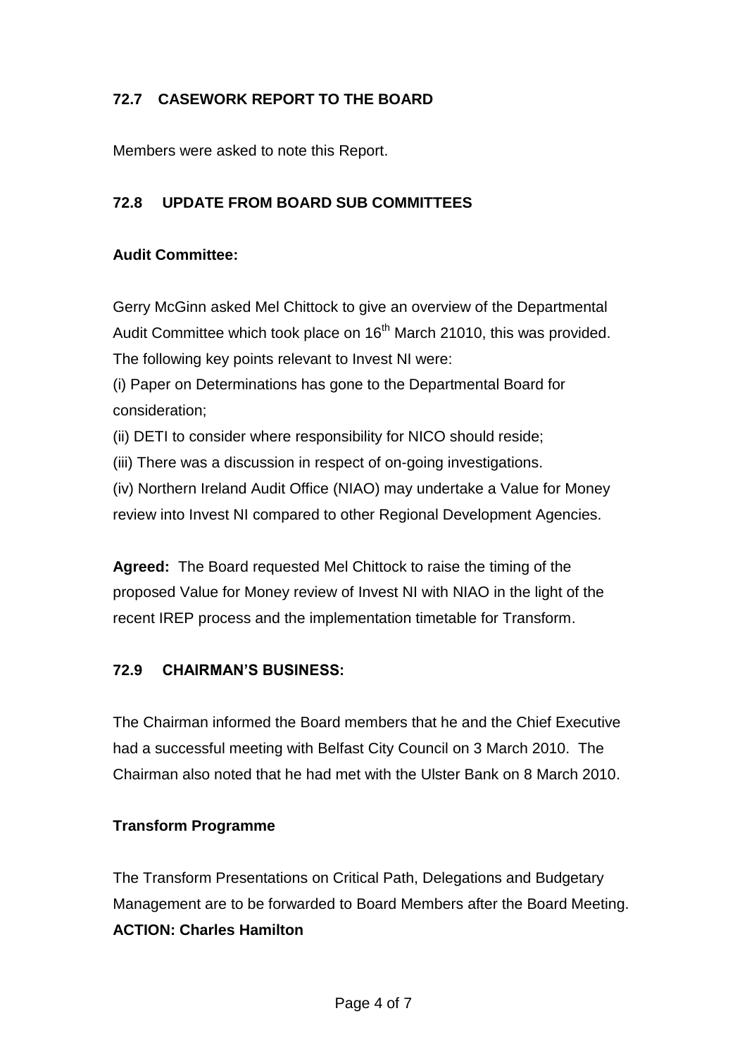## 72.7 CASEWORK REPORT TO THE BOARD

Members were asked to note this Report.

## 72.8 UPDATE FROM BOARD SUB COMMITTEES

**Audit Committee:**

Gerry McGinn asked Mel Chittock to give an overview of the Departmental Audit Committee which took place on 16th March 21010, this was provided. The following key points relevant to Invest NI were:

(i) Paper on Determinations has gone to the Departmental Board for consideration;

(ii) DETI to consider where responsibility for NICO should reside;

(iii) There was a discussion in respect of on-going investigations.

(iv) Northern Ireland Audit Office (NIAO) may undertake a Value for Money review into Invest NI compared to other Regional Development Agencies.

**Agreed:** The Board requested Mel Chittock to raise the timing of the proposed Value for Money review of Invest NI with NIAO in the light of the recent IREP process and the implementation timetable for Transform.

## 72.9 CHAIRMAN'S BUSINESS:

The Chairman informed the Board members that he and the Chief Executive had a successful meeting with Belfast City Council on 3 March 2010. The Chairman also noted that he had met with the Ulster Bank on 8 March 2010.

**Transform Programme**

The Transform Presentations on Critical Path, Delegations and Budgetary Management are to be forwarded to Board Members after the Board Meeting.
**ACTION: Charles Hamilton**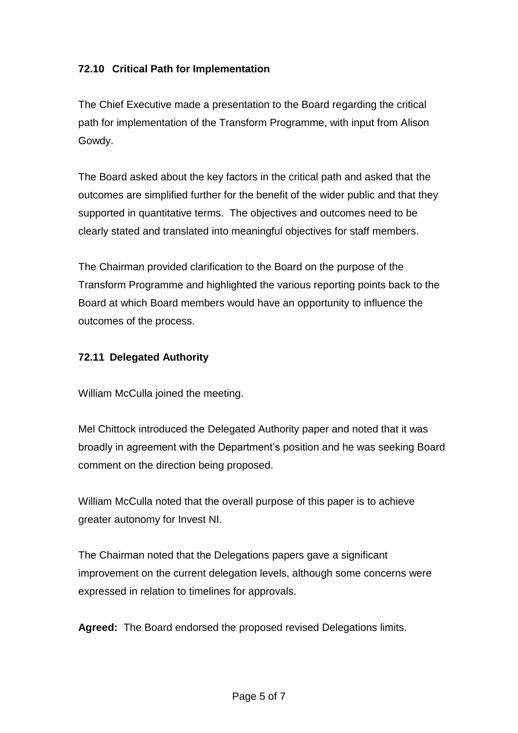### 72.10 Critical Path for Implementation

The Chief Executive made a presentation to the Board regarding the critical path for implementation of the Transform Programme, with input from Alison Gowdy.

The Board asked about the key factors in the critical path and asked that the outcomes are simplified further for the benefit of the wider public and that they supported in quantitative terms. The objectives and outcomes need to be clearly stated and translated into meaningful objectives for staff members.

The Chairman provided clarification to the Board on the purpose of the Transform Programme and highlighted the various reporting points back to the Board at which Board members would have an opportunity to influence the outcomes of the process.

### 72.11 Delegated Authority

William McCulla joined the meeting.

Mel Chittock introduced the Delegated Authority paper and noted that it was broadly in agreement with the Department's position and he was seeking Board comment on the direction being proposed.

William McCulla noted that the overall purpose of this paper is to achieve greater autonomy for Invest NI.

The Chairman noted that the Delegations papers gave a significant improvement on the current delegation levels, although some concerns were expressed in relation to timelines for approvals.

**Agreed:** The Board endorsed the proposed revised Delegations limits.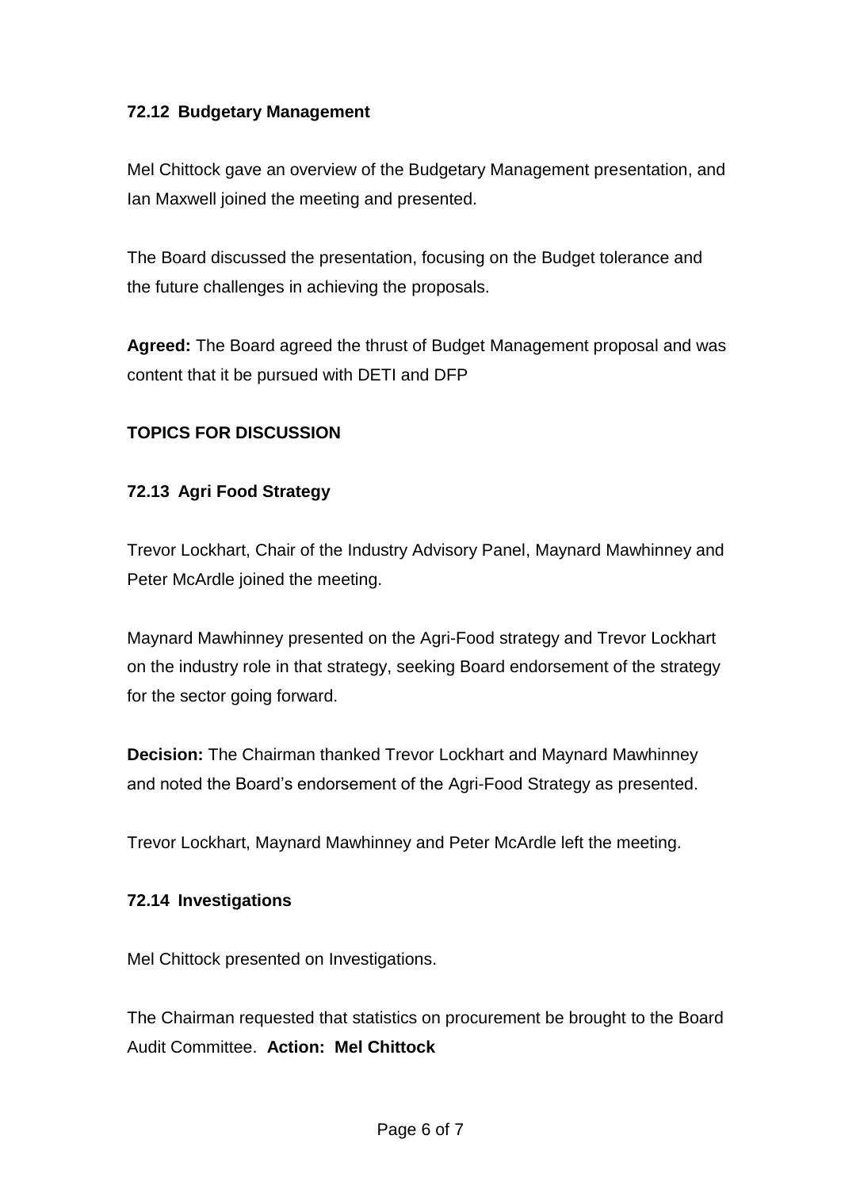### 72.12 Budgetary Management

Mel Chittock gave an overview of the Budgetary Management presentation, and Ian Maxwell joined the meeting and presented.

The Board discussed the presentation, focusing on the Budget tolerance and the future challenges in achieving the proposals.

**Agreed:** The Board agreed the thrust of Budget Management proposal and was content that it be pursued with DETI and DFP

## TOPICS FOR DISCUSSION

### 72.13 Agri Food Strategy

Trevor Lockhart, Chair of the Industry Advisory Panel, Maynard Mawhinney and Peter McArdle joined the meeting.

Maynard Mawhinney presented on the Agri-Food strategy and Trevor Lockhart on the industry role in that strategy, seeking Board endorsement of the strategy for the sector going forward.

**Decision:** The Chairman thanked Trevor Lockhart and Maynard Mawhinney and noted the Board's endorsement of the Agri-Food Strategy as presented.

Trevor Lockhart, Maynard Mawhinney and Peter McArdle left the meeting.

### 72.14 Investigations

Mel Chittock presented on Investigations.

The Chairman requested that statistics on procurement be brought to the Board Audit Committee. **Action: Mel Chittock**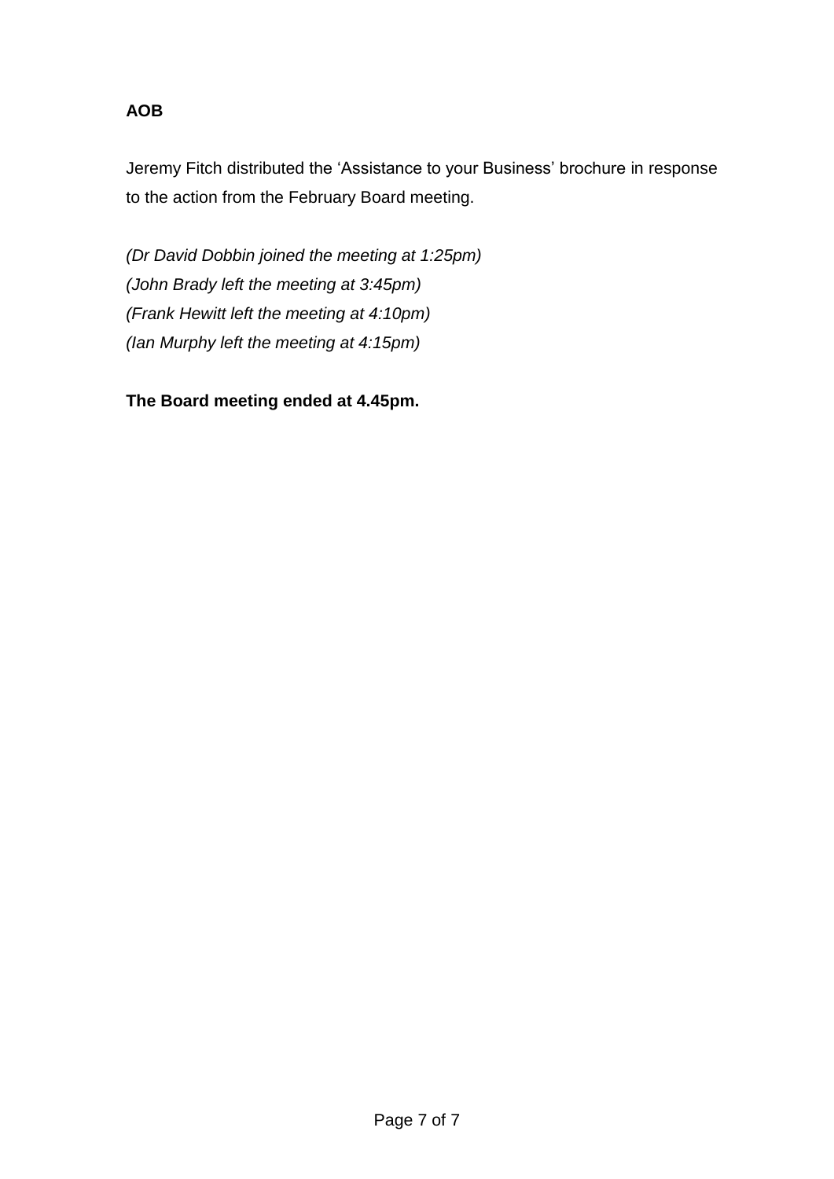**AOB**

Jeremy Fitch distributed the 'Assistance to your Business' brochure in response to the action from the February Board meeting.

*(Dr David Dobbin joined the meeting at 1:25pm)*
*(John Brady left the meeting at 3:45pm)*
*(Frank Hewitt left the meeting at 4:10pm)*
*(Ian Murphy left the meeting at 4:15pm)*

**The Board meeting ended at 4.45pm.**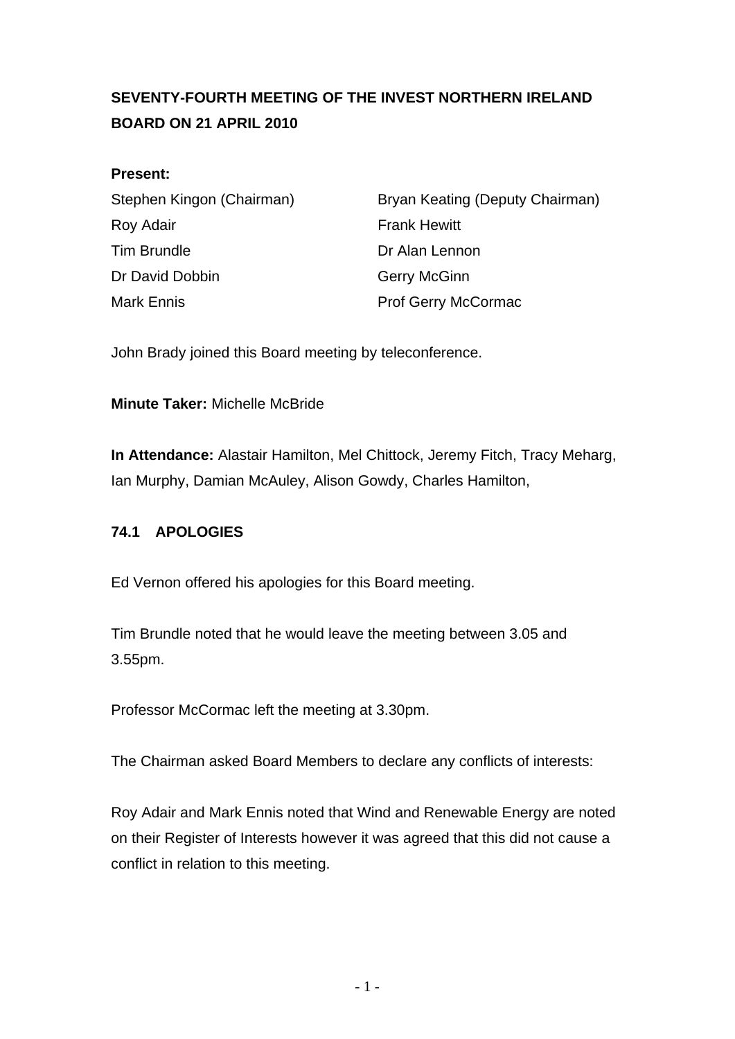# SEVENTY-FOURTH MEETING OF THE INVEST NORTHERN IRELAND BOARD ON 21 APRIL 2010

**Present:**

| | |
|---|---|
| Stephen Kingon (Chairman) | Bryan Keating (Deputy Chairman) |
| Roy Adair | Frank Hewitt |
| Tim Brundle | Dr Alan Lennon |
| Dr David Dobbin | Gerry McGinn |
| Mark Ennis | Prof Gerry McCormac |

John Brady joined this Board meeting by teleconference.

**Minute Taker:** Michelle McBride

**In Attendance:** Alastair Hamilton, Mel Chittock, Jeremy Fitch, Tracy Meharg, Ian Murphy, Damian McAuley, Alison Gowdy, Charles Hamilton,

## 74.1 APOLOGIES

Ed Vernon offered his apologies for this Board meeting.

Tim Brundle noted that he would leave the meeting between 3.05 and 3.55pm.

Professor McCormac left the meeting at 3.30pm.

The Chairman asked Board Members to declare any conflicts of interests:

Roy Adair and Mark Ennis noted that Wind and Renewable Energy are noted on their Register of Interests however it was agreed that this did not cause a conflict in relation to this meeting.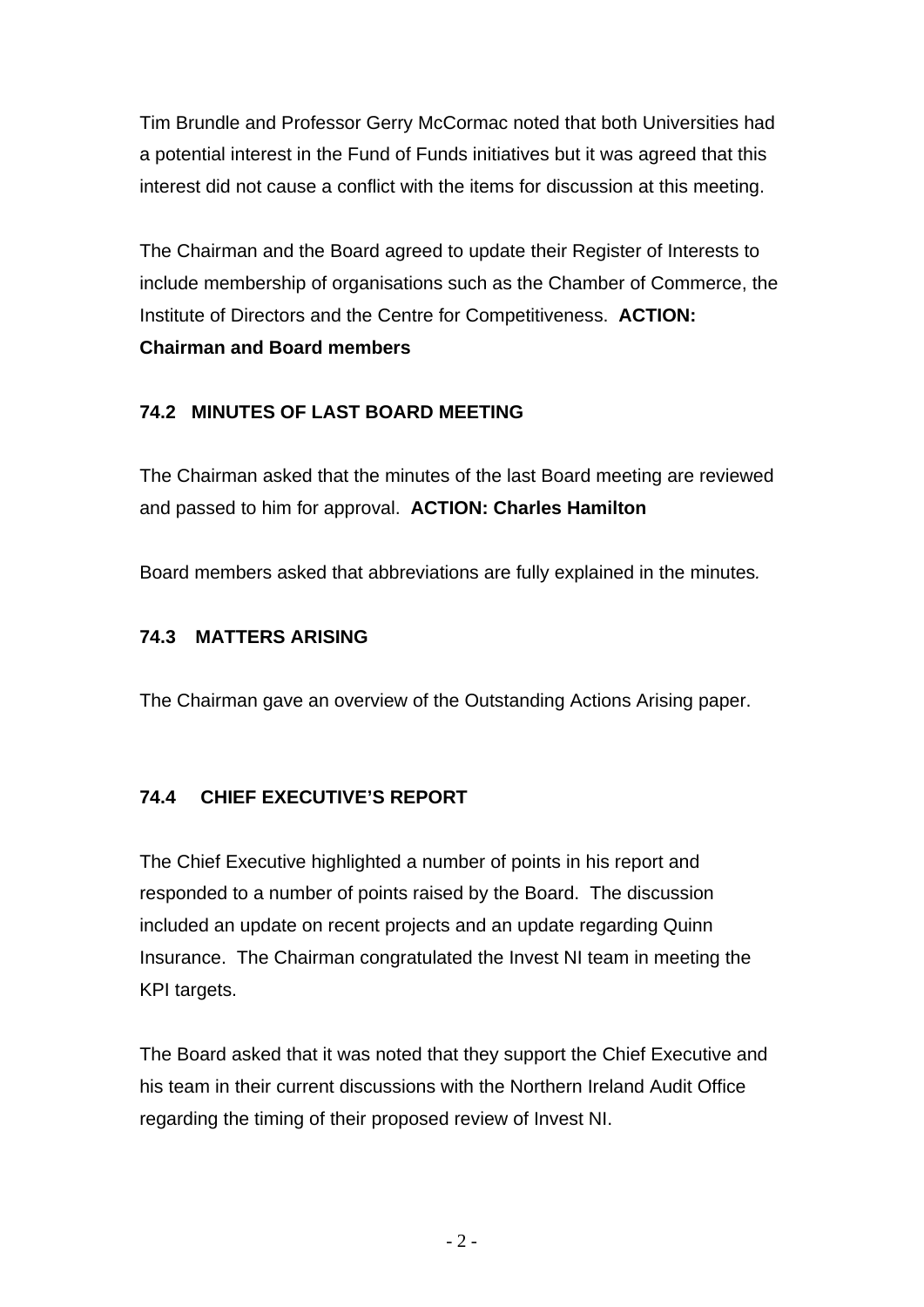Tim Brundle and Professor Gerry McCormac noted that both Universities had a potential interest in the Fund of Funds initiatives but it was agreed that this interest did not cause a conflict with the items for discussion at this meeting.

The Chairman and the Board agreed to update their Register of Interests to include membership of organisations such as the Chamber of Commerce, the Institute of Directors and the Centre for Competitiveness. **ACTION: Chairman and Board members**

**74.2 MINUTES OF LAST BOARD MEETING**

The Chairman asked that the minutes of the last Board meeting are reviewed and passed to him for approval. **ACTION: Charles Hamilton**

Board members asked that abbreviations are fully explained in the minutes.

**74.3 MATTERS ARISING**

The Chairman gave an overview of the Outstanding Actions Arising paper.

**74.4 CHIEF EXECUTIVE'S REPORT**

The Chief Executive highlighted a number of points in his report and responded to a number of points raised by the Board. The discussion included an update on recent projects and an update regarding Quinn Insurance. The Chairman congratulated the Invest NI team in meeting the KPI targets.

The Board asked that it was noted that they support the Chief Executive and his team in their current discussions with the Northern Ireland Audit Office regarding the timing of their proposed review of Invest NI.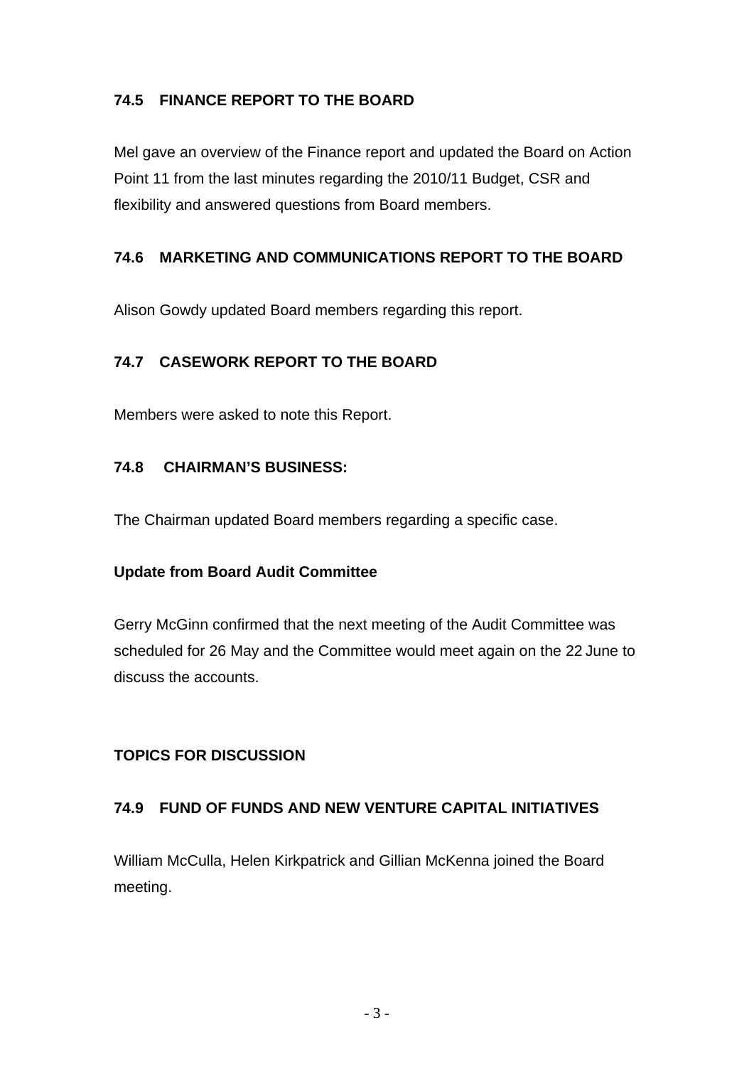### 74.5 FINANCE REPORT TO THE BOARD

Mel gave an overview of the Finance report and updated the Board on Action Point 11 from the last minutes regarding the 2010/11 Budget, CSR and flexibility and answered questions from Board members.

### 74.6 MARKETING AND COMMUNICATIONS REPORT TO THE BOARD

Alison Gowdy updated Board members regarding this report.

### 74.7 CASEWORK REPORT TO THE BOARD

Members were asked to note this Report.

### 74.8 CHAIRMAN'S BUSINESS:

The Chairman updated Board members regarding a specific case.

**Update from Board Audit Committee**

Gerry McGinn confirmed that the next meeting of the Audit Committee was scheduled for 26 May and the Committee would meet again on the 22 June to discuss the accounts.

## TOPICS FOR DISCUSSION

### 74.9 FUND OF FUNDS AND NEW VENTURE CAPITAL INITIATIVES

William McCulla, Helen Kirkpatrick and Gillian McKenna joined the Board meeting.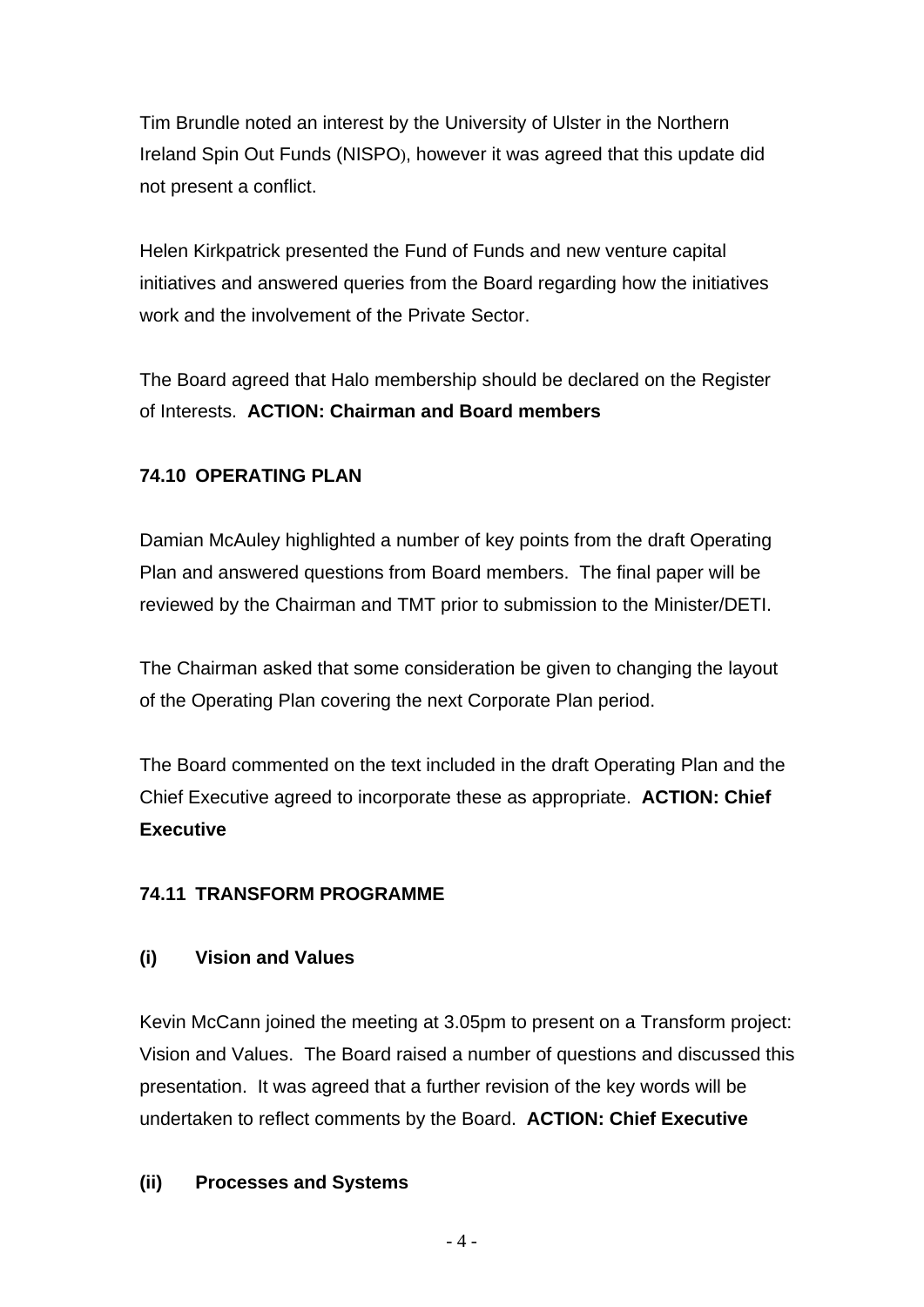Tim Brundle noted an interest by the University of Ulster in the Northern Ireland Spin Out Funds (NISPO), however it was agreed that this update did not present a conflict.

Helen Kirkpatrick presented the Fund of Funds and new venture capital initiatives and answered queries from the Board regarding how the initiatives work and the involvement of the Private Sector.

The Board agreed that Halo membership should be declared on the Register of Interests. **ACTION: Chairman and Board members**

**74.10 OPERATING PLAN**

Damian McAuley highlighted a number of key points from the draft Operating Plan and answered questions from Board members. The final paper will be reviewed by the Chairman and TMT prior to submission to the Minister/DETI.

The Chairman asked that some consideration be given to changing the layout of the Operating Plan covering the next Corporate Plan period.

The Board commented on the text included in the draft Operating Plan and the Chief Executive agreed to incorporate these as appropriate. **ACTION: Chief Executive**

**74.11 TRANSFORM PROGRAMME**

**(i) Vision and Values**

Kevin McCann joined the meeting at 3.05pm to present on a Transform project: Vision and Values. The Board raised a number of questions and discussed this presentation. It was agreed that a further revision of the key words will be undertaken to reflect comments by the Board. **ACTION: Chief Executive**

**(ii) Processes and Systems**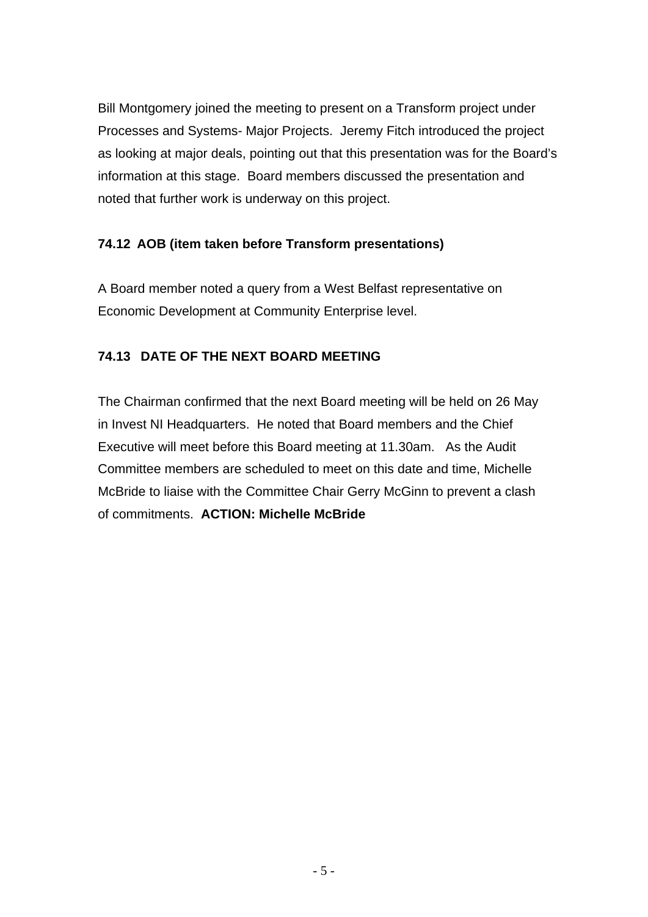Bill Montgomery joined the meeting to present on a Transform project under Processes and Systems- Major Projects. Jeremy Fitch introduced the project as looking at major deals, pointing out that this presentation was for the Board's information at this stage. Board members discussed the presentation and noted that further work is underway on this project.

**74.12 AOB (item taken before Transform presentations)**

A Board member noted a query from a West Belfast representative on Economic Development at Community Enterprise level.

**74.13 DATE OF THE NEXT BOARD MEETING**

The Chairman confirmed that the next Board meeting will be held on 26 May in Invest NI Headquarters. He noted that Board members and the Chief Executive will meet before this Board meeting at 11.30am. As the Audit Committee members are scheduled to meet on this date and time, Michelle McBride to liaise with the Committee Chair Gerry McGinn to prevent a clash of commitments. **ACTION: Michelle McBride**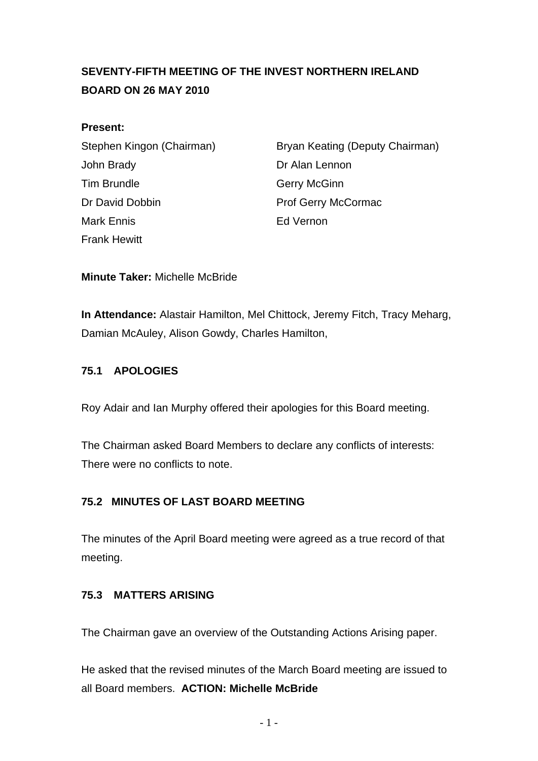**SEVENTY-FIFTH MEETING OF THE INVEST NORTHERN IRELAND BOARD ON 26 MAY 2010**

**Present:**

Stephen Kingon (Chairman)
Bryan Keating (Deputy Chairman)
John Brady
Dr Alan Lennon
Tim Brundle
Gerry McGinn
Dr David Dobbin
Prof Gerry McCormac
Mark Ennis
Ed Vernon
Frank Hewitt

**Minute Taker:** Michelle McBride

**In Attendance:** Alastair Hamilton, Mel Chittock, Jeremy Fitch, Tracy Meharg, Damian McAuley, Alison Gowdy, Charles Hamilton,

**75.1 APOLOGIES**

Roy Adair and Ian Murphy offered their apologies for this Board meeting.

The Chairman asked Board Members to declare any conflicts of interests: There were no conflicts to note.

**75.2 MINUTES OF LAST BOARD MEETING**

The minutes of the April Board meeting were agreed as a true record of that meeting.

**75.3 MATTERS ARISING**

The Chairman gave an overview of the Outstanding Actions Arising paper.

He asked that the revised minutes of the March Board meeting are issued to all Board members. **ACTION: Michelle McBride**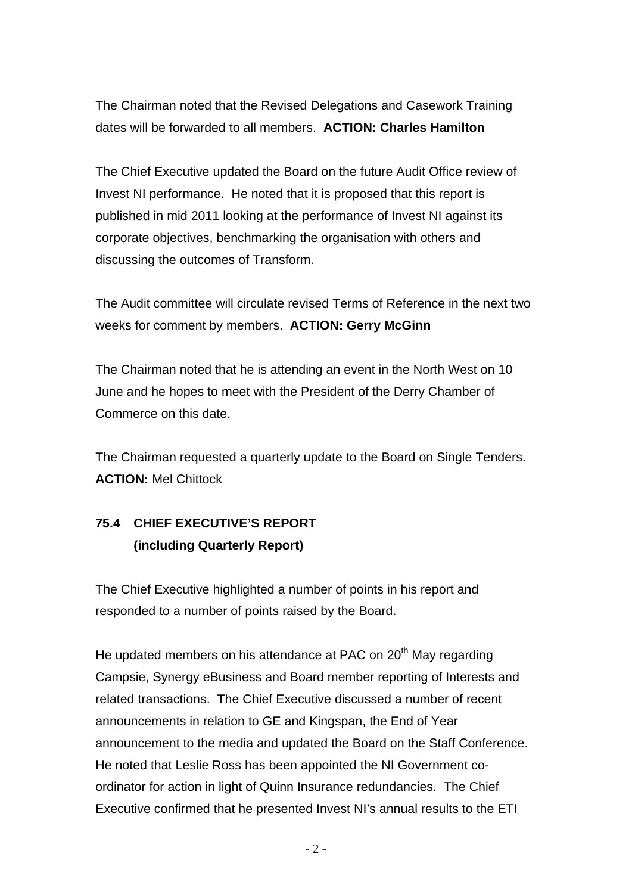The Chairman noted that the Revised Delegations and Casework Training dates will be forwarded to all members. **ACTION: Charles Hamilton**

The Chief Executive updated the Board on the future Audit Office review of Invest NI performance. He noted that it is proposed that this report is published in mid 2011 looking at the performance of Invest NI against its corporate objectives, benchmarking the organisation with others and discussing the outcomes of Transform.

The Audit committee will circulate revised Terms of Reference in the next two weeks for comment by members. **ACTION: Gerry McGinn**

The Chairman noted that he is attending an event in the North West on 10 June and he hopes to meet with the President of the Derry Chamber of Commerce on this date.

The Chairman requested a quarterly update to the Board on Single Tenders. **ACTION:** Mel Chittock

## 75.4 CHIEF EXECUTIVE'S REPORT (including Quarterly Report)

The Chief Executive highlighted a number of points in his report and responded to a number of points raised by the Board.

He updated members on his attendance at PAC on 20th May regarding Campsie, Synergy eBusiness and Board member reporting of Interests and related transactions. The Chief Executive discussed a number of recent announcements in relation to GE and Kingspan, the End of Year announcement to the media and updated the Board on the Staff Conference. He noted that Leslie Ross has been appointed the NI Government co-ordinator for action in light of Quinn Insurance redundancies. The Chief Executive confirmed that he presented Invest NI's annual results to the ETI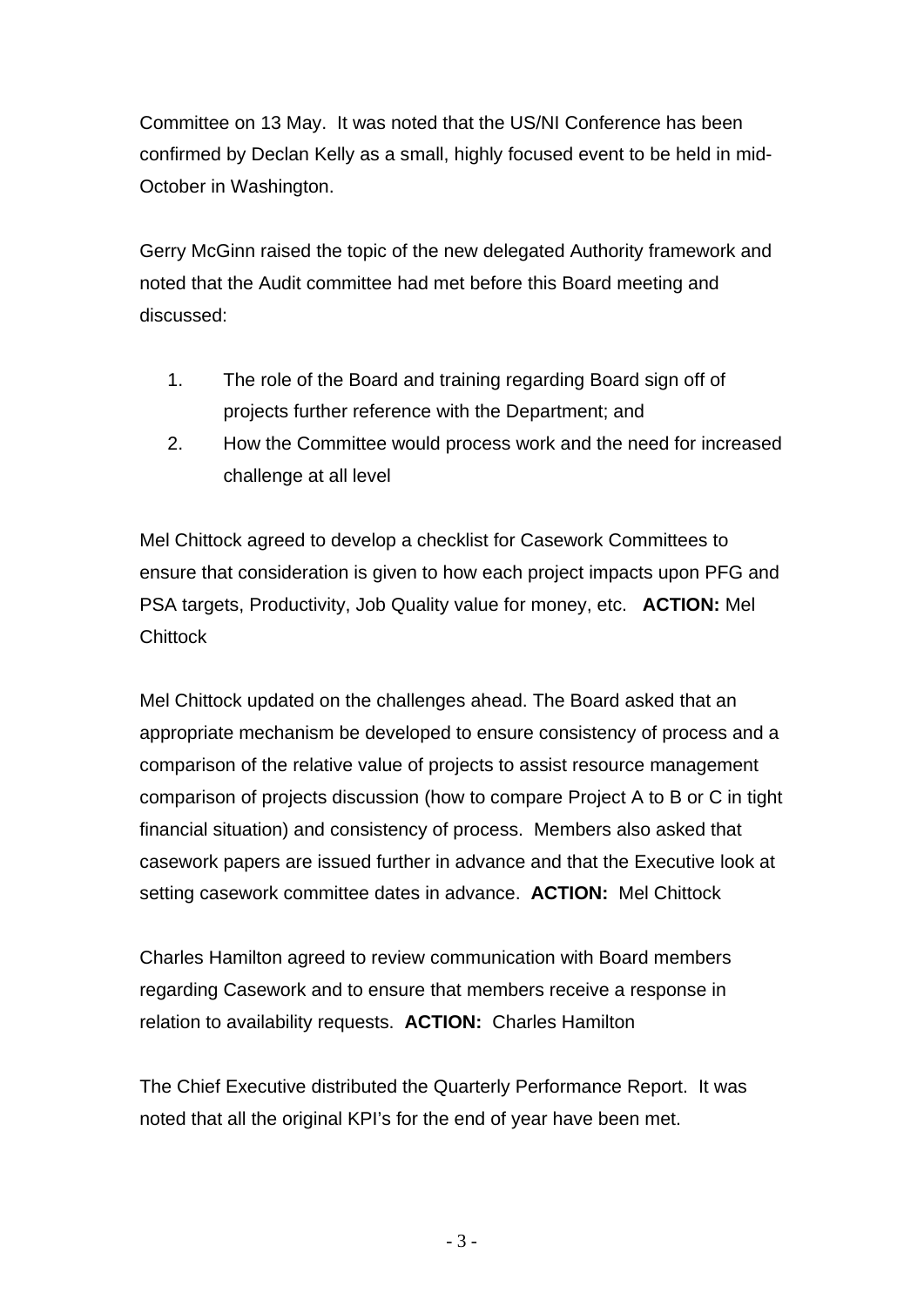Committee on 13 May. It was noted that the US/NI Conference has been confirmed by Declan Kelly as a small, highly focused event to be held in mid-October in Washington.

Gerry McGinn raised the topic of the new delegated Authority framework and noted that the Audit committee had met before this Board meeting and discussed:

1. The role of the Board and training regarding Board sign off of projects further reference with the Department; and
2. How the Committee would process work and the need for increased challenge at all level

Mel Chittock agreed to develop a checklist for Casework Committees to ensure that consideration is given to how each project impacts upon PFG and PSA targets, Productivity, Job Quality value for money, etc. **ACTION:** Mel Chittock

Mel Chittock updated on the challenges ahead. The Board asked that an appropriate mechanism be developed to ensure consistency of process and a comparison of the relative value of projects to assist resource management comparison of projects discussion (how to compare Project A to B or C in tight financial situation) and consistency of process. Members also asked that casework papers are issued further in advance and that the Executive look at setting casework committee dates in advance. **ACTION:** Mel Chittock

Charles Hamilton agreed to review communication with Board members regarding Casework and to ensure that members receive a response in relation to availability requests. **ACTION:** Charles Hamilton

The Chief Executive distributed the Quarterly Performance Report. It was noted that all the original KPI's for the end of year have been met.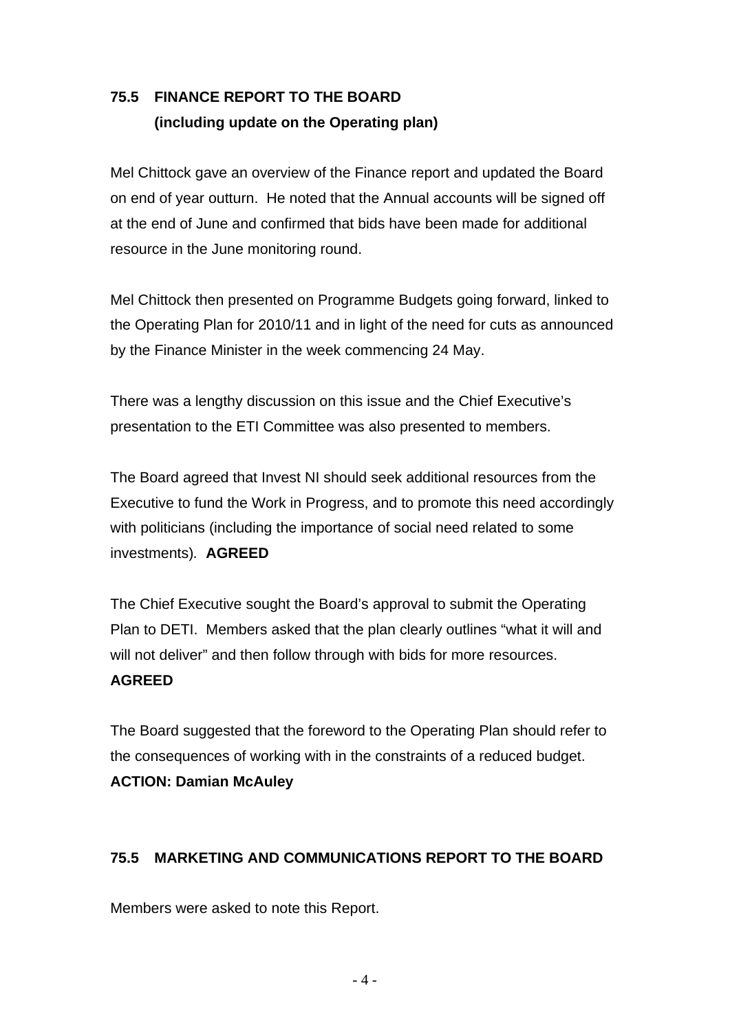## 75.5 FINANCE REPORT TO THE BOARD (including update on the Operating plan)

Mel Chittock gave an overview of the Finance report and updated the Board on end of year outturn. He noted that the Annual accounts will be signed off at the end of June and confirmed that bids have been made for additional resource in the June monitoring round.

Mel Chittock then presented on Programme Budgets going forward, linked to the Operating Plan for 2010/11 and in light of the need for cuts as announced by the Finance Minister in the week commencing 24 May.

There was a lengthy discussion on this issue and the Chief Executive's presentation to the ETI Committee was also presented to members.

The Board agreed that Invest NI should seek additional resources from the Executive to fund the Work in Progress, and to promote this need accordingly with politicians (including the importance of social need related to some investments). **AGREED**

The Chief Executive sought the Board's approval to submit the Operating Plan to DETI. Members asked that the plan clearly outlines "what it will and will not deliver" and then follow through with bids for more resources. **AGREED**

The Board suggested that the foreword to the Operating Plan should refer to the consequences of working with in the constraints of a reduced budget. **ACTION: Damian McAuley**

## 75.5 MARKETING AND COMMUNICATIONS REPORT TO THE BOARD

Members were asked to note this Report.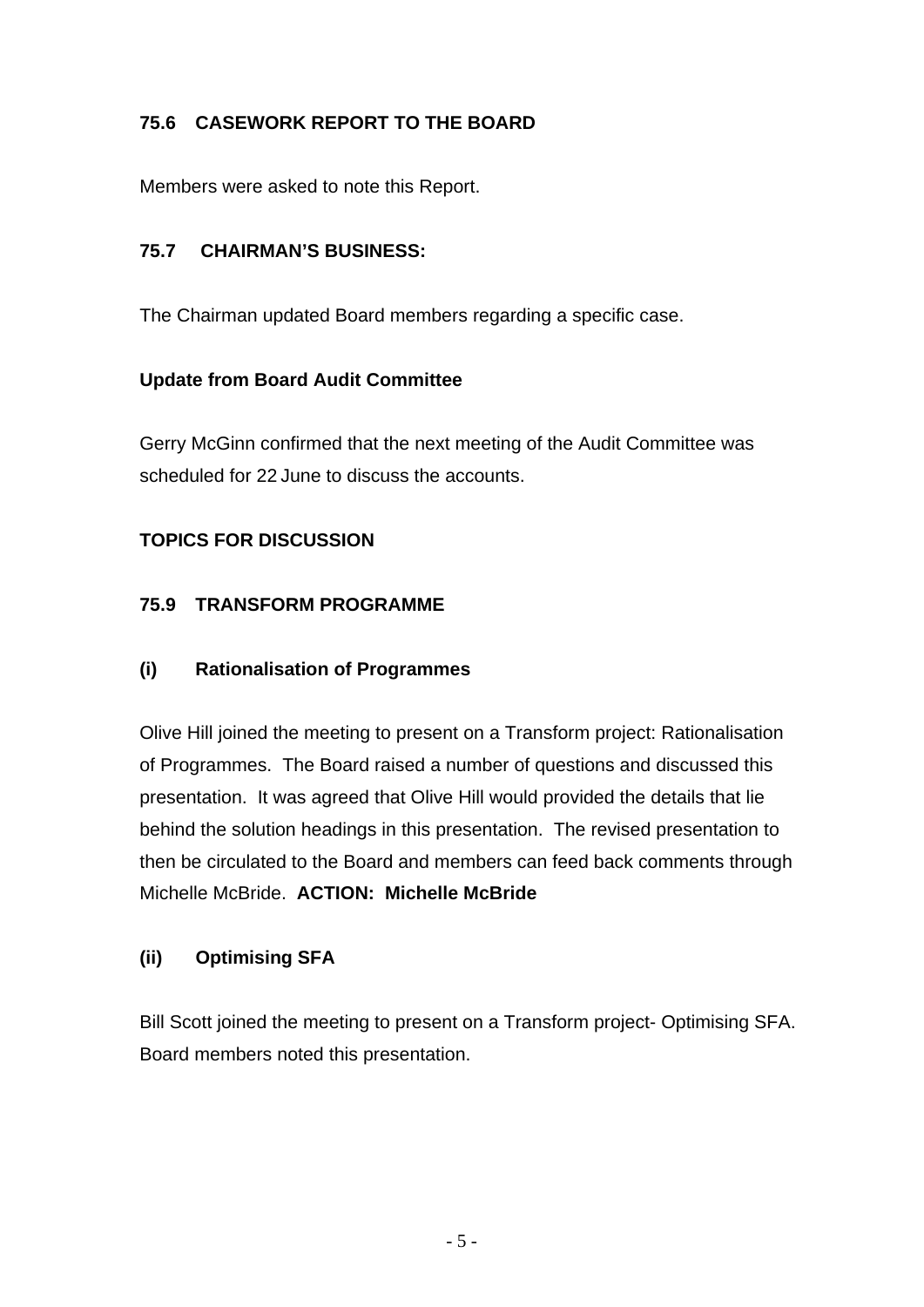**75.6 CASEWORK REPORT TO THE BOARD**

Members were asked to note this Report.

**75.7 CHAIRMAN'S BUSINESS:**

The Chairman updated Board members regarding a specific case.

**Update from Board Audit Committee**

Gerry McGinn confirmed that the next meeting of the Audit Committee was scheduled for 22 June to discuss the accounts.

**TOPICS FOR DISCUSSION**

**75.9 TRANSFORM PROGRAMME**

**(i) Rationalisation of Programmes**

Olive Hill joined the meeting to present on a Transform project: Rationalisation of Programmes. The Board raised a number of questions and discussed this presentation. It was agreed that Olive Hill would provided the details that lie behind the solution headings in this presentation. The revised presentation to then be circulated to the Board and members can feed back comments through Michelle McBride. **ACTION: Michelle McBride**

**(ii) Optimising SFA**

Bill Scott joined the meeting to present on a Transform project- Optimising SFA. Board members noted this presentation.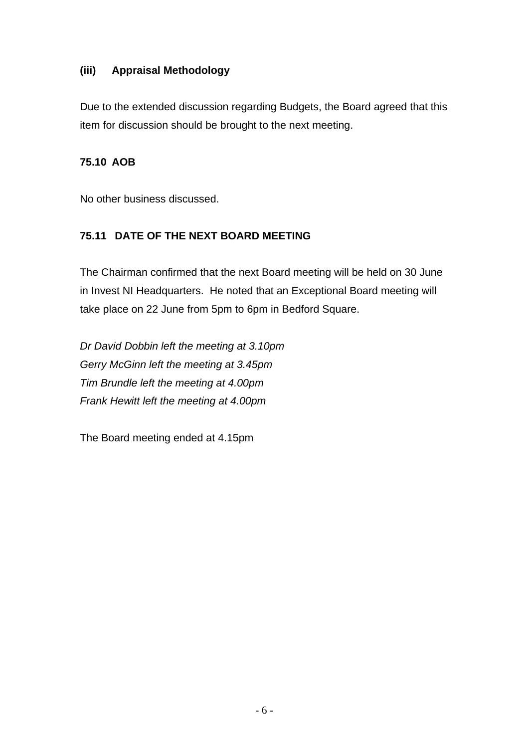### (iii) Appraisal Methodology

Due to the extended discussion regarding Budgets, the Board agreed that this item for discussion should be brought to the next meeting.

### 75.10 AOB

No other business discussed.

### 75.11 DATE OF THE NEXT BOARD MEETING

The Chairman confirmed that the next Board meeting will be held on 30 June in Invest NI Headquarters. He noted that an Exceptional Board meeting will take place on 22 June from 5pm to 6pm in Bedford Square.

*Dr David Dobbin left the meeting at 3.10pm*
*Gerry McGinn left the meeting at 3.45pm*
*Tim Brundle left the meeting at 4.00pm*
*Frank Hewitt left the meeting at 4.00pm*

The Board meeting ended at 4.15pm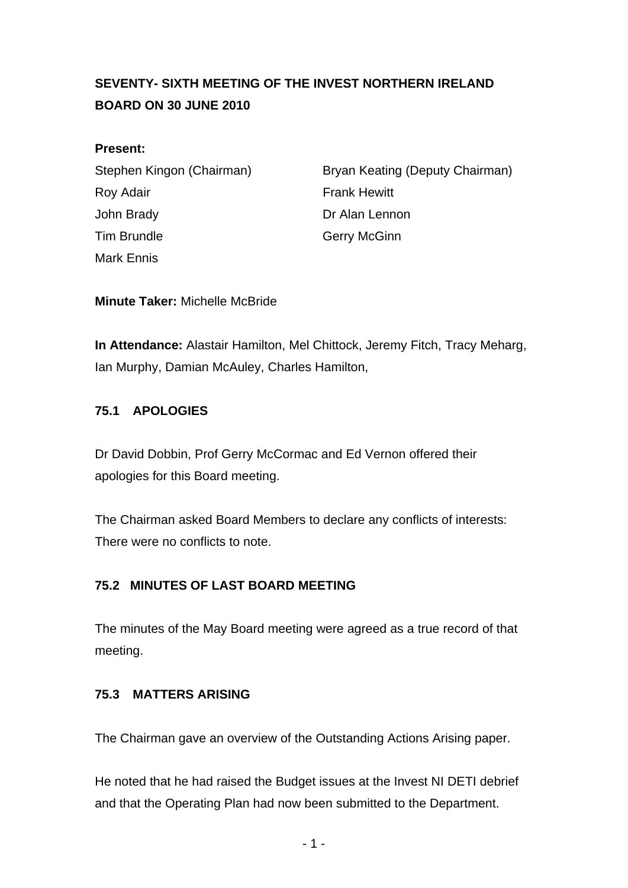**SEVENTY- SIXTH MEETING OF THE INVEST NORTHERN IRELAND BOARD ON 30 JUNE 2010**

**Present:**

Stephen Kingon (Chairman)
Bryan Keating (Deputy Chairman)
Roy Adair
Frank Hewitt
John Brady
Dr Alan Lennon
Tim Brundle
Gerry McGinn
Mark Ennis

**Minute Taker:** Michelle McBride

**In Attendance:** Alastair Hamilton, Mel Chittock, Jeremy Fitch, Tracy Meharg, Ian Murphy, Damian McAuley, Charles Hamilton,

**75.1 APOLOGIES**

Dr David Dobbin, Prof Gerry McCormac and Ed Vernon offered their apologies for this Board meeting.

The Chairman asked Board Members to declare any conflicts of interests: There were no conflicts to note.

**75.2 MINUTES OF LAST BOARD MEETING**

The minutes of the May Board meeting were agreed as a true record of that meeting.

**75.3 MATTERS ARISING**

The Chairman gave an overview of the Outstanding Actions Arising paper.

He noted that he had raised the Budget issues at the Invest NI DETI debrief and that the Operating Plan had now been submitted to the Department.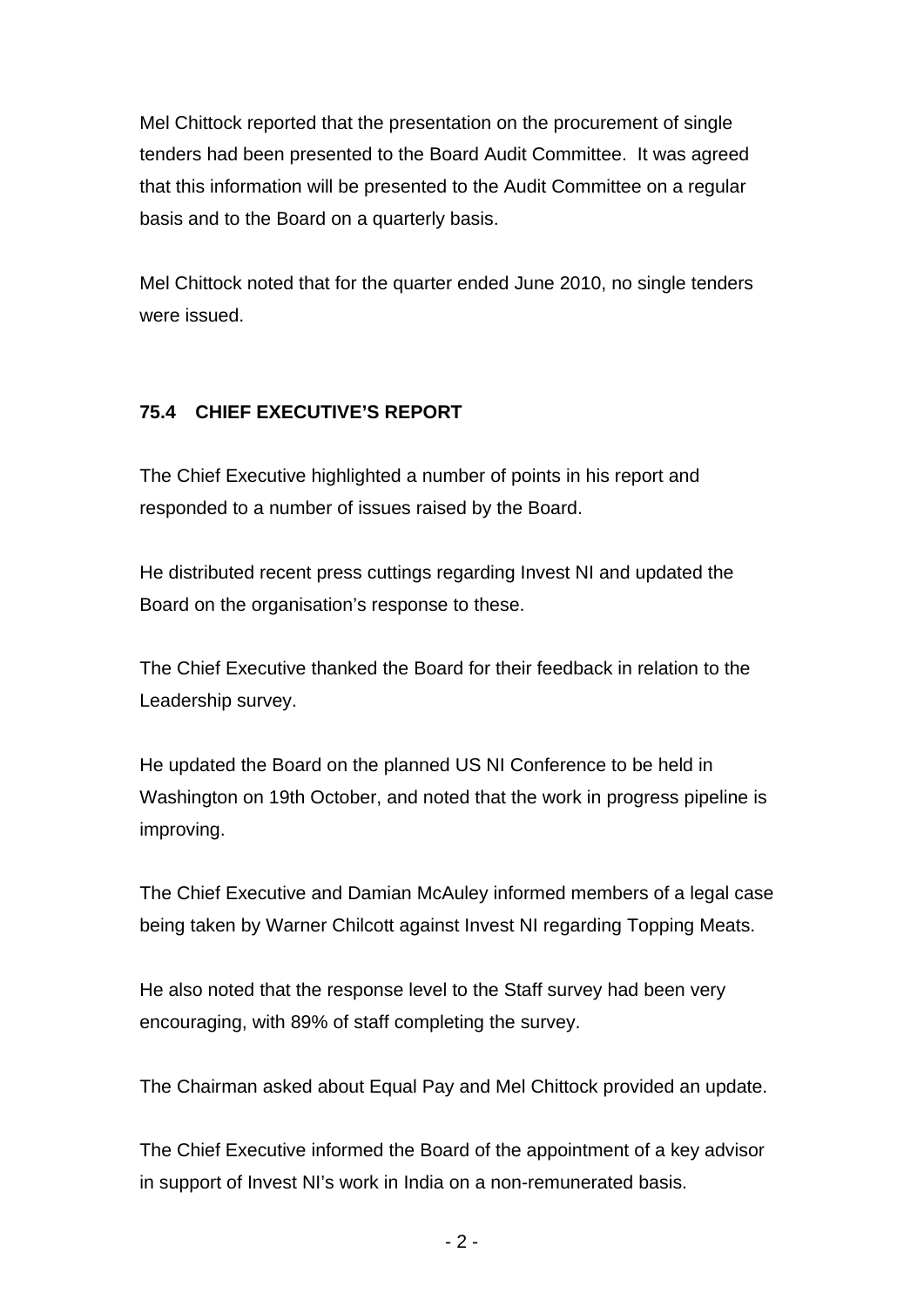Mel Chittock reported that the presentation on the procurement of single tenders had been presented to the Board Audit Committee. It was agreed that this information will be presented to the Audit Committee on a regular basis and to the Board on a quarterly basis.

Mel Chittock noted that for the quarter ended June 2010, no single tenders were issued.

**75.4 CHIEF EXECUTIVE'S REPORT**

The Chief Executive highlighted a number of points in his report and responded to a number of issues raised by the Board.

He distributed recent press cuttings regarding Invest NI and updated the Board on the organisation's response to these.

The Chief Executive thanked the Board for their feedback in relation to the Leadership survey.

He updated the Board on the planned US NI Conference to be held in Washington on 19th October, and noted that the work in progress pipeline is improving.

The Chief Executive and Damian McAuley informed members of a legal case being taken by Warner Chilcott against Invest NI regarding Topping Meats.

He also noted that the response level to the Staff survey had been very encouraging, with 89% of staff completing the survey.

The Chairman asked about Equal Pay and Mel Chittock provided an update.

The Chief Executive informed the Board of the appointment of a key advisor in support of Invest NI's work in India on a non-remunerated basis.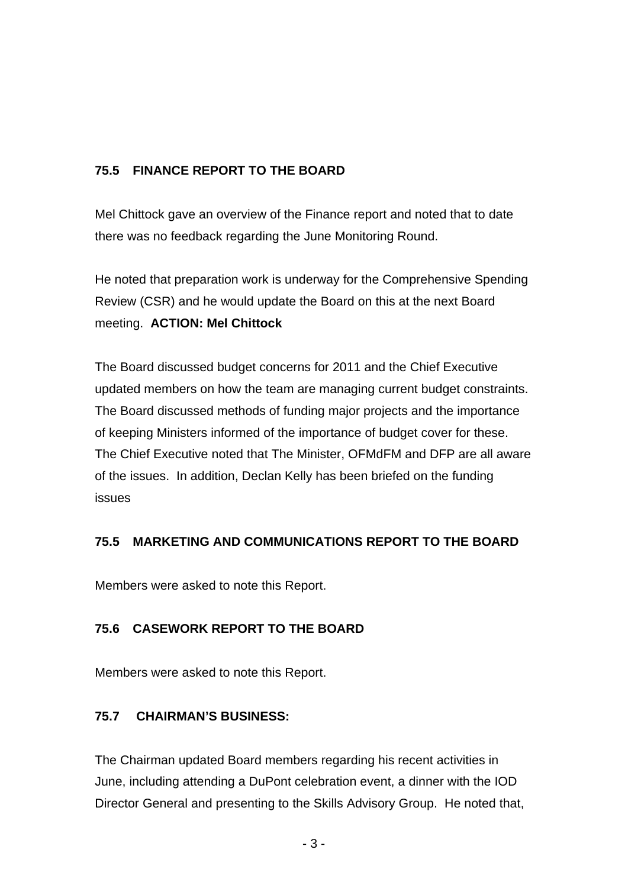### 75.5 FINANCE REPORT TO THE BOARD

Mel Chittock gave an overview of the Finance report and noted that to date there was no feedback regarding the June Monitoring Round.

He noted that preparation work is underway for the Comprehensive Spending Review (CSR) and he would update the Board on this at the next Board meeting. **ACTION: Mel Chittock**

The Board discussed budget concerns for 2011 and the Chief Executive updated members on how the team are managing current budget constraints. The Board discussed methods of funding major projects and the importance of keeping Ministers informed of the importance of budget cover for these. The Chief Executive noted that The Minister, OFMdFM and DFP are all aware of the issues. In addition, Declan Kelly has been briefed on the funding issues

### 75.5 MARKETING AND COMMUNICATIONS REPORT TO THE BOARD

Members were asked to note this Report.

### 75.6 CASEWORK REPORT TO THE BOARD

Members were asked to note this Report.

### 75.7 CHAIRMAN'S BUSINESS:

The Chairman updated Board members regarding his recent activities in June, including attending a DuPont celebration event, a dinner with the IOD Director General and presenting to the Skills Advisory Group. He noted that,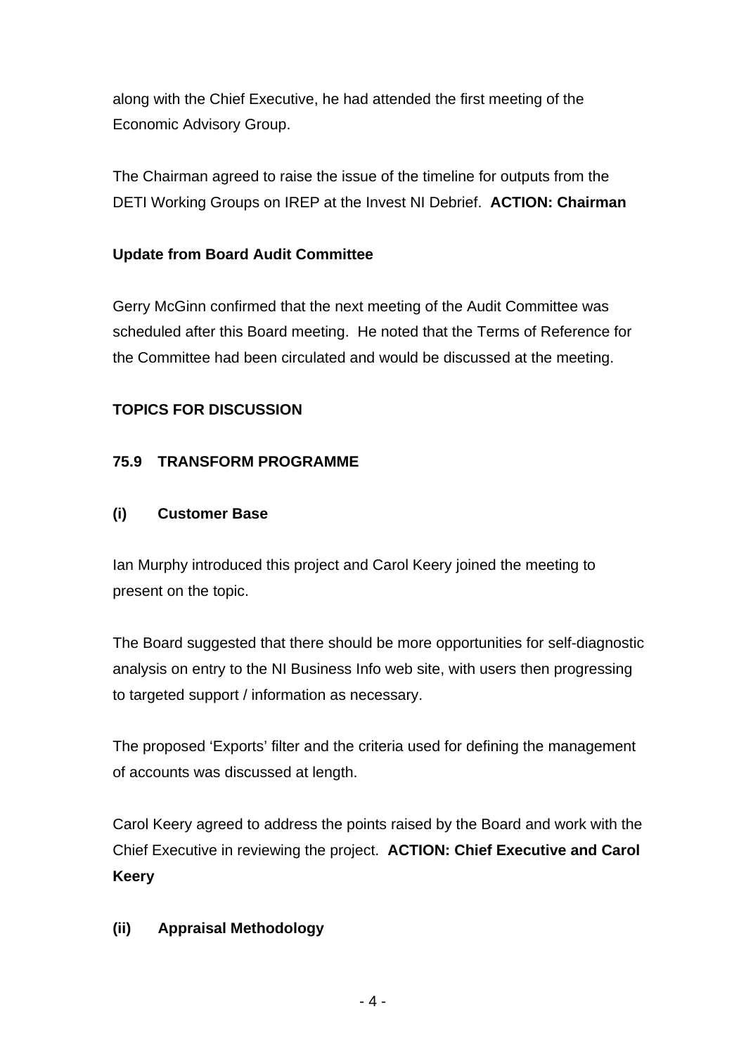along with the Chief Executive, he had attended the first meeting of the Economic Advisory Group.

The Chairman agreed to raise the issue of the timeline for outputs from the DETI Working Groups on IREP at the Invest NI Debrief. **ACTION: Chairman**

**Update from Board Audit Committee**

Gerry McGinn confirmed that the next meeting of the Audit Committee was scheduled after this Board meeting. He noted that the Terms of Reference for the Committee had been circulated and would be discussed at the meeting.

**TOPICS FOR DISCUSSION**

**75.9 TRANSFORM PROGRAMME**

**(i) Customer Base**

Ian Murphy introduced this project and Carol Keery joined the meeting to present on the topic.

The Board suggested that there should be more opportunities for self-diagnostic analysis on entry to the NI Business Info web site, with users then progressing to targeted support / information as necessary.

The proposed 'Exports' filter and the criteria used for defining the management of accounts was discussed at length.

Carol Keery agreed to address the points raised by the Board and work with the Chief Executive in reviewing the project. **ACTION: Chief Executive and Carol Keery**

**(ii) Appraisal Methodology**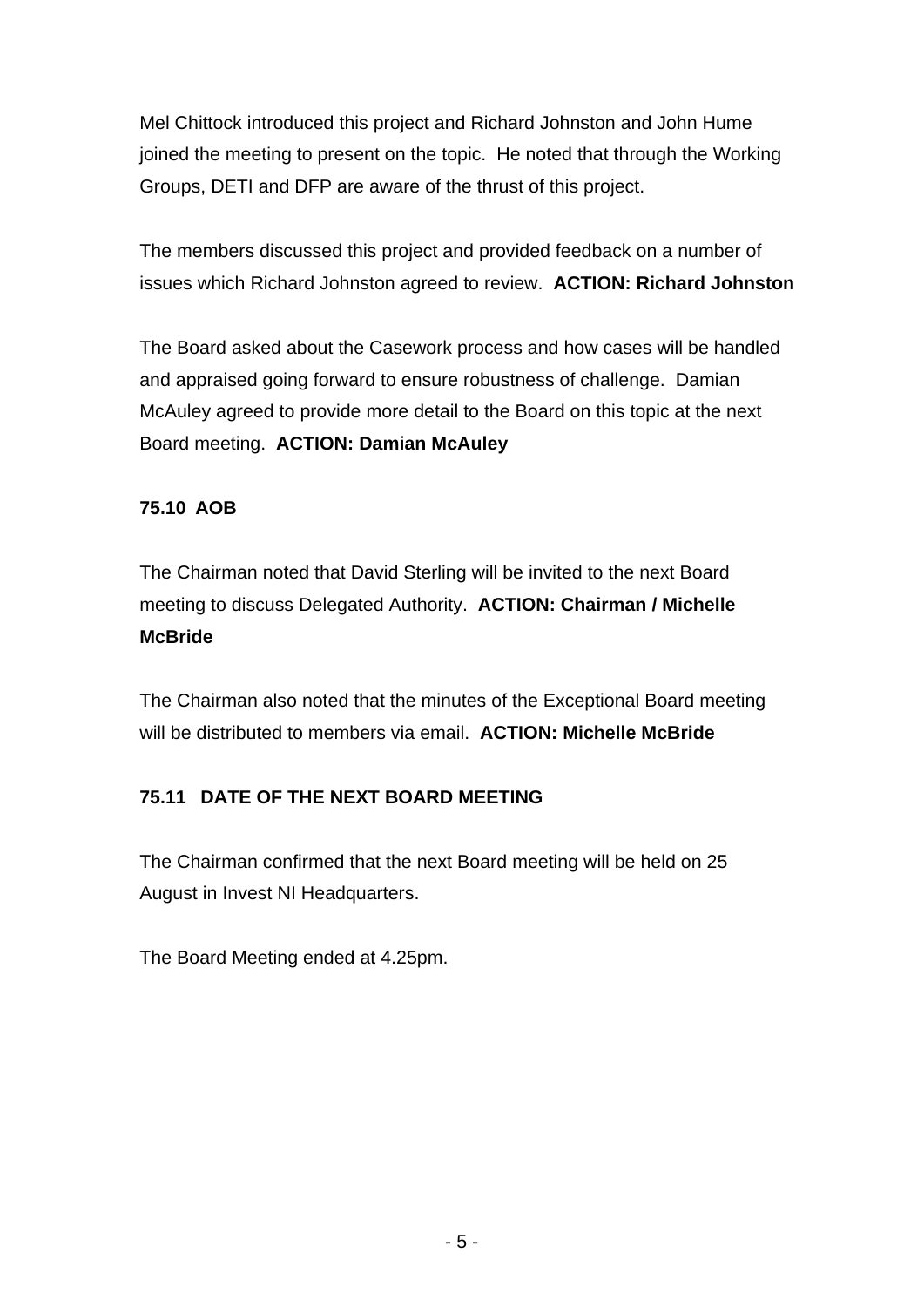Mel Chittock introduced this project and Richard Johnston and John Hume joined the meeting to present on the topic. He noted that through the Working Groups, DETI and DFP are aware of the thrust of this project.

The members discussed this project and provided feedback on a number of issues which Richard Johnston agreed to review. **ACTION: Richard Johnston**

The Board asked about the Casework process and how cases will be handled and appraised going forward to ensure robustness of challenge. Damian McAuley agreed to provide more detail to the Board on this topic at the next Board meeting. **ACTION: Damian McAuley**

**75.10 AOB**

The Chairman noted that David Sterling will be invited to the next Board meeting to discuss Delegated Authority. **ACTION: Chairman / Michelle McBride**

The Chairman also noted that the minutes of the Exceptional Board meeting will be distributed to members via email. **ACTION: Michelle McBride**

**75.11 DATE OF THE NEXT BOARD MEETING**

The Chairman confirmed that the next Board meeting will be held on 25 August in Invest NI Headquarters.

The Board Meeting ended at 4.25pm.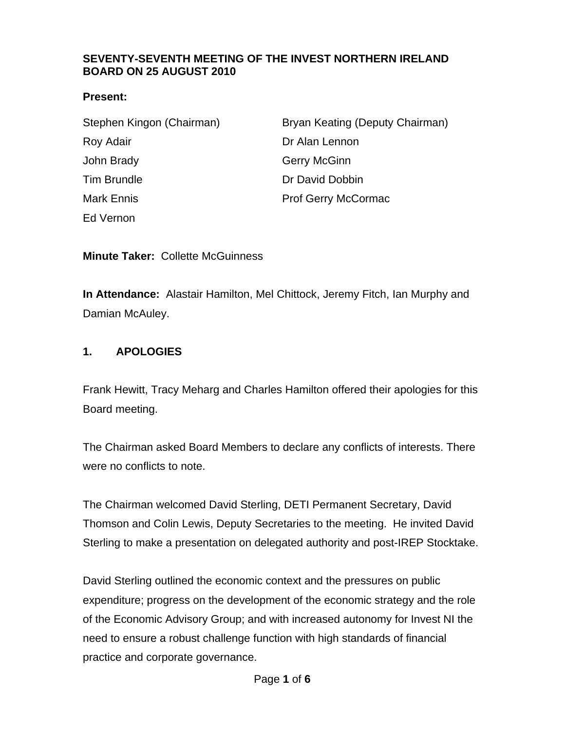**SEVENTY-SEVENTH MEETING OF THE INVEST NORTHERN IRELAND BOARD ON 25 AUGUST 2010**

**Present:**

| | |
|---|---|
| Stephen Kingon (Chairman) | Bryan Keating (Deputy Chairman) |
| Roy Adair | Dr Alan Lennon |
| John Brady | Gerry McGinn |
| Tim Brundle | Dr David Dobbin |
| Mark Ennis | Prof Gerry McCormac |
| Ed Vernon | |

**Minute Taker:** Collette McGuinness

**In Attendance:** Alastair Hamilton, Mel Chittock, Jeremy Fitch, Ian Murphy and Damian McAuley.

## 1. APOLOGIES

Frank Hewitt, Tracy Meharg and Charles Hamilton offered their apologies for this Board meeting.

The Chairman asked Board Members to declare any conflicts of interests. There were no conflicts to note.

The Chairman welcomed David Sterling, DETI Permanent Secretary, David Thomson and Colin Lewis, Deputy Secretaries to the meeting. He invited David Sterling to make a presentation on delegated authority and post-IREP Stocktake.

David Sterling outlined the economic context and the pressures on public expenditure; progress on the development of the economic strategy and the role of the Economic Advisory Group; and with increased autonomy for Invest NI the need to ensure a robust challenge function with high standards of financial practice and corporate governance.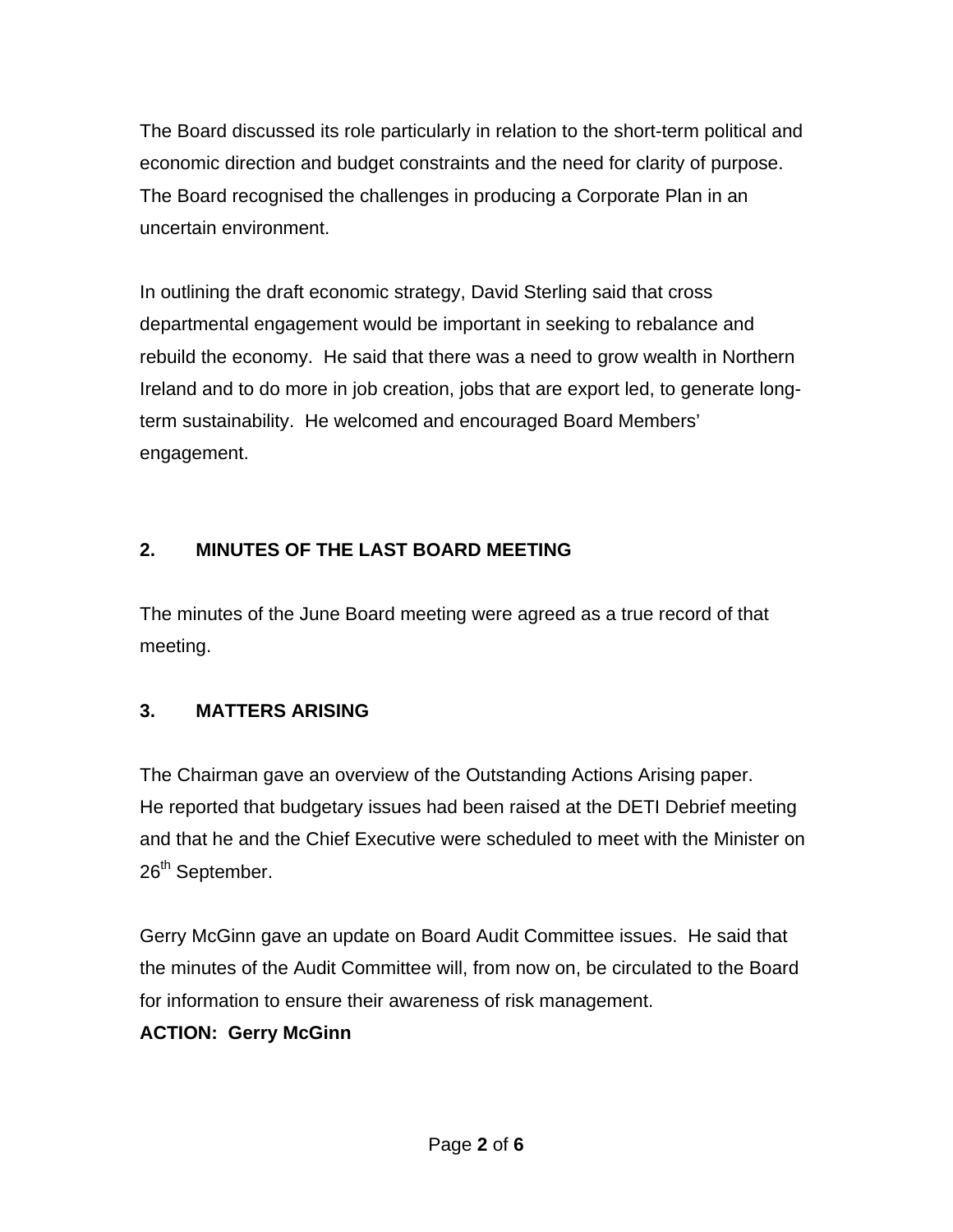The Board discussed its role particularly in relation to the short-term political and economic direction and budget constraints and the need for clarity of purpose. The Board recognised the challenges in producing a Corporate Plan in an uncertain environment.

In outlining the draft economic strategy, David Sterling said that cross departmental engagement would be important in seeking to rebalance and rebuild the economy. He said that there was a need to grow wealth in Northern Ireland and to do more in job creation, jobs that are export led, to generate long-term sustainability. He welcomed and encouraged Board Members' engagement.

## 2. MINUTES OF THE LAST BOARD MEETING

The minutes of the June Board meeting were agreed as a true record of that meeting.

## 3. MATTERS ARISING

The Chairman gave an overview of the Outstanding Actions Arising paper. He reported that budgetary issues had been raised at the DETI Debrief meeting and that he and the Chief Executive were scheduled to meet with the Minister on 26th September.

Gerry McGinn gave an update on Board Audit Committee issues. He said that the minutes of the Audit Committee will, from now on, be circulated to the Board for information to ensure their awareness of risk management.

**ACTION: Gerry McGinn**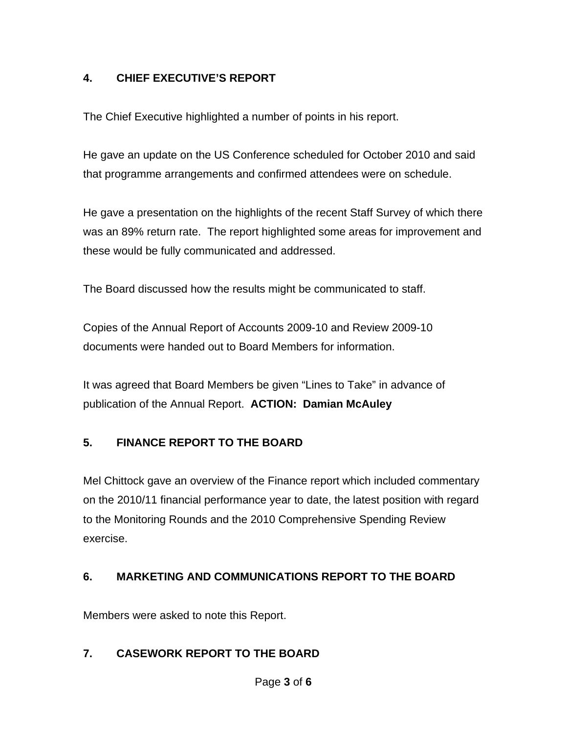## 4. CHIEF EXECUTIVE'S REPORT

The Chief Executive highlighted a number of points in his report.

He gave an update on the US Conference scheduled for October 2010 and said that programme arrangements and confirmed attendees were on schedule.

He gave a presentation on the highlights of the recent Staff Survey of which there was an 89% return rate. The report highlighted some areas for improvement and these would be fully communicated and addressed.

The Board discussed how the results might be communicated to staff.

Copies of the Annual Report of Accounts 2009-10 and Review 2009-10 documents were handed out to Board Members for information.

It was agreed that Board Members be given "Lines to Take" in advance of publication of the Annual Report. **ACTION: Damian McAuley**

## 5. FINANCE REPORT TO THE BOARD

Mel Chittock gave an overview of the Finance report which included commentary on the 2010/11 financial performance year to date, the latest position with regard to the Monitoring Rounds and the 2010 Comprehensive Spending Review exercise.

## 6. MARKETING AND COMMUNICATIONS REPORT TO THE BOARD

Members were asked to note this Report.

## 7. CASEWORK REPORT TO THE BOARD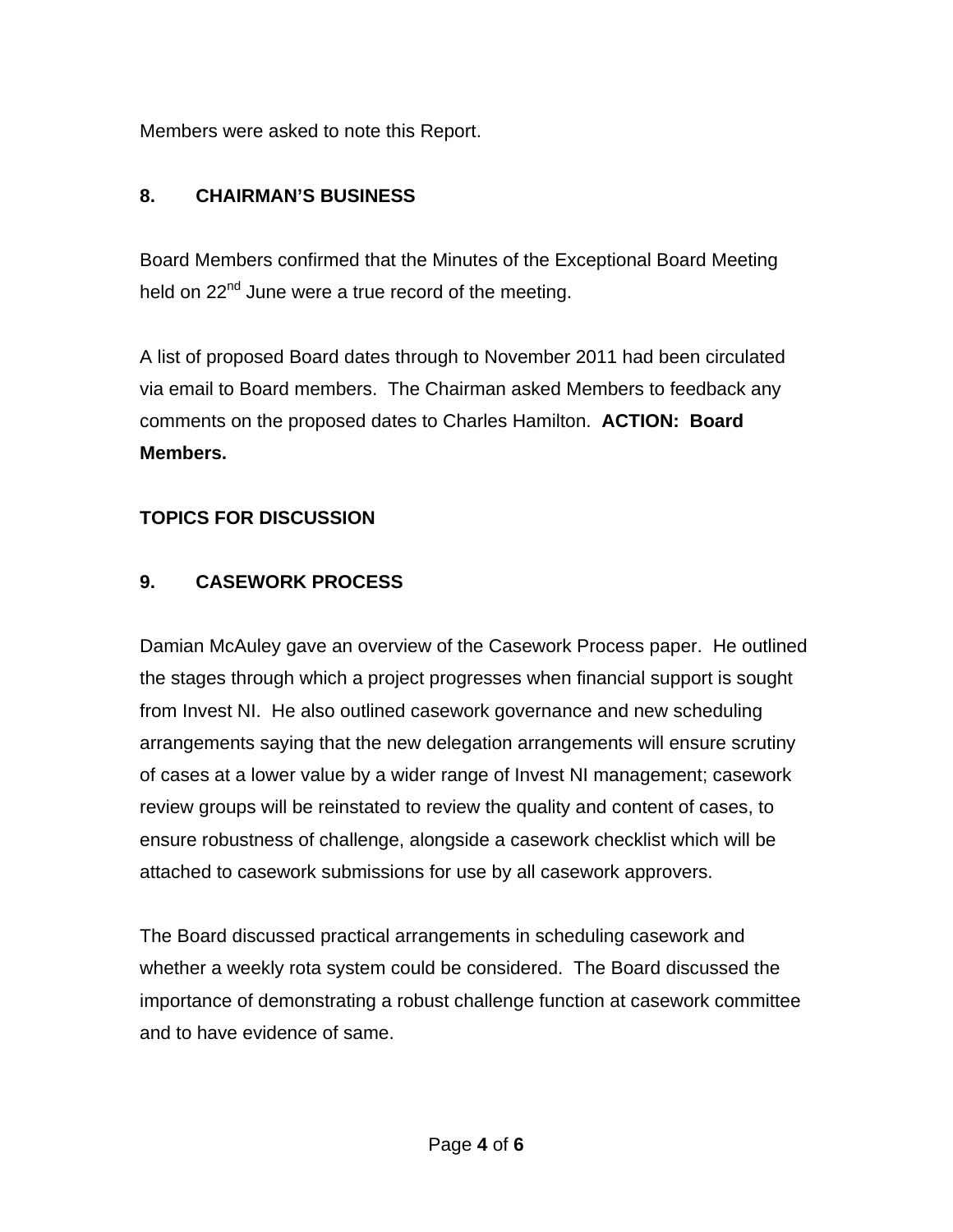Members were asked to note this Report.

## 8. CHAIRMAN'S BUSINESS

Board Members confirmed that the Minutes of the Exceptional Board Meeting held on 22nd June were a true record of the meeting.

A list of proposed Board dates through to November 2011 had been circulated via email to Board members. The Chairman asked Members to feedback any comments on the proposed dates to Charles Hamilton. **ACTION: Board Members.**

## TOPICS FOR DISCUSSION

## 9. CASEWORK PROCESS

Damian McAuley gave an overview of the Casework Process paper. He outlined the stages through which a project progresses when financial support is sought from Invest NI. He also outlined casework governance and new scheduling arrangements saying that the new delegation arrangements will ensure scrutiny of cases at a lower value by a wider range of Invest NI management; casework review groups will be reinstated to review the quality and content of cases, to ensure robustness of challenge, alongside a casework checklist which will be attached to casework submissions for use by all casework approvers.

The Board discussed practical arrangements in scheduling casework and whether a weekly rota system could be considered. The Board discussed the importance of demonstrating a robust challenge function at casework committee and to have evidence of same.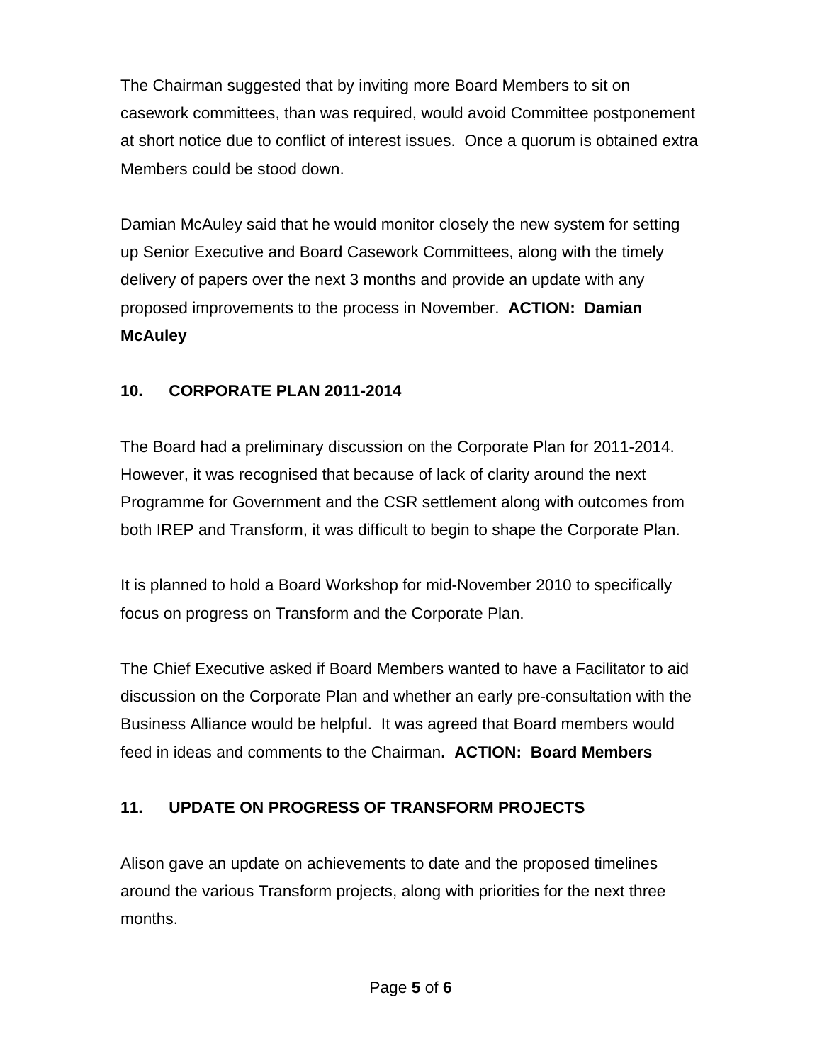The Chairman suggested that by inviting more Board Members to sit on casework committees, than was required, would avoid Committee postponement at short notice due to conflict of interest issues.  Once a quorum is obtained extra Members could be stood down.

Damian McAuley said that he would monitor closely the new system for setting up Senior Executive and Board Casework Committees, along with the timely delivery of papers over the next 3 months and provide an update with any proposed improvements to the process in November.  **ACTION:  Damian McAuley**

## 10. CORPORATE PLAN 2011-2014

The Board had a preliminary discussion on the Corporate Plan for 2011-2014. However, it was recognised that because of lack of clarity around the next Programme for Government and the CSR settlement along with outcomes from both IREP and Transform, it was difficult to begin to shape the Corporate Plan.

It is planned to hold a Board Workshop for mid-November 2010 to specifically focus on progress on Transform and the Corporate Plan.

The Chief Executive asked if Board Members wanted to have a Facilitator to aid discussion on the Corporate Plan and whether an early pre-consultation with the Business Alliance would be helpful.  It was agreed that Board members would feed in ideas and comments to the Chairman**.  ACTION:  Board Members**

## 11. UPDATE ON PROGRESS OF TRANSFORM PROJECTS

Alison gave an update on achievements to date and the proposed timelines around the various Transform projects, along with priorities for the next three months.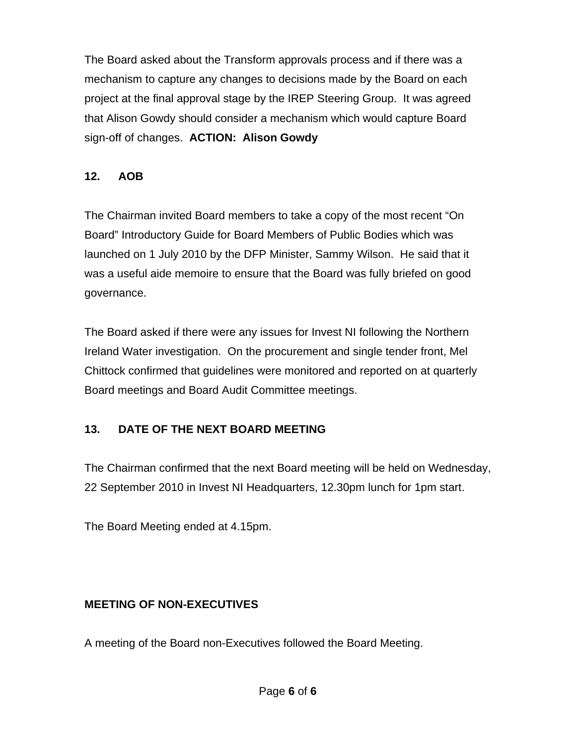The Board asked about the Transform approvals process and if there was a mechanism to capture any changes to decisions made by the Board on each project at the final approval stage by the IREP Steering Group. It was agreed that Alison Gowdy should consider a mechanism which would capture Board sign-off of changes. **ACTION: Alison Gowdy**

## 12. AOB

The Chairman invited Board members to take a copy of the most recent "On Board" Introductory Guide for Board Members of Public Bodies which was launched on 1 July 2010 by the DFP Minister, Sammy Wilson. He said that it was a useful aide memoire to ensure that the Board was fully briefed on good governance.

The Board asked if there were any issues for Invest NI following the Northern Ireland Water investigation. On the procurement and single tender front, Mel Chittock confirmed that guidelines were monitored and reported on at quarterly Board meetings and Board Audit Committee meetings.

## 13. DATE OF THE NEXT BOARD MEETING

The Chairman confirmed that the next Board meeting will be held on Wednesday, 22 September 2010 in Invest NI Headquarters, 12.30pm lunch for 1pm start.

The Board Meeting ended at 4.15pm.

## MEETING OF NON-EXECUTIVES

A meeting of the Board non-Executives followed the Board Meeting.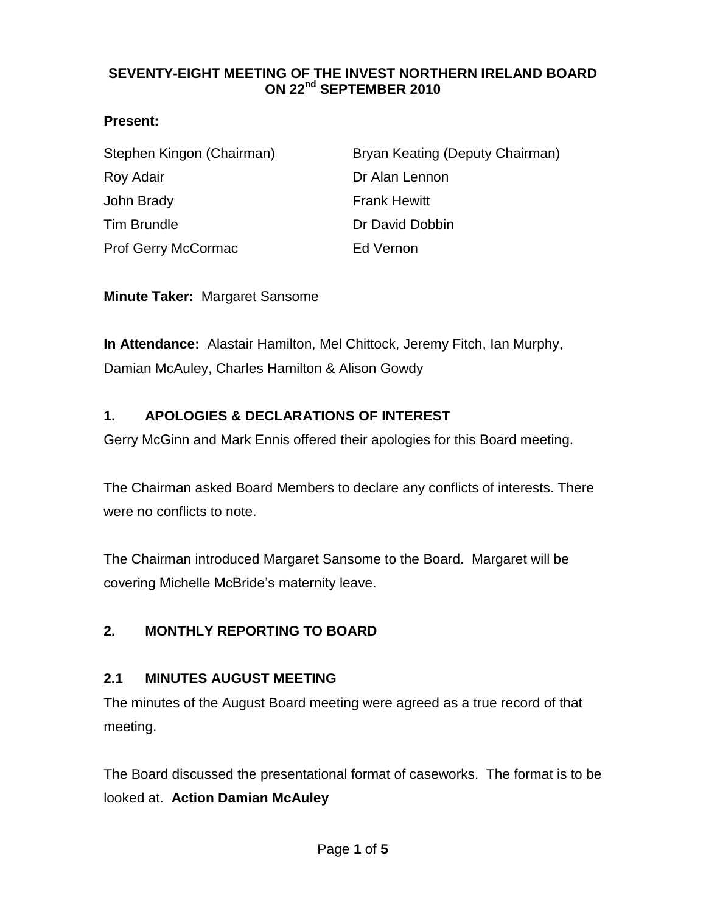# SEVENTY-EIGHT MEETING OF THE INVEST NORTHERN IRELAND BOARD ON 22nd SEPTEMBER 2010

**Present:**

Stephen Kingon (Chairman)
Bryan Keating (Deputy Chairman)
Roy Adair
Dr Alan Lennon
John Brady
Frank Hewitt
Tim Brundle
Dr David Dobbin
Prof Gerry McCormac
Ed Vernon

**Minute Taker:** Margaret Sansome

**In Attendance:** Alastair Hamilton, Mel Chittock, Jeremy Fitch, Ian Murphy, Damian McAuley, Charles Hamilton & Alison Gowdy

## 1. APOLOGIES & DECLARATIONS OF INTEREST

Gerry McGinn and Mark Ennis offered their apologies for this Board meeting.

The Chairman asked Board Members to declare any conflicts of interests. There were no conflicts to note.

The Chairman introduced Margaret Sansome to the Board. Margaret will be covering Michelle McBride's maternity leave.

## 2. MONTHLY REPORTING TO BOARD

### 2.1 MINUTES AUGUST MEETING

The minutes of the August Board meeting were agreed as a true record of that meeting.

The Board discussed the presentational format of caseworks. The format is to be looked at. **Action Damian McAuley**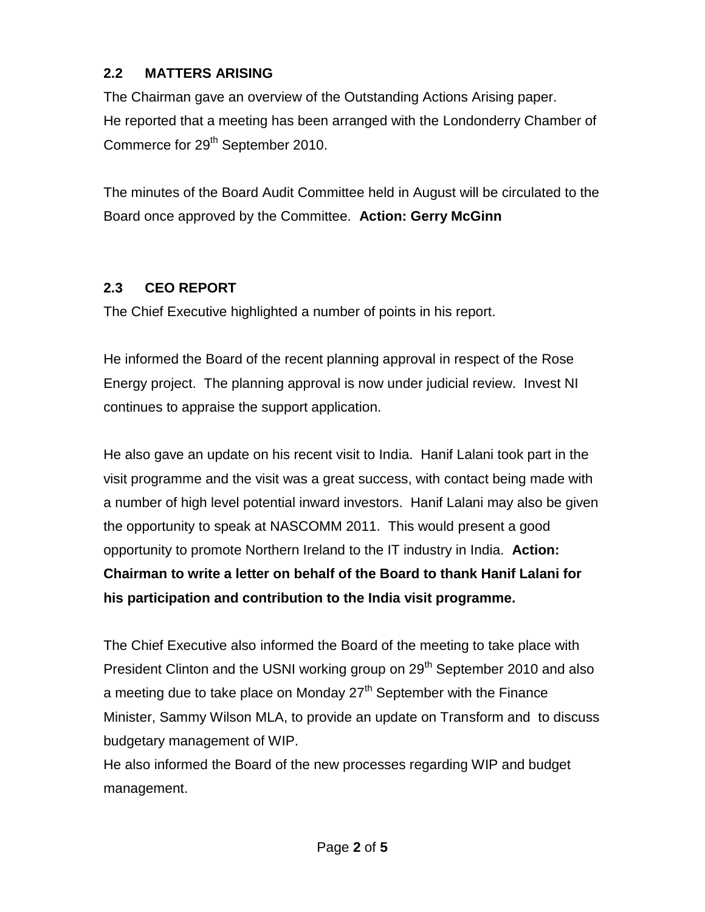## 2.2 MATTERS ARISING

The Chairman gave an overview of the Outstanding Actions Arising paper.
He reported that a meeting has been arranged with the Londonderry Chamber of Commerce for 29th September 2010.

The minutes of the Board Audit Committee held in August will be circulated to the Board once approved by the Committee. **Action: Gerry McGinn**

## 2.3 CEO REPORT

The Chief Executive highlighted a number of points in his report.

He informed the Board of the recent planning approval in respect of the Rose Energy project. The planning approval is now under judicial review. Invest NI continues to appraise the support application.

He also gave an update on his recent visit to India. Hanif Lalani took part in the visit programme and the visit was a great success, with contact being made with a number of high level potential inward investors. Hanif Lalani may also be given the opportunity to speak at NASCOMM 2011. This would present a good opportunity to promote Northern Ireland to the IT industry in India. **Action: Chairman to write a letter on behalf of the Board to thank Hanif Lalani for his participation and contribution to the India visit programme.**

The Chief Executive also informed the Board of the meeting to take place with President Clinton and the USNI working group on 29th September 2010 and also a meeting due to take place on Monday 27th September with the Finance Minister, Sammy Wilson MLA, to provide an update on Transform and to discuss budgetary management of WIP.
He also informed the Board of the new processes regarding WIP and budget management.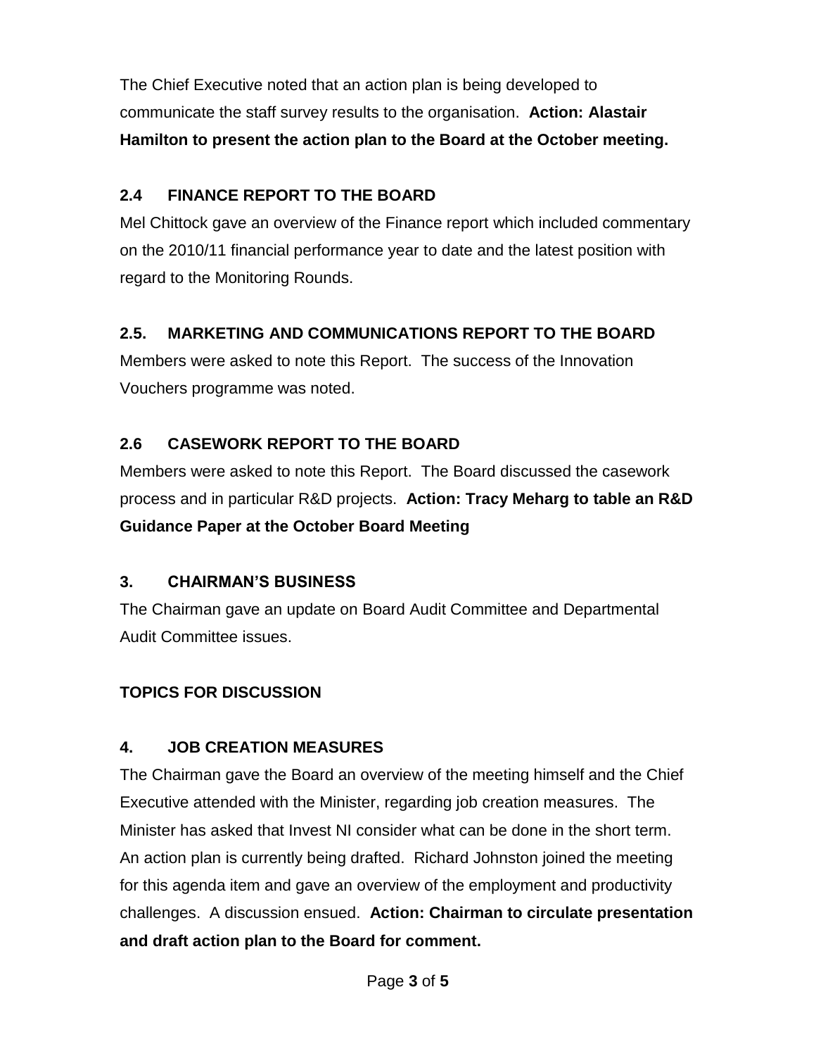The Chief Executive noted that an action plan is being developed to communicate the staff survey results to the organisation. **Action: Alastair Hamilton to present the action plan to the Board at the October meeting.**

## 2.4 FINANCE REPORT TO THE BOARD

Mel Chittock gave an overview of the Finance report which included commentary on the 2010/11 financial performance year to date and the latest position with regard to the Monitoring Rounds.

## 2.5. MARKETING AND COMMUNICATIONS REPORT TO THE BOARD

Members were asked to note this Report. The success of the Innovation Vouchers programme was noted.

## 2.6 CASEWORK REPORT TO THE BOARD

Members were asked to note this Report. The Board discussed the casework process and in particular R&D projects. **Action: Tracy Meharg to table an R&D Guidance Paper at the October Board Meeting**

## 3. CHAIRMAN'S BUSINESS

The Chairman gave an update on Board Audit Committee and Departmental Audit Committee issues.

## TOPICS FOR DISCUSSION

## 4. JOB CREATION MEASURES

The Chairman gave the Board an overview of the meeting himself and the Chief Executive attended with the Minister, regarding job creation measures. The Minister has asked that Invest NI consider what can be done in the short term. An action plan is currently being drafted. Richard Johnston joined the meeting for this agenda item and gave an overview of the employment and productivity challenges. A discussion ensued. **Action: Chairman to circulate presentation and draft action plan to the Board for comment.**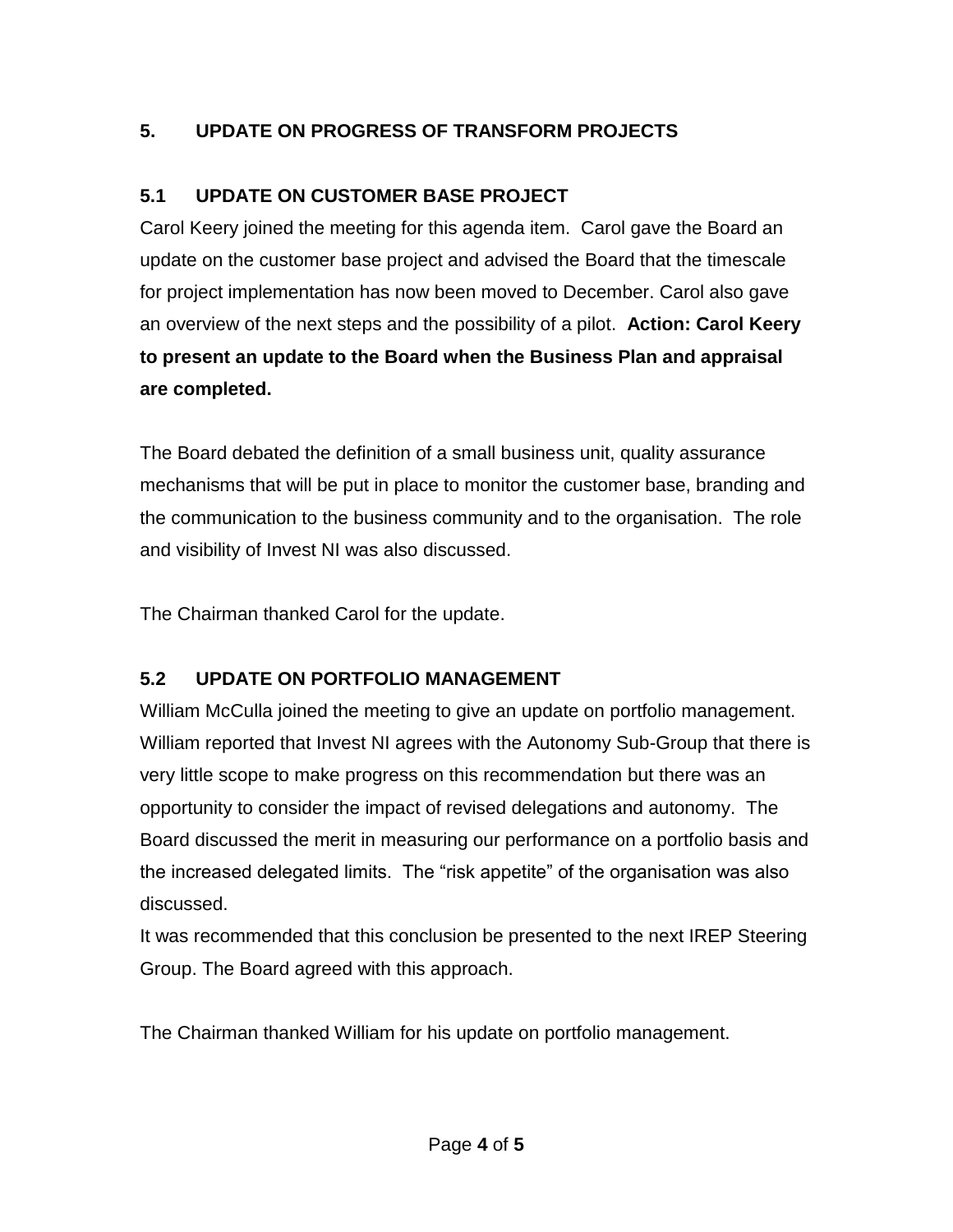## 5. UPDATE ON PROGRESS OF TRANSFORM PROJECTS

### 5.1 UPDATE ON CUSTOMER BASE PROJECT

Carol Keery joined the meeting for this agenda item. Carol gave the Board an update on the customer base project and advised the Board that the timescale for project implementation has now been moved to December. Carol also gave an overview of the next steps and the possibility of a pilot. **Action: Carol Keery to present an update to the Board when the Business Plan and appraisal are completed.**

The Board debated the definition of a small business unit, quality assurance mechanisms that will be put in place to monitor the customer base, branding and the communication to the business community and to the organisation. The role and visibility of Invest NI was also discussed.

The Chairman thanked Carol for the update.

### 5.2 UPDATE ON PORTFOLIO MANAGEMENT

William McCulla joined the meeting to give an update on portfolio management. William reported that Invest NI agrees with the Autonomy Sub-Group that there is very little scope to make progress on this recommendation but there was an opportunity to consider the impact of revised delegations and autonomy. The Board discussed the merit in measuring our performance on a portfolio basis and the increased delegated limits. The "risk appetite" of the organisation was also discussed.

It was recommended that this conclusion be presented to the next IREP Steering Group. The Board agreed with this approach.

The Chairman thanked William for his update on portfolio management.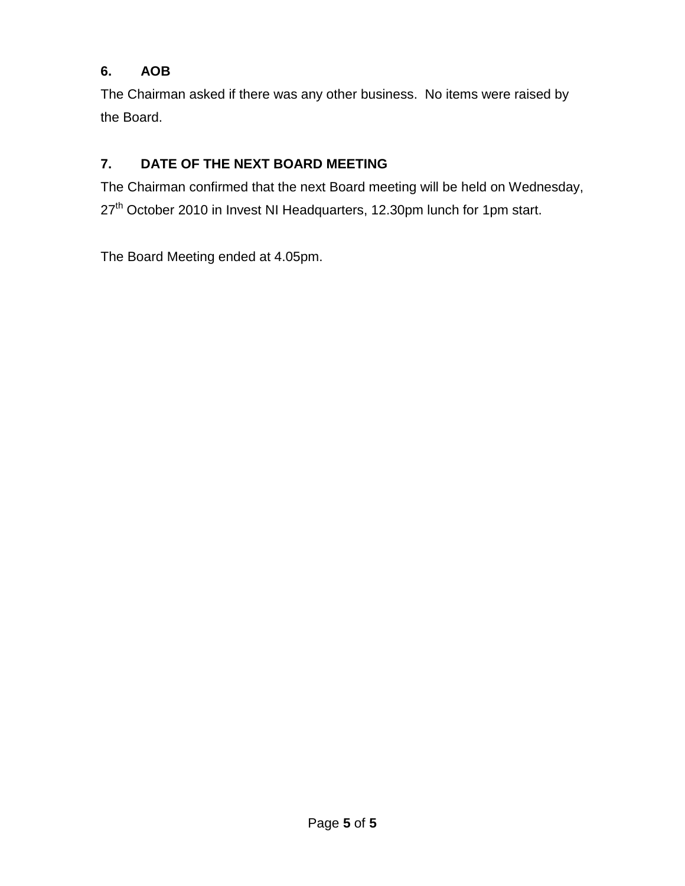## 6. AOB

The Chairman asked if there was any other business.  No items were raised by the Board.

## 7. DATE OF THE NEXT BOARD MEETING

The Chairman confirmed that the next Board meeting will be held on Wednesday, 27th October 2010 in Invest NI Headquarters, 12.30pm lunch for 1pm start.

The Board Meeting ended at 4.05pm.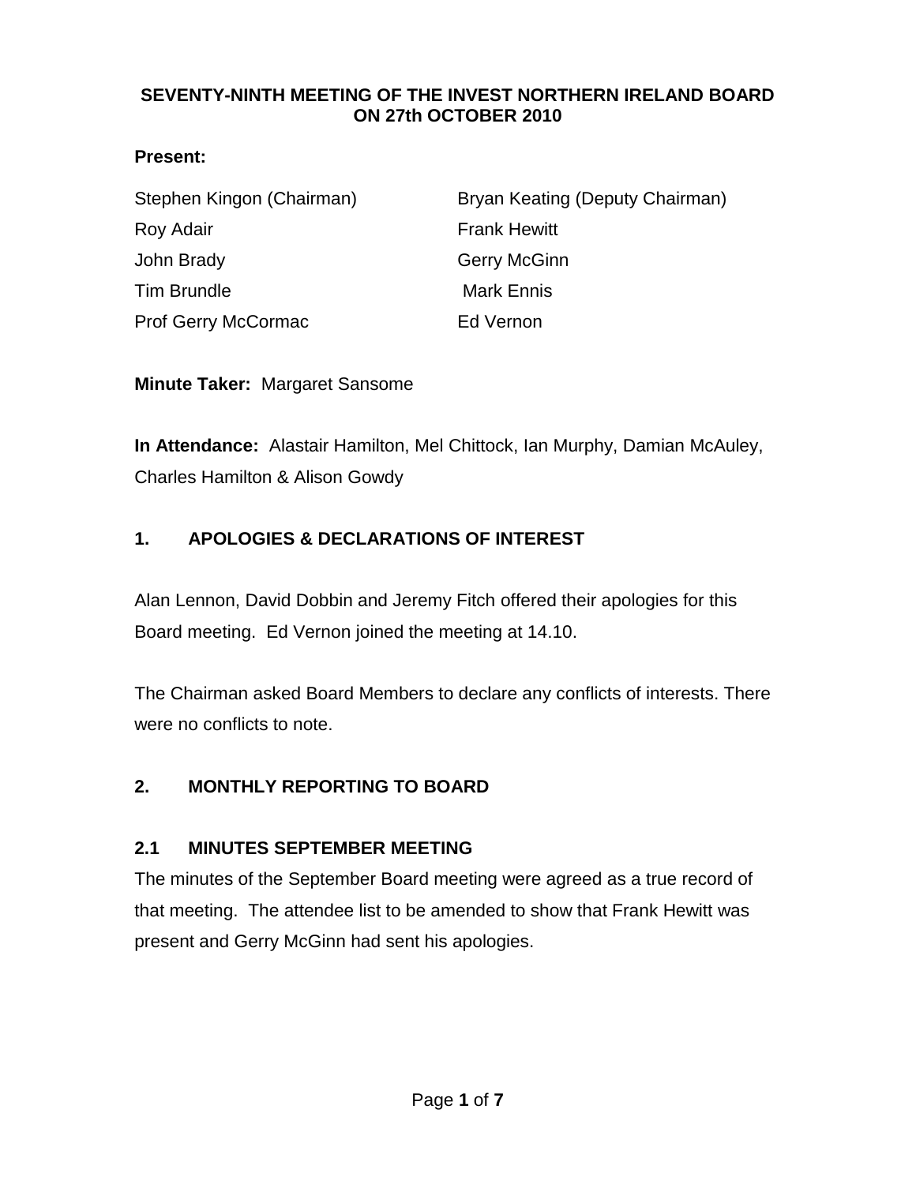**SEVENTY-NINTH MEETING OF THE INVEST NORTHERN IRELAND BOARD ON 27th OCTOBER 2010**

**Present:**

| | |
|---|---|
| Stephen Kingon (Chairman) | Bryan Keating (Deputy Chairman) |
| Roy Adair | Frank Hewitt |
| John Brady | Gerry McGinn |
| Tim Brundle | Mark Ennis |
| Prof Gerry McCormac | Ed Vernon |

**Minute Taker:** Margaret Sansome

**In Attendance:** Alastair Hamilton, Mel Chittock, Ian Murphy, Damian McAuley, Charles Hamilton & Alison Gowdy

## 1. APOLOGIES & DECLARATIONS OF INTEREST

Alan Lennon, David Dobbin and Jeremy Fitch offered their apologies for this Board meeting. Ed Vernon joined the meeting at 14.10.

The Chairman asked Board Members to declare any conflicts of interests. There were no conflicts to note.

## 2. MONTHLY REPORTING TO BOARD

### 2.1 MINUTES SEPTEMBER MEETING

The minutes of the September Board meeting were agreed as a true record of that meeting. The attendee list to be amended to show that Frank Hewitt was present and Gerry McGinn had sent his apologies.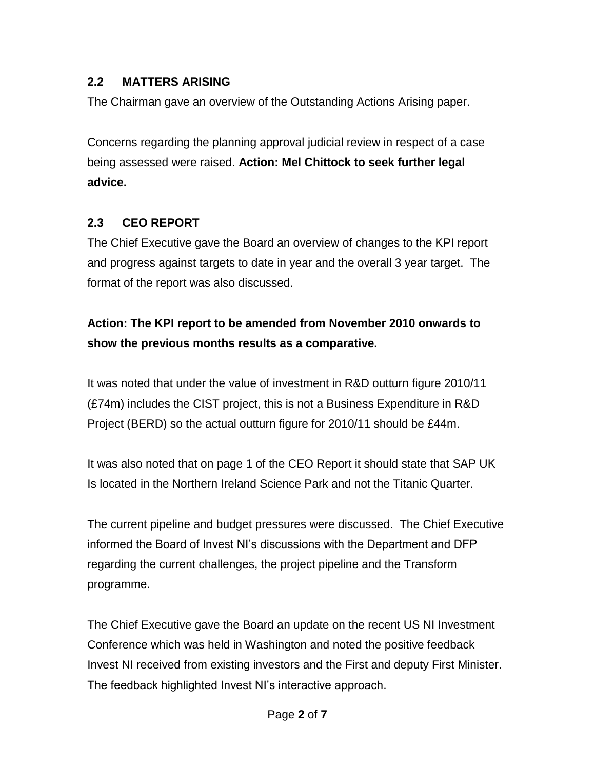## 2.2 MATTERS ARISING

The Chairman gave an overview of the Outstanding Actions Arising paper.

Concerns regarding the planning approval judicial review in respect of a case being assessed were raised. **Action: Mel Chittock to seek further legal advice.**

## 2.3 CEO REPORT

The Chief Executive gave the Board an overview of changes to the KPI report and progress against targets to date in year and the overall 3 year target. The format of the report was also discussed.

**Action: The KPI report to be amended from November 2010 onwards to show the previous months results as a comparative.**

It was noted that under the value of investment in R&D outturn figure 2010/11 (£74m) includes the CIST project, this is not a Business Expenditure in R&D Project (BERD) so the actual outturn figure for 2010/11 should be £44m.

It was also noted that on page 1 of the CEO Report it should state that SAP UK Is located in the Northern Ireland Science Park and not the Titanic Quarter.

The current pipeline and budget pressures were discussed. The Chief Executive informed the Board of Invest NI's discussions with the Department and DFP regarding the current challenges, the project pipeline and the Transform programme.

The Chief Executive gave the Board an update on the recent US NI Investment Conference which was held in Washington and noted the positive feedback Invest NI received from existing investors and the First and deputy First Minister. The feedback highlighted Invest NI's interactive approach.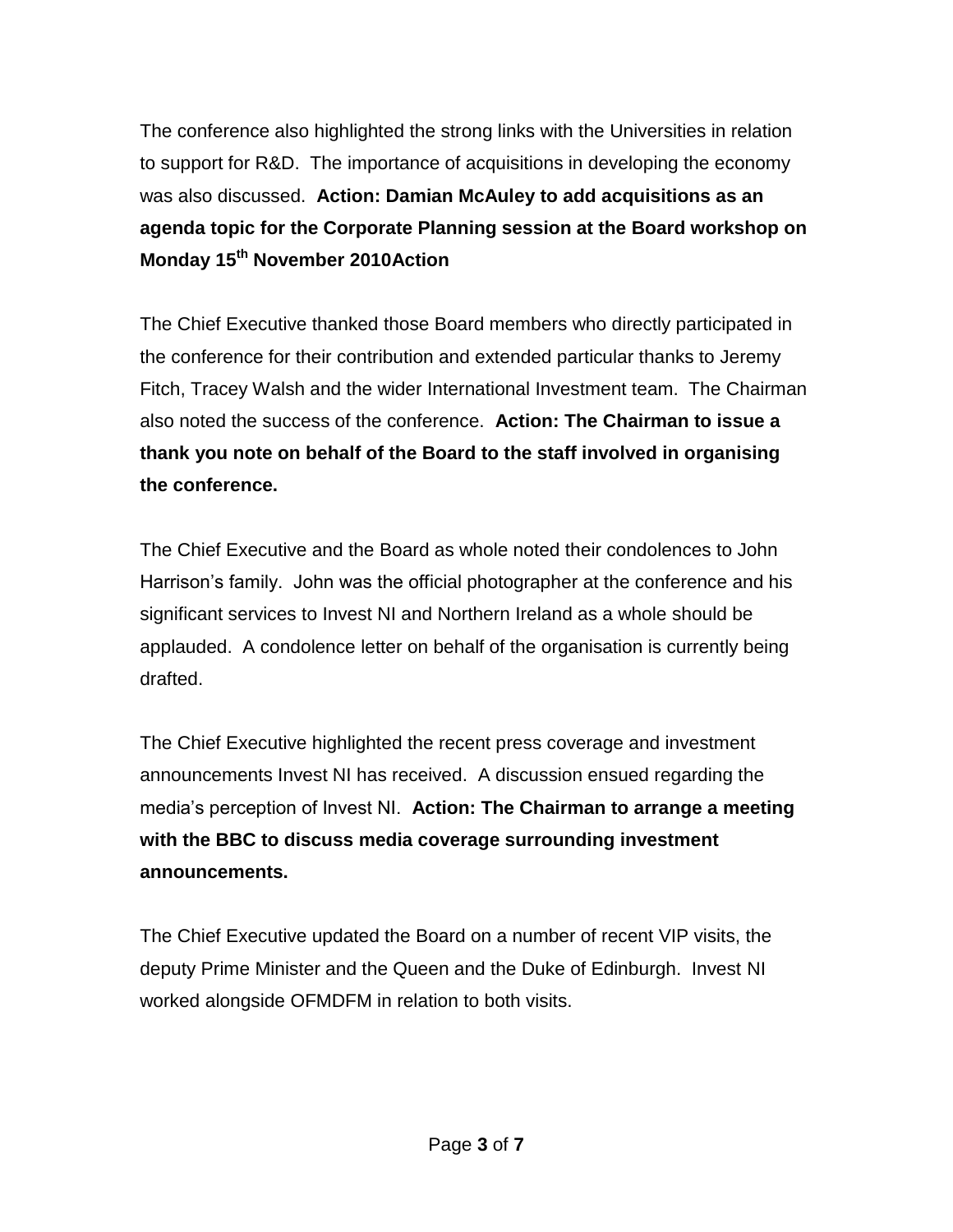The conference also highlighted the strong links with the Universities in relation to support for R&D. The importance of acquisitions in developing the economy was also discussed. **Action: Damian McAuley to add acquisitions as an agenda topic for the Corporate Planning session at the Board workshop on Monday 15th November 2010Action**

The Chief Executive thanked those Board members who directly participated in the conference for their contribution and extended particular thanks to Jeremy Fitch, Tracey Walsh and the wider International Investment team. The Chairman also noted the success of the conference. **Action: The Chairman to issue a thank you note on behalf of the Board to the staff involved in organising the conference.**

The Chief Executive and the Board as whole noted their condolences to John Harrison's family. John was the official photographer at the conference and his significant services to Invest NI and Northern Ireland as a whole should be applauded. A condolence letter on behalf of the organisation is currently being drafted.

The Chief Executive highlighted the recent press coverage and investment announcements Invest NI has received. A discussion ensued regarding the media's perception of Invest NI. **Action: The Chairman to arrange a meeting with the BBC to discuss media coverage surrounding investment announcements.**

The Chief Executive updated the Board on a number of recent VIP visits, the deputy Prime Minister and the Queen and the Duke of Edinburgh. Invest NI worked alongside OFMDFM in relation to both visits.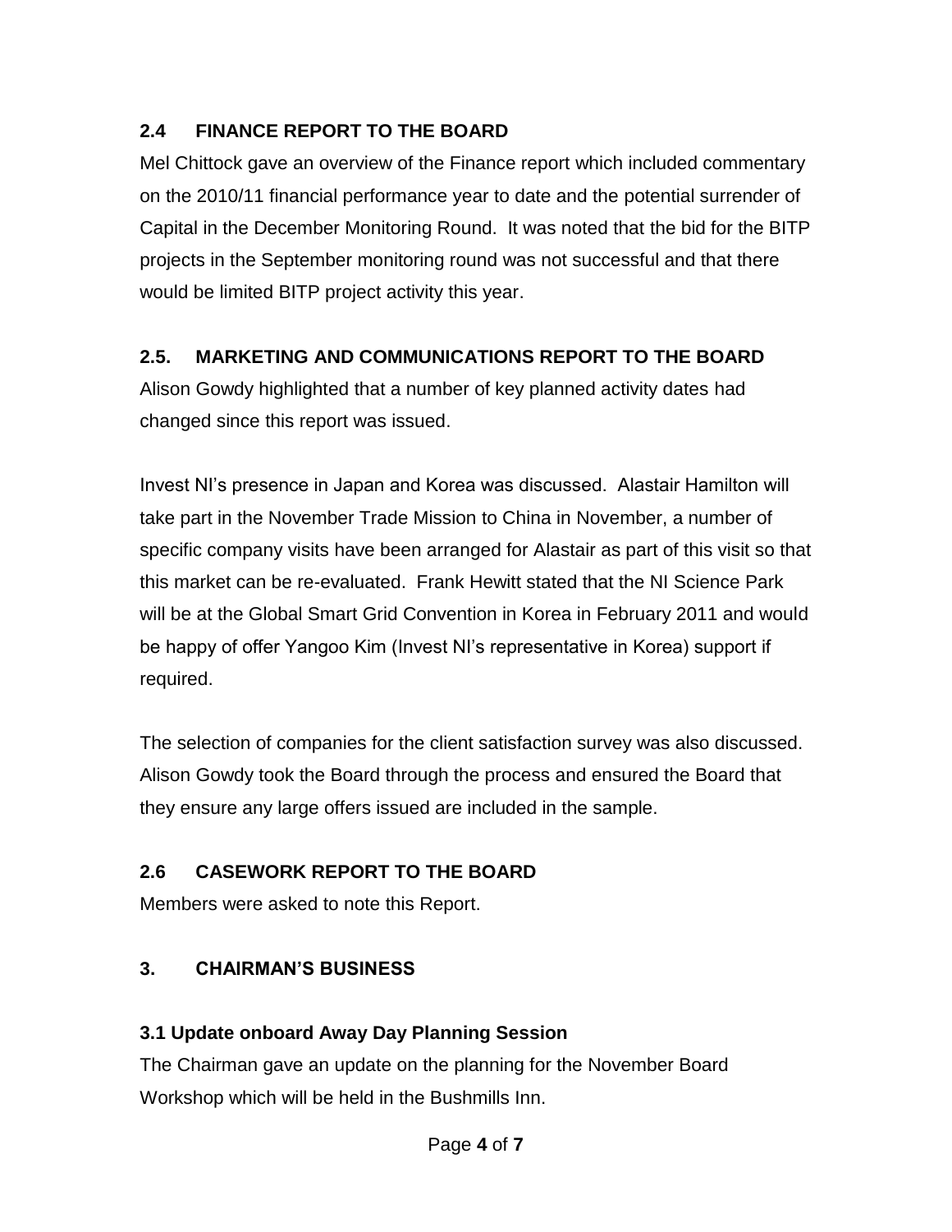## 2.4 FINANCE REPORT TO THE BOARD

Mel Chittock gave an overview of the Finance report which included commentary on the 2010/11 financial performance year to date and the potential surrender of Capital in the December Monitoring Round. It was noted that the bid for the BITP projects in the September monitoring round was not successful and that there would be limited BITP project activity this year.

## 2.5. MARKETING AND COMMUNICATIONS REPORT TO THE BOARD

Alison Gowdy highlighted that a number of key planned activity dates had changed since this report was issued.

Invest NI's presence in Japan and Korea was discussed. Alastair Hamilton will take part in the November Trade Mission to China in November, a number of specific company visits have been arranged for Alastair as part of this visit so that this market can be re-evaluated. Frank Hewitt stated that the NI Science Park will be at the Global Smart Grid Convention in Korea in February 2011 and would be happy of offer Yangoo Kim (Invest NI's representative in Korea) support if required.

The selection of companies for the client satisfaction survey was also discussed. Alison Gowdy took the Board through the process and ensured the Board that they ensure any large offers issued are included in the sample.

## 2.6 CASEWORK REPORT TO THE BOARD

Members were asked to note this Report.

## 3. CHAIRMAN'S BUSINESS

### 3.1 Update onboard Away Day Planning Session

The Chairman gave an update on the planning for the November Board Workshop which will be held in the Bushmills Inn.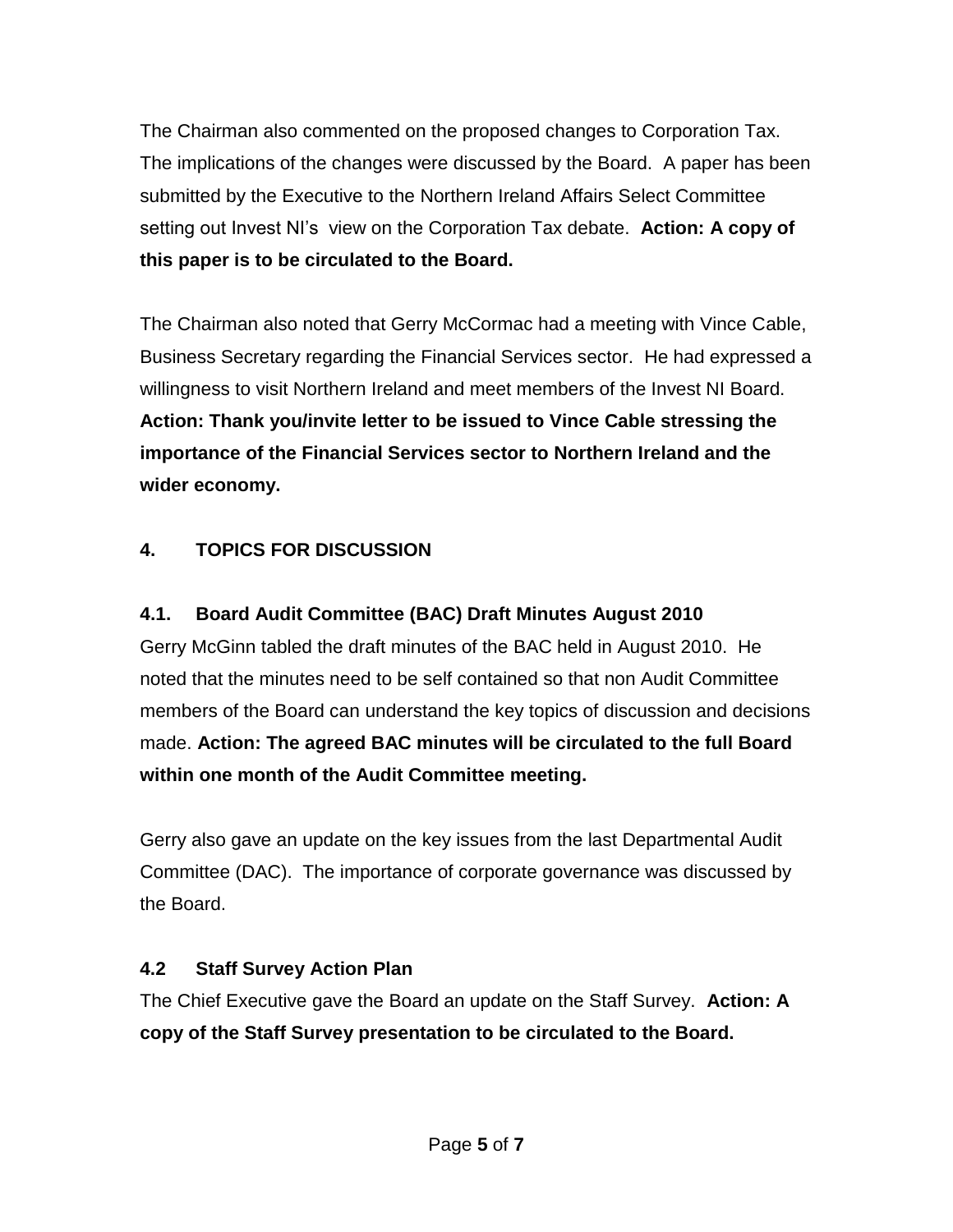The Chairman also commented on the proposed changes to Corporation Tax. The implications of the changes were discussed by the Board. A paper has been submitted by the Executive to the Northern Ireland Affairs Select Committee setting out Invest NI's view on the Corporation Tax debate. **Action: A copy of this paper is to be circulated to the Board.**

The Chairman also noted that Gerry McCormac had a meeting with Vince Cable, Business Secretary regarding the Financial Services sector. He had expressed a willingness to visit Northern Ireland and meet members of the Invest NI Board. **Action: Thank you/invite letter to be issued to Vince Cable stressing the importance of the Financial Services sector to Northern Ireland and the wider economy.**

## 4. TOPICS FOR DISCUSSION

### 4.1. Board Audit Committee (BAC) Draft Minutes August 2010

Gerry McGinn tabled the draft minutes of the BAC held in August 2010. He noted that the minutes need to be self contained so that non Audit Committee members of the Board can understand the key topics of discussion and decisions made. **Action: The agreed BAC minutes will be circulated to the full Board within one month of the Audit Committee meeting.**

Gerry also gave an update on the key issues from the last Departmental Audit Committee (DAC). The importance of corporate governance was discussed by the Board.

### 4.2 Staff Survey Action Plan

The Chief Executive gave the Board an update on the Staff Survey. **Action: A copy of the Staff Survey presentation to be circulated to the Board.**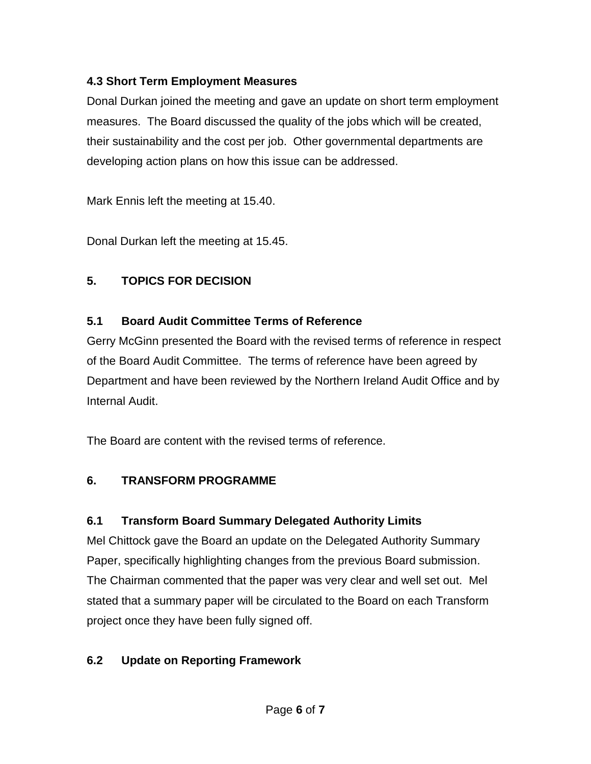### 4.3 Short Term Employment Measures

Donal Durkan joined the meeting and gave an update on short term employment measures. The Board discussed the quality of the jobs which will be created, their sustainability and the cost per job. Other governmental departments are developing action plans on how this issue can be addressed.

Mark Ennis left the meeting at 15.40.

Donal Durkan left the meeting at 15.45.

## 5. TOPICS FOR DECISION

### 5.1 Board Audit Committee Terms of Reference

Gerry McGinn presented the Board with the revised terms of reference in respect of the Board Audit Committee. The terms of reference have been agreed by Department and have been reviewed by the Northern Ireland Audit Office and by Internal Audit.

The Board are content with the revised terms of reference.

## 6. TRANSFORM PROGRAMME

### 6.1 Transform Board Summary Delegated Authority Limits

Mel Chittock gave the Board an update on the Delegated Authority Summary Paper, specifically highlighting changes from the previous Board submission. The Chairman commented that the paper was very clear and well set out. Mel stated that a summary paper will be circulated to the Board on each Transform project once they have been fully signed off.

### 6.2 Update on Reporting Framework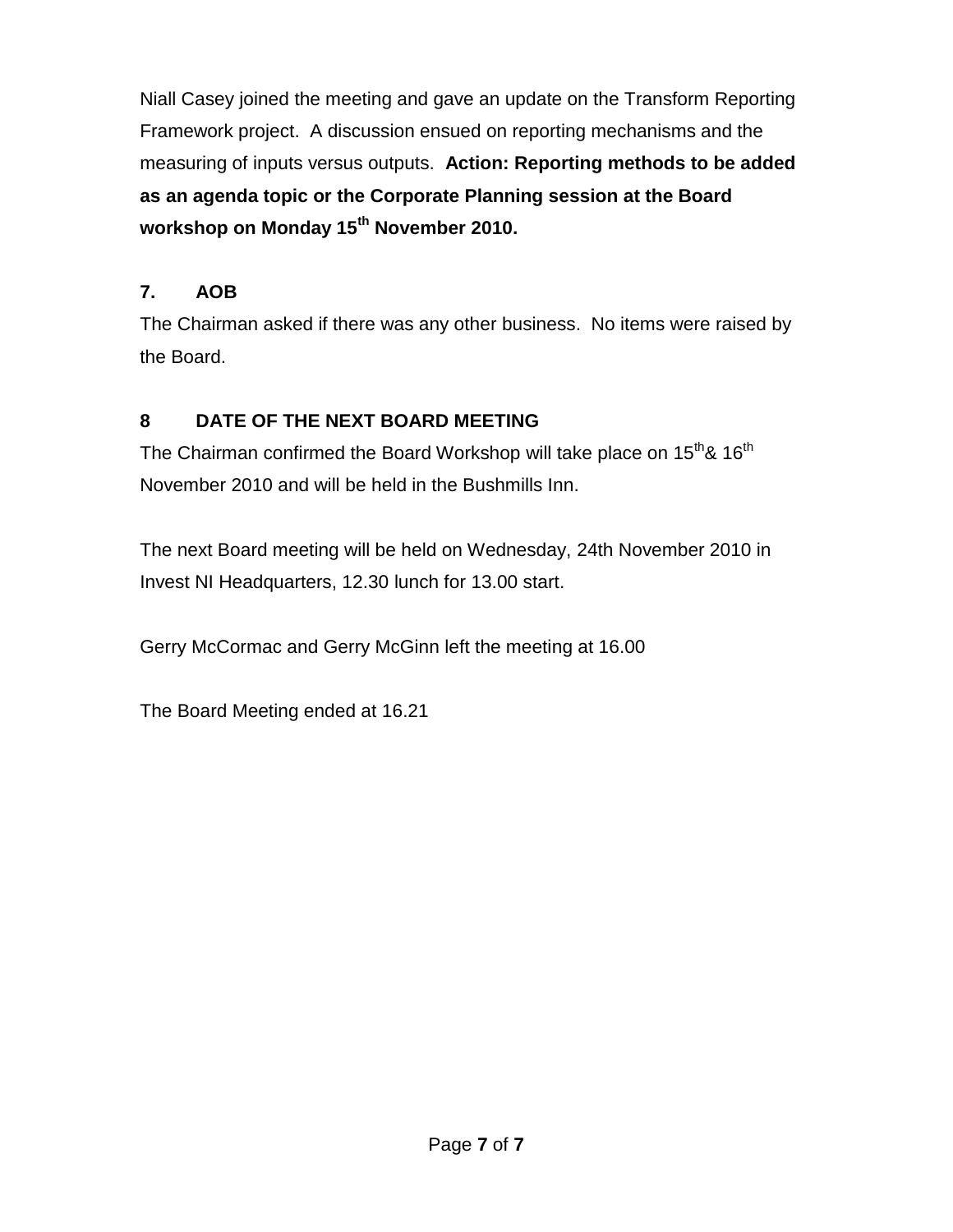Niall Casey joined the meeting and gave an update on the Transform Reporting Framework project. A discussion ensued on reporting mechanisms and the measuring of inputs versus outputs. **Action: Reporting methods to be added as an agenda topic or the Corporate Planning session at the Board workshop on Monday 15th November 2010.**

## 7. AOB

The Chairman asked if there was any other business. No items were raised by the Board.

## 8 DATE OF THE NEXT BOARD MEETING

The Chairman confirmed the Board Workshop will take place on 15th & 16th November 2010 and will be held in the Bushmills Inn.

The next Board meeting will be held on Wednesday, 24th November 2010 in Invest NI Headquarters, 12.30 lunch for 13.00 start.

Gerry McCormac and Gerry McGinn left the meeting at 16.00

The Board Meeting ended at 16.21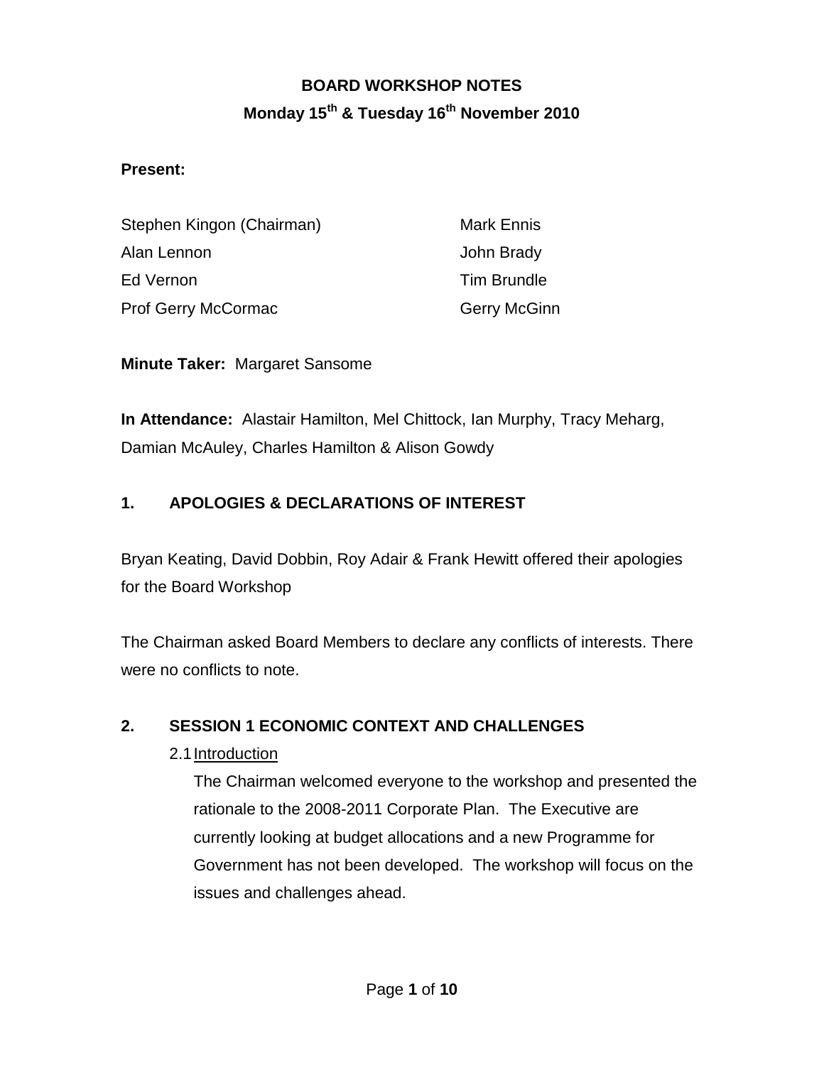# BOARD WORKSHOP NOTES

## Monday 15th & Tuesday 16th November 2010

**Present:**

| | |
|---|---|
| Stephen Kingon (Chairman) | Mark Ennis |
| Alan Lennon | John Brady |
| Ed Vernon | Tim Brundle |
| Prof Gerry McCormac | Gerry McGinn |

**Minute Taker:** Margaret Sansome

**In Attendance:** Alastair Hamilton, Mel Chittock, Ian Murphy, Tracy Meharg, Damian McAuley, Charles Hamilton & Alison Gowdy

## 1. APOLOGIES & DECLARATIONS OF INTEREST

Bryan Keating, David Dobbin, Roy Adair & Frank Hewitt offered their apologies for the Board Workshop

The Chairman asked Board Members to declare any conflicts of interests. There were no conflicts to note.

## 2. SESSION 1 ECONOMIC CONTEXT AND CHALLENGES

2.1 Introduction

The Chairman welcomed everyone to the workshop and presented the rationale to the 2008-2011 Corporate Plan. The Executive are currently looking at budget allocations and a new Programme for Government has not been developed. The workshop will focus on the issues and challenges ahead.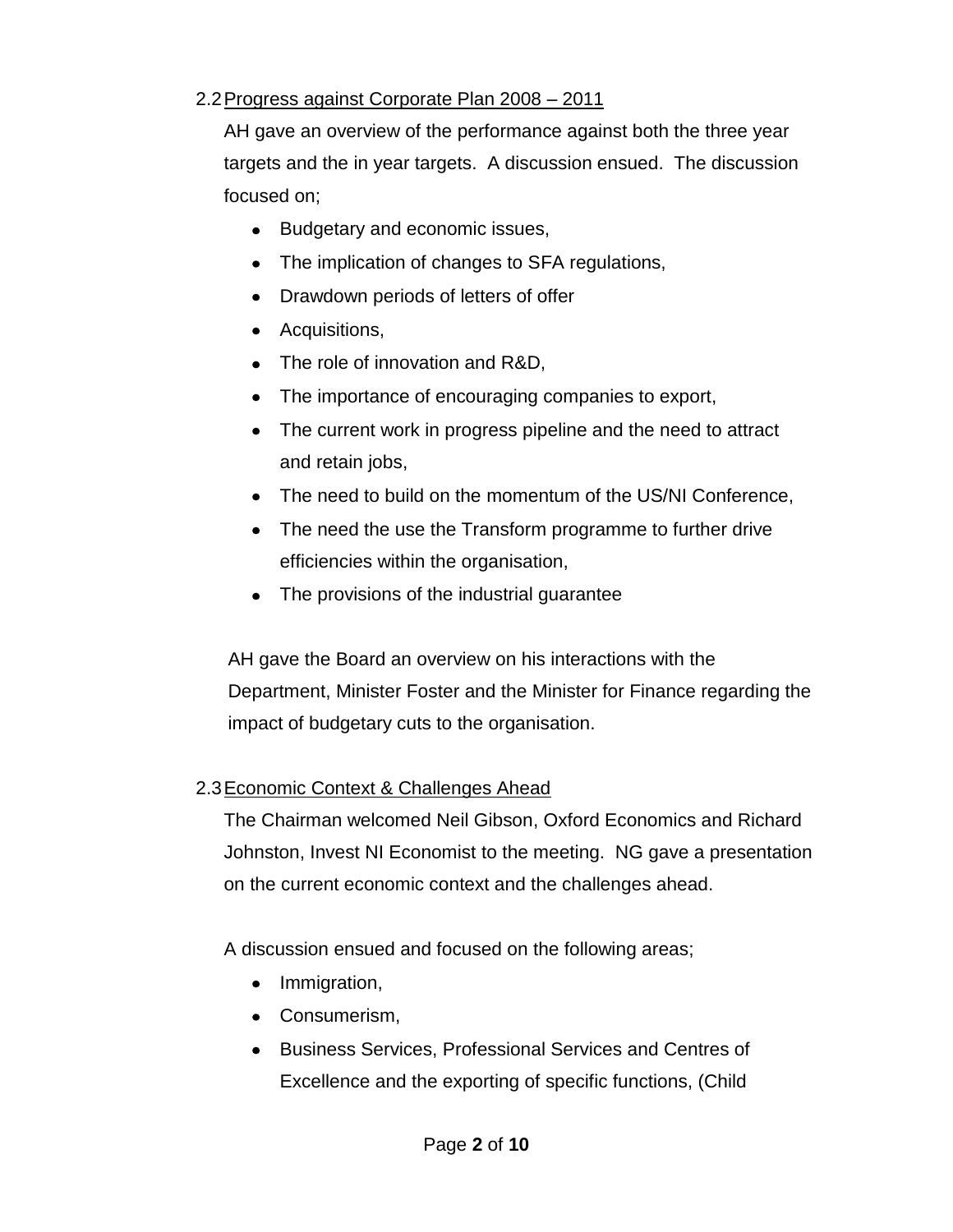2.2 <u>Progress against Corporate Plan 2008 – 2011</u>

AH gave an overview of the performance against both the three year targets and the in year targets. A discussion ensued. The discussion focused on;

- Budgetary and economic issues,
- The implication of changes to SFA regulations,
- Drawdown periods of letters of offer
- Acquisitions,
- The role of innovation and R&D,
- The importance of encouraging companies to export,
- The current work in progress pipeline and the need to attract and retain jobs,
- The need to build on the momentum of the US/NI Conference,
- The need the use the Transform programme to further drive efficiencies within the organisation,
- The provisions of the industrial guarantee

AH gave the Board an overview on his interactions with the Department, Minister Foster and the Minister for Finance regarding the impact of budgetary cuts to the organisation.

2.3 <u>Economic Context & Challenges Ahead</u>

The Chairman welcomed Neil Gibson, Oxford Economics and Richard Johnston, Invest NI Economist to the meeting. NG gave a presentation on the current economic context and the challenges ahead.

A discussion ensued and focused on the following areas;

- Immigration,
- Consumerism,
- Business Services, Professional Services and Centres of Excellence and the exporting of specific functions, (Child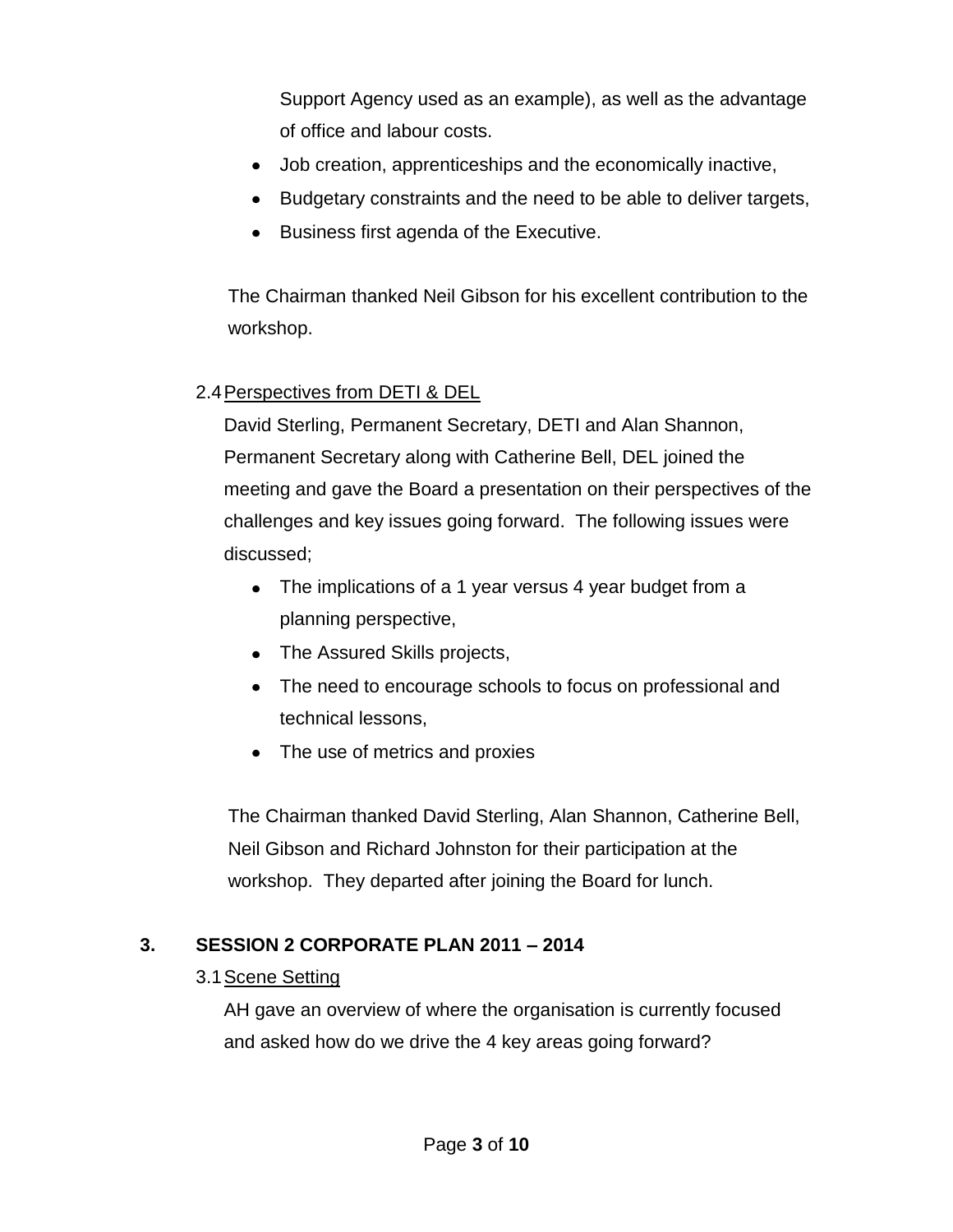Support Agency used as an example), as well as the advantage of office and labour costs.

- Job creation, apprenticeships and the economically inactive,
- Budgetary constraints and the need to be able to deliver targets,
- Business first agenda of the Executive.

The Chairman thanked Neil Gibson for his excellent contribution to the workshop.

2.4 Perspectives from DETI & DEL

David Sterling, Permanent Secretary, DETI and Alan Shannon, Permanent Secretary along with Catherine Bell, DEL joined the meeting and gave the Board a presentation on their perspectives of the challenges and key issues going forward. The following issues were discussed;

- The implications of a 1 year versus 4 year budget from a planning perspective,
- The Assured Skills projects,
- The need to encourage schools to focus on professional and technical lessons,
- The use of metrics and proxies

The Chairman thanked David Sterling, Alan Shannon, Catherine Bell, Neil Gibson and Richard Johnston for their participation at the workshop. They departed after joining the Board for lunch.

## 3. SESSION 2 CORPORATE PLAN 2011 – 2014

3.1 Scene Setting

AH gave an overview of where the organisation is currently focused and asked how do we drive the 4 key areas going forward?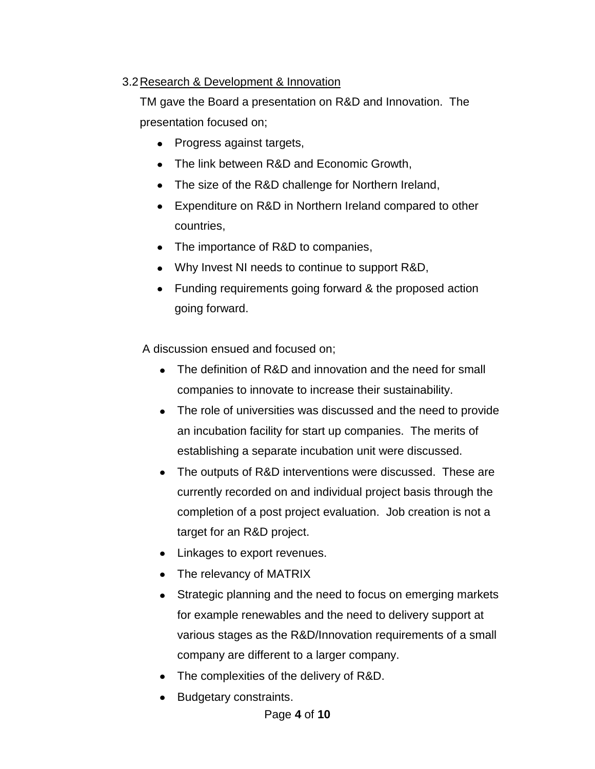3.2 <u>Research & Development & Innovation</u>

TM gave the Board a presentation on R&D and Innovation. The presentation focused on;

- Progress against targets,
- The link between R&D and Economic Growth,
- The size of the R&D challenge for Northern Ireland,
- Expenditure on R&D in Northern Ireland compared to other countries,
- The importance of R&D to companies,
- Why Invest NI needs to continue to support R&D,
- Funding requirements going forward & the proposed action going forward.

A discussion ensued and focused on;

- The definition of R&D and innovation and the need for small companies to innovate to increase their sustainability.
- The role of universities was discussed and the need to provide an incubation facility for start up companies. The merits of establishing a separate incubation unit were discussed.
- The outputs of R&D interventions were discussed. These are currently recorded on and individual project basis through the completion of a post project evaluation. Job creation is not a target for an R&D project.
- Linkages to export revenues.
- The relevancy of MATRIX
- Strategic planning and the need to focus on emerging markets for example renewables and the need to delivery support at various stages as the R&D/Innovation requirements of a small company are different to a larger company.
- The complexities of the delivery of R&D.
- Budgetary constraints.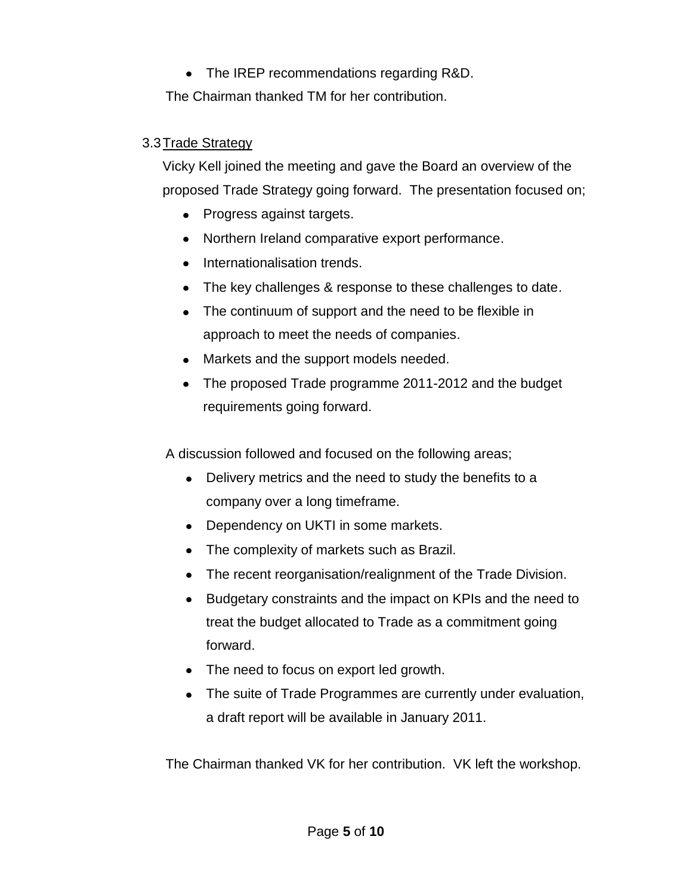- The IREP recommendations regarding R&D.

The Chairman thanked TM for her contribution.

3.3 <u>Trade Strategy</u>

Vicky Kell joined the meeting and gave the Board an overview of the proposed Trade Strategy going forward. The presentation focused on;

- Progress against targets.
- Northern Ireland comparative export performance.
- Internationalisation trends.
- The key challenges & response to these challenges to date.
- The continuum of support and the need to be flexible in approach to meet the needs of companies.
- Markets and the support models needed.
- The proposed Trade programme 2011-2012 and the budget requirements going forward.

A discussion followed and focused on the following areas;

- Delivery metrics and the need to study the benefits to a company over a long timeframe.
- Dependency on UKTI in some markets.
- The complexity of markets such as Brazil.
- The recent reorganisation/realignment of the Trade Division.
- Budgetary constraints and the impact on KPIs and the need to treat the budget allocated to Trade as a commitment going forward.
- The need to focus on export led growth.
- The suite of Trade Programmes are currently under evaluation, a draft report will be available in January 2011.

The Chairman thanked VK for her contribution. VK left the workshop.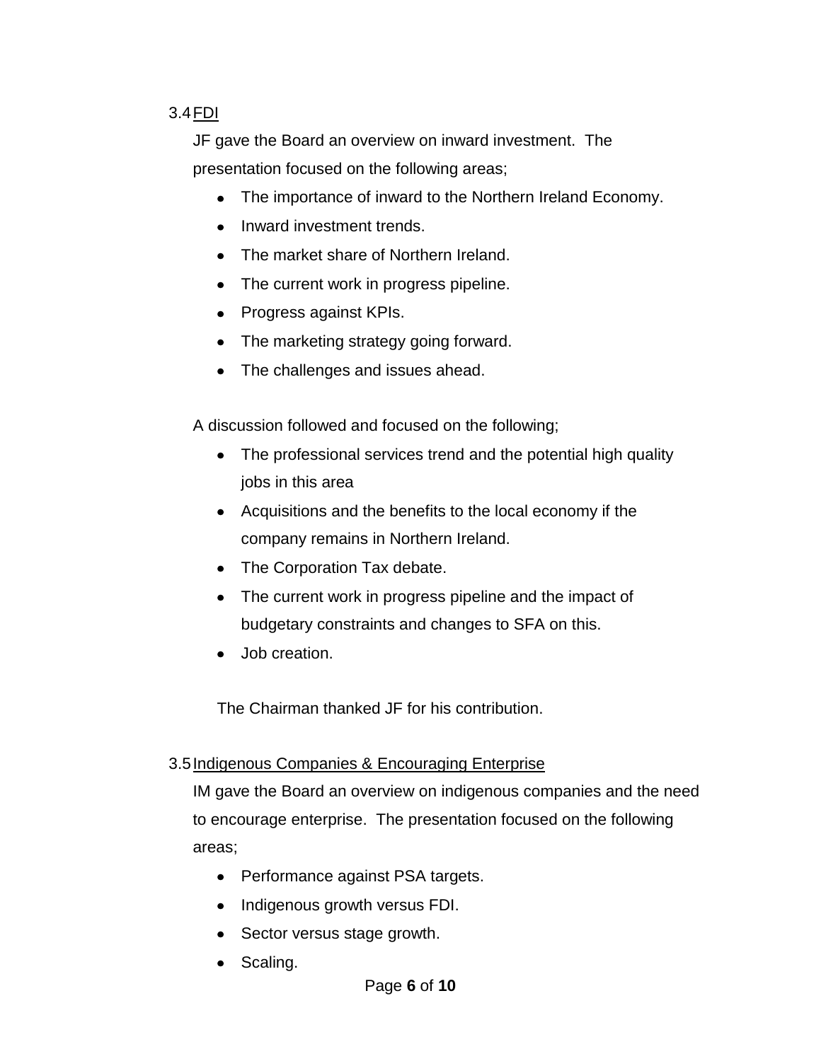3.4 <u>FDI</u>

JF gave the Board an overview on inward investment. The presentation focused on the following areas;

- The importance of inward to the Northern Ireland Economy.
- Inward investment trends.
- The market share of Northern Ireland.
- The current work in progress pipeline.
- Progress against KPIs.
- The marketing strategy going forward.
- The challenges and issues ahead.

A discussion followed and focused on the following;

- The professional services trend and the potential high quality jobs in this area
- Acquisitions and the benefits to the local economy if the company remains in Northern Ireland.
- The Corporation Tax debate.
- The current work in progress pipeline and the impact of budgetary constraints and changes to SFA on this.
- Job creation.

The Chairman thanked JF for his contribution.

3.5 <u>Indigenous Companies & Encouraging Enterprise</u>

IM gave the Board an overview on indigenous companies and the need to encourage enterprise. The presentation focused on the following areas;

- Performance against PSA targets.
- Indigenous growth versus FDI.
- Sector versus stage growth.
- Scaling.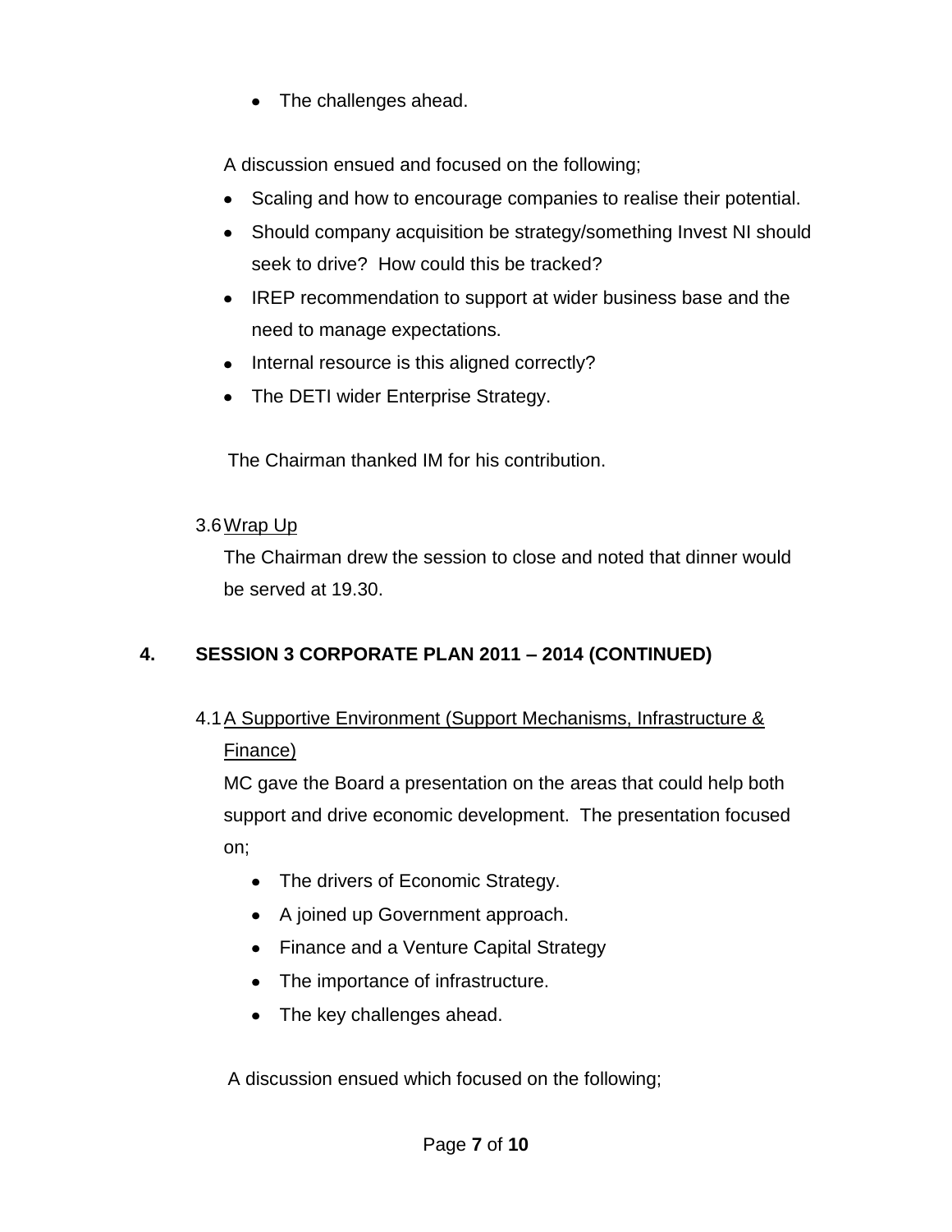- The challenges ahead.

A discussion ensued and focused on the following;

- Scaling and how to encourage companies to realise their potential.
- Should company acquisition be strategy/something Invest NI should seek to drive? How could this be tracked?
- IREP recommendation to support at wider business base and the need to manage expectations.
- Internal resource is this aligned correctly?
- The DETI wider Enterprise Strategy.

The Chairman thanked IM for his contribution.

3.6 Wrap Up

The Chairman drew the session to close and noted that dinner would be served at 19.30.

## 4. SESSION 3 CORPORATE PLAN 2011 – 2014 (CONTINUED)

4.1 A Supportive Environment (Support Mechanisms, Infrastructure & Finance)

MC gave the Board a presentation on the areas that could help both support and drive economic development. The presentation focused on;

- The drivers of Economic Strategy.
- A joined up Government approach.
- Finance and a Venture Capital Strategy
- The importance of infrastructure.
- The key challenges ahead.

A discussion ensued which focused on the following;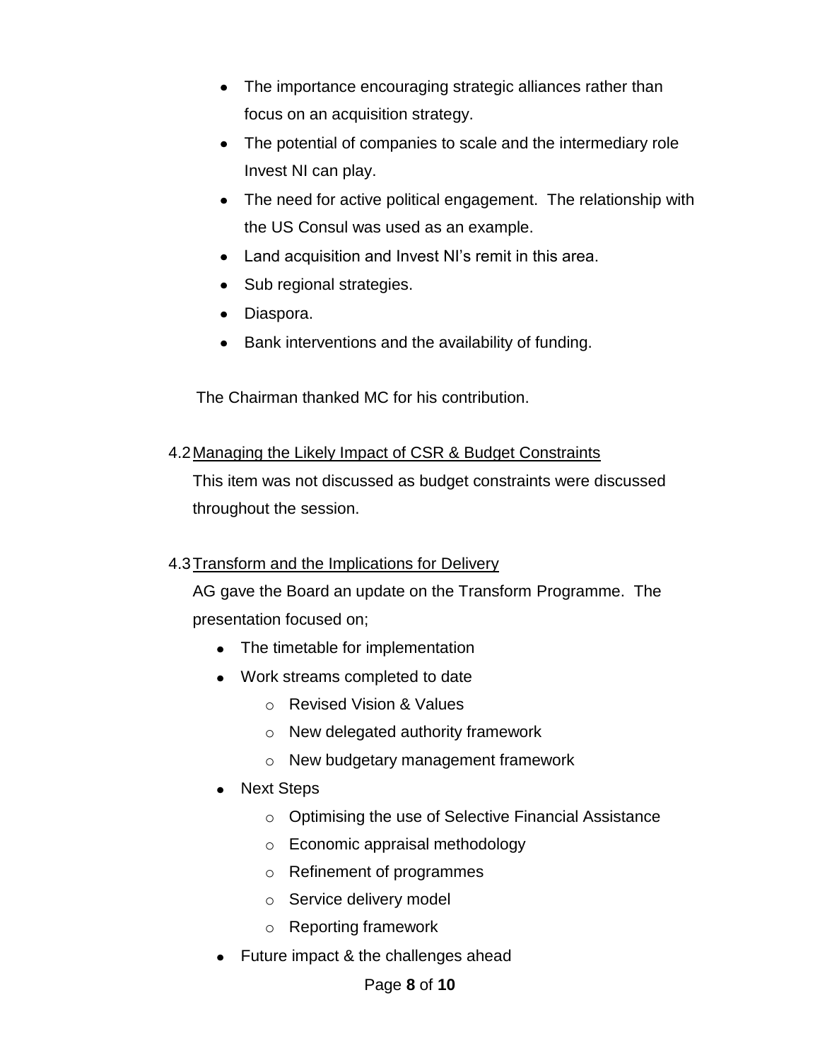- The importance encouraging strategic alliances rather than focus on an acquisition strategy.
- The potential of companies to scale and the intermediary role Invest NI can play.
- The need for active political engagement. The relationship with the US Consul was used as an example.
- Land acquisition and Invest NI's remit in this area.
- Sub regional strategies.
- Diaspora.
- Bank interventions and the availability of funding.

The Chairman thanked MC for his contribution.

4.2 Managing the Likely Impact of CSR & Budget Constraints

This item was not discussed as budget constraints were discussed throughout the session.

4.3 Transform and the Implications for Delivery

AG gave the Board an update on the Transform Programme. The presentation focused on;

- The timetable for implementation
- Work streams completed to date
  - Revised Vision & Values
  - New delegated authority framework
  - New budgetary management framework
- Next Steps
  - Optimising the use of Selective Financial Assistance
  - Economic appraisal methodology
  - Refinement of programmes
  - Service delivery model
  - Reporting framework
- Future impact & the challenges ahead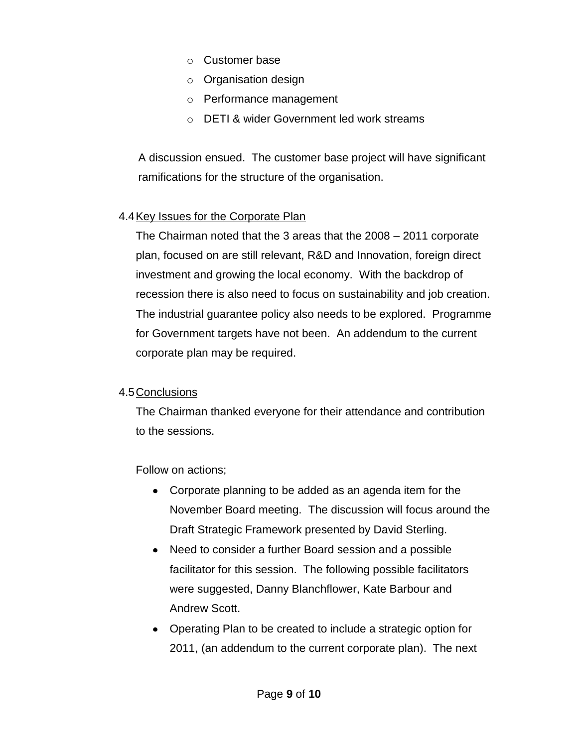- Customer base
- Organisation design
- Performance management
- DETI & wider Government led work streams

A discussion ensued. The customer base project will have significant ramifications for the structure of the organisation.

4.4 Key Issues for the Corporate Plan

The Chairman noted that the 3 areas that the 2008 – 2011 corporate plan, focused on are still relevant, R&D and Innovation, foreign direct investment and growing the local economy. With the backdrop of recession there is also need to focus on sustainability and job creation. The industrial guarantee policy also needs to be explored. Programme for Government targets have not been. An addendum to the current corporate plan may be required.

4.5 Conclusions

The Chairman thanked everyone for their attendance and contribution to the sessions.

Follow on actions;

- Corporate planning to be added as an agenda item for the November Board meeting. The discussion will focus around the Draft Strategic Framework presented by David Sterling.
- Need to consider a further Board session and a possible facilitator for this session. The following possible facilitators were suggested, Danny Blanchflower, Kate Barbour and Andrew Scott.
- Operating Plan to be created to include a strategic option for 2011, (an addendum to the current corporate plan). The next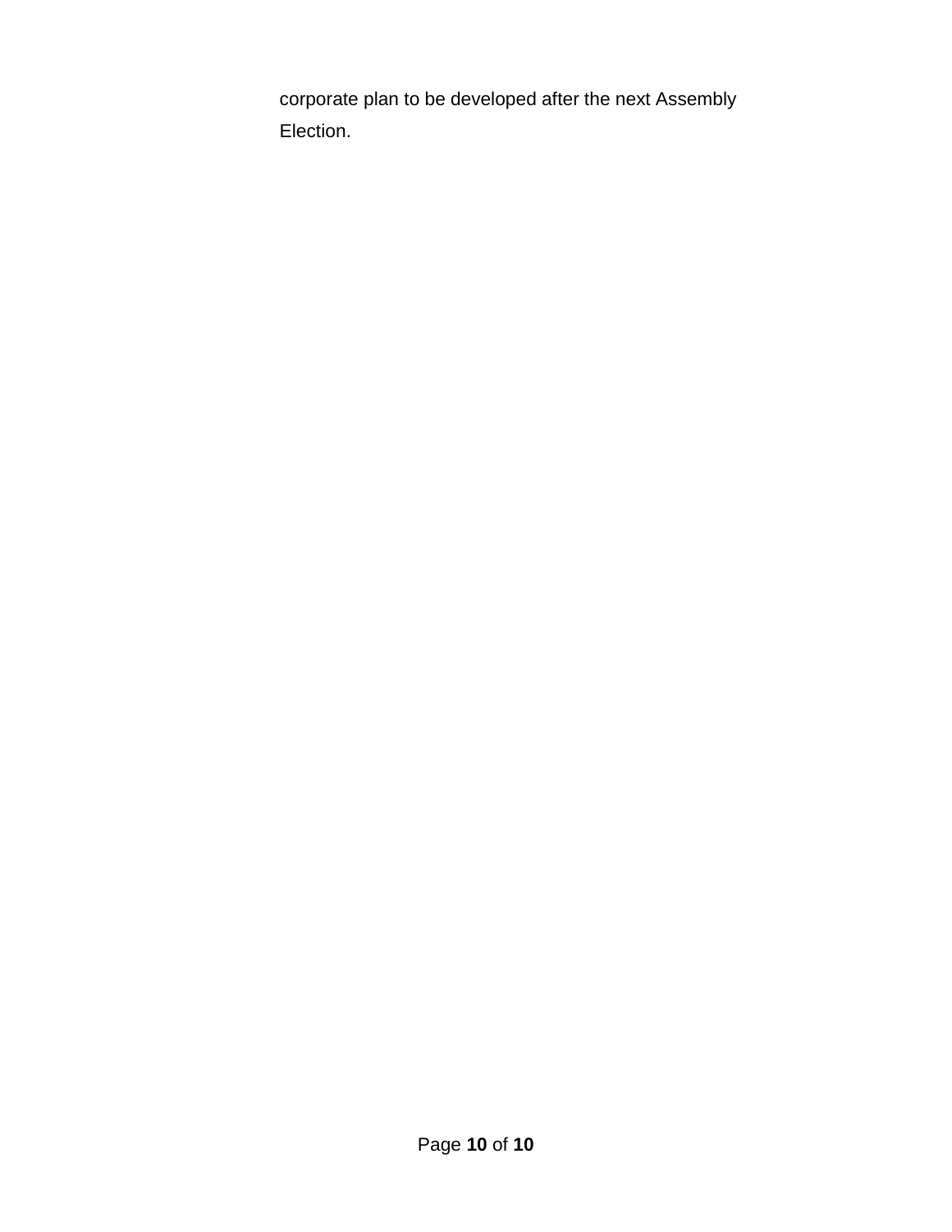corporate plan to be developed after the next Assembly Election.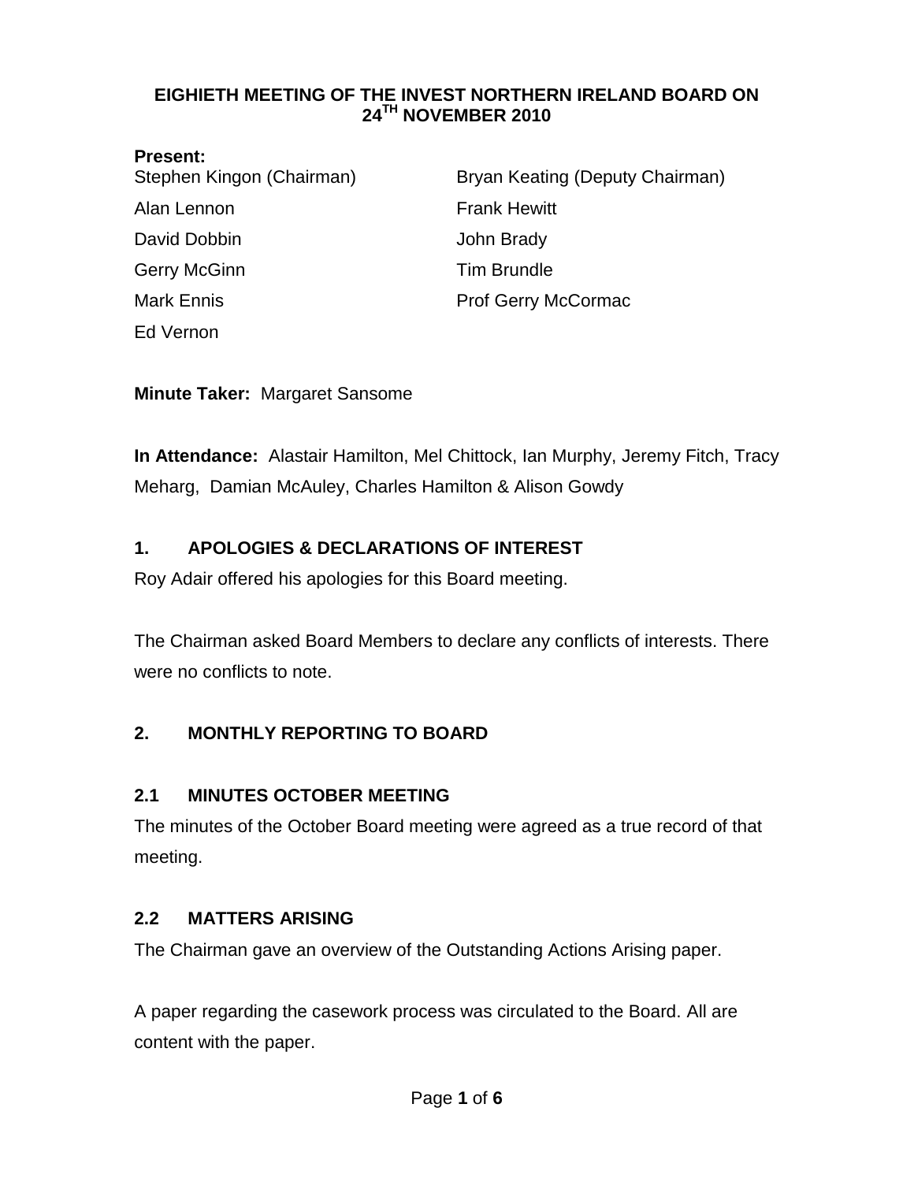# EIGHIETH MEETING OF THE INVEST NORTHERN IRELAND BOARD ON 24TH NOVEMBER 2010

**Present:**

Stephen Kingon (Chairman)
Bryan Keating (Deputy Chairman)
Alan Lennon
Frank Hewitt
David Dobbin
John Brady
Gerry McGinn
Tim Brundle
Mark Ennis
Prof Gerry McCormac
Ed Vernon

**Minute Taker:** Margaret Sansome

**In Attendance:** Alastair Hamilton, Mel Chittock, Ian Murphy, Jeremy Fitch, Tracy Meharg, Damian McAuley, Charles Hamilton & Alison Gowdy

## 1. APOLOGIES & DECLARATIONS OF INTEREST

Roy Adair offered his apologies for this Board meeting.

The Chairman asked Board Members to declare any conflicts of interests. There were no conflicts to note.

## 2. MONTHLY REPORTING TO BOARD

### 2.1 MINUTES OCTOBER MEETING

The minutes of the October Board meeting were agreed as a true record of that meeting.

### 2.2 MATTERS ARISING

The Chairman gave an overview of the Outstanding Actions Arising paper.

A paper regarding the casework process was circulated to the Board. All are content with the paper.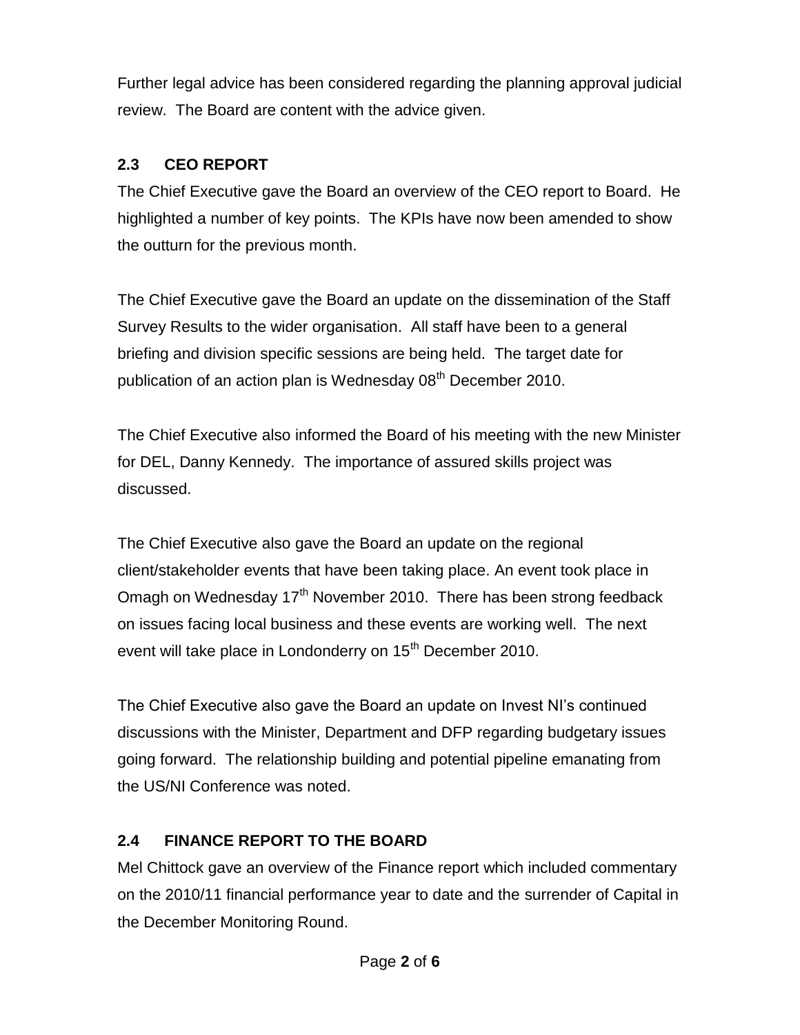Further legal advice has been considered regarding the planning approval judicial review. The Board are content with the advice given.

## 2.3 CEO REPORT

The Chief Executive gave the Board an overview of the CEO report to Board. He highlighted a number of key points. The KPIs have now been amended to show the outturn for the previous month.

The Chief Executive gave the Board an update on the dissemination of the Staff Survey Results to the wider organisation. All staff have been to a general briefing and division specific sessions are being held. The target date for publication of an action plan is Wednesday 08th December 2010.

The Chief Executive also informed the Board of his meeting with the new Minister for DEL, Danny Kennedy. The importance of assured skills project was discussed.

The Chief Executive also gave the Board an update on the regional client/stakeholder events that have been taking place. An event took place in Omagh on Wednesday 17th November 2010. There has been strong feedback on issues facing local business and these events are working well. The next event will take place in Londonderry on 15th December 2010.

The Chief Executive also gave the Board an update on Invest NI's continued discussions with the Minister, Department and DFP regarding budgetary issues going forward. The relationship building and potential pipeline emanating from the US/NI Conference was noted.

## 2.4 FINANCE REPORT TO THE BOARD

Mel Chittock gave an overview of the Finance report which included commentary on the 2010/11 financial performance year to date and the surrender of Capital in the December Monitoring Round.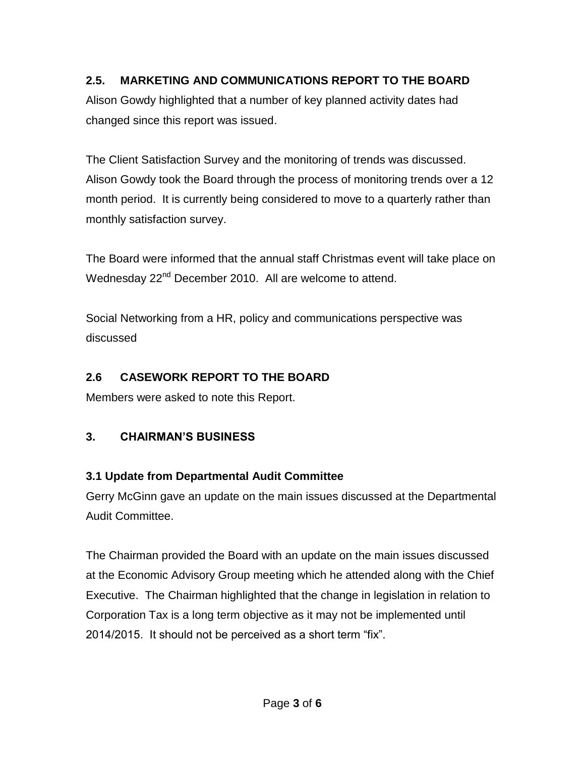## 2.5. MARKETING AND COMMUNICATIONS REPORT TO THE BOARD

Alison Gowdy highlighted that a number of key planned activity dates had changed since this report was issued.

The Client Satisfaction Survey and the monitoring of trends was discussed. Alison Gowdy took the Board through the process of monitoring trends over a 12 month period. It is currently being considered to move to a quarterly rather than monthly satisfaction survey.

The Board were informed that the annual staff Christmas event will take place on Wednesday 22nd December 2010. All are welcome to attend.

Social Networking from a HR, policy and communications perspective was discussed

## 2.6 CASEWORK REPORT TO THE BOARD

Members were asked to note this Report.

## 3. CHAIRMAN'S BUSINESS

### 3.1 Update from Departmental Audit Committee

Gerry McGinn gave an update on the main issues discussed at the Departmental Audit Committee.

The Chairman provided the Board with an update on the main issues discussed at the Economic Advisory Group meeting which he attended along with the Chief Executive. The Chairman highlighted that the change in legislation in relation to Corporation Tax is a long term objective as it may not be implemented until 2014/2015. It should not be perceived as a short term "fix".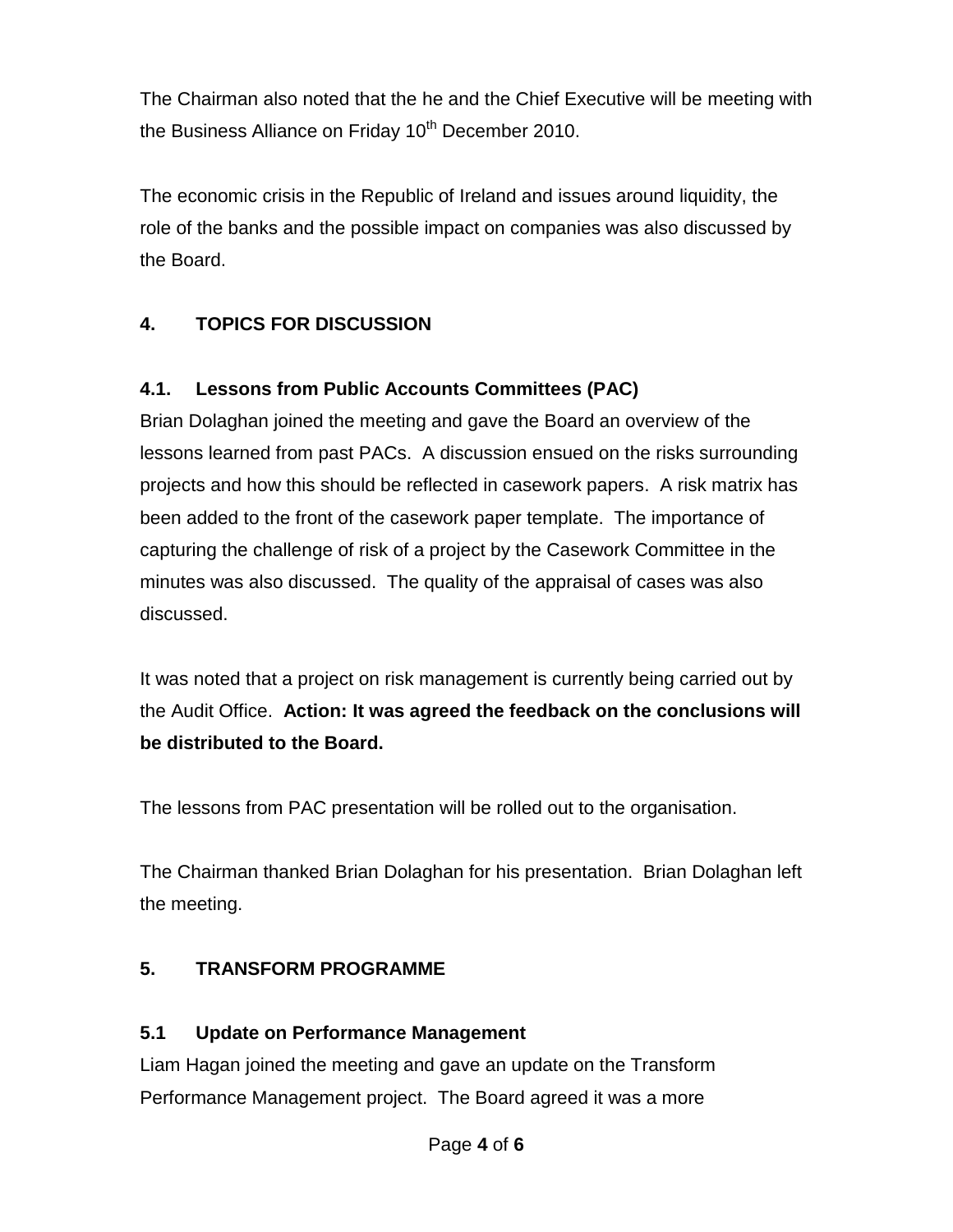The Chairman also noted that the he and the Chief Executive will be meeting with the Business Alliance on Friday 10th December 2010.

The economic crisis in the Republic of Ireland and issues around liquidity, the role of the banks and the possible impact on companies was also discussed by the Board.

## 4. TOPICS FOR DISCUSSION

### 4.1. Lessons from Public Accounts Committees (PAC)

Brian Dolaghan joined the meeting and gave the Board an overview of the lessons learned from past PACs. A discussion ensued on the risks surrounding projects and how this should be reflected in casework papers. A risk matrix has been added to the front of the casework paper template. The importance of capturing the challenge of risk of a project by the Casework Committee in the minutes was also discussed. The quality of the appraisal of cases was also discussed.

It was noted that a project on risk management is currently being carried out by the Audit Office. **Action: It was agreed the feedback on the conclusions will be distributed to the Board.**

The lessons from PAC presentation will be rolled out to the organisation.

The Chairman thanked Brian Dolaghan for his presentation. Brian Dolaghan left the meeting.

## 5. TRANSFORM PROGRAMME

### 5.1 Update on Performance Management

Liam Hagan joined the meeting and gave an update on the Transform Performance Management project. The Board agreed it was a more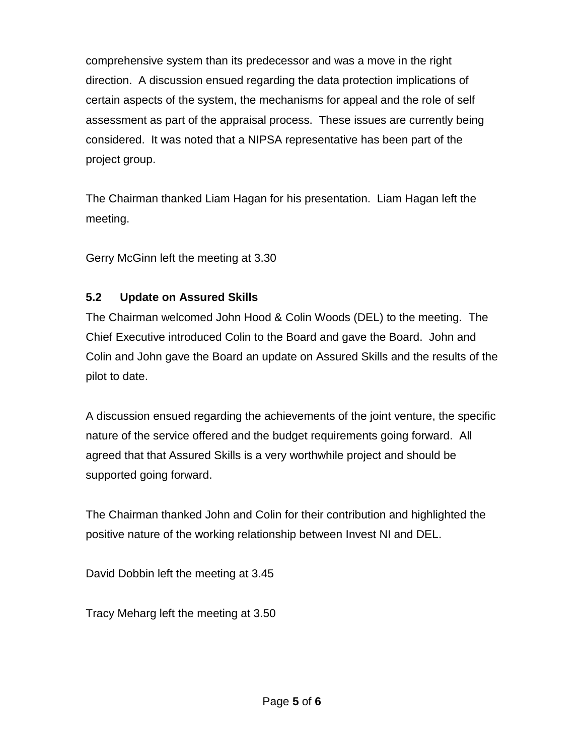comprehensive system than its predecessor and was a move in the right direction. A discussion ensued regarding the data protection implications of certain aspects of the system, the mechanisms for appeal and the role of self assessment as part of the appraisal process. These issues are currently being considered. It was noted that a NIPSA representative has been part of the project group.

The Chairman thanked Liam Hagan for his presentation. Liam Hagan left the meeting.

Gerry McGinn left the meeting at 3.30

**5.2 Update on Assured Skills**

The Chairman welcomed John Hood & Colin Woods (DEL) to the meeting. The Chief Executive introduced Colin to the Board and gave the Board. John and Colin and John gave the Board an update on Assured Skills and the results of the pilot to date.

A discussion ensued regarding the achievements of the joint venture, the specific nature of the service offered and the budget requirements going forward. All agreed that that Assured Skills is a very worthwhile project and should be supported going forward.

The Chairman thanked John and Colin for their contribution and highlighted the positive nature of the working relationship between Invest NI and DEL.

David Dobbin left the meeting at 3.45

Tracy Meharg left the meeting at 3.50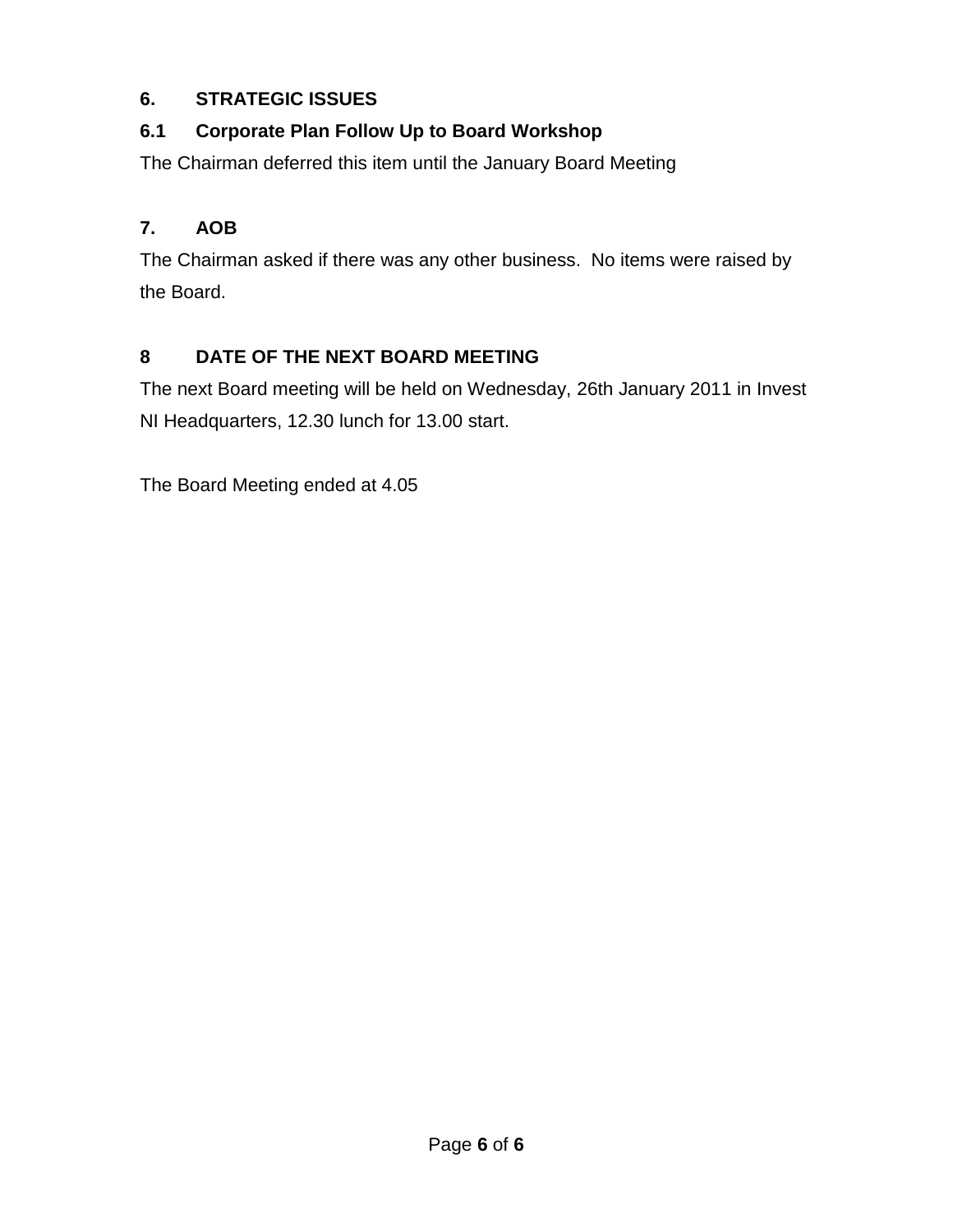## 6. STRATEGIC ISSUES

### 6.1 Corporate Plan Follow Up to Board Workshop

The Chairman deferred this item until the January Board Meeting

## 7. AOB

The Chairman asked if there was any other business. No items were raised by the Board.

## 8 DATE OF THE NEXT BOARD MEETING

The next Board meeting will be held on Wednesday, 26th January 2011 in Invest NI Headquarters, 12.30 lunch for 13.00 start.

The Board Meeting ended at 4.05